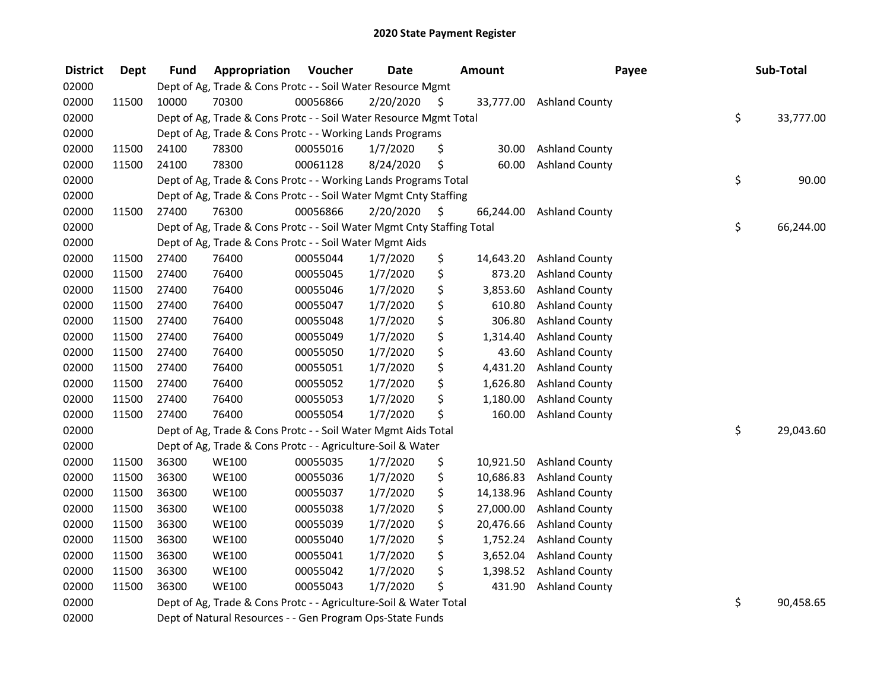# 2020 State Payment Register

| District | Dept | Fund | Appropriation | Voucher | Date | Amount | Payee | Sub-Total |
|---|---|---|---|---|---|---|---|---|
| 02000 | | Dept of Ag, Trade & Cons Protc - - Soil Water Resource Mgmt | | | | | | |
| 02000 | 11500 | 10000 | 70300 | 00056866 | 2/20/2020 | $ 33,777.00 | Ashland County | |
| 02000 | | Dept of Ag, Trade & Cons Protc - - Soil Water Resource Mgmt Total | | | | | | $ 33,777.00 |
| 02000 | | Dept of Ag, Trade & Cons Protc - - Working Lands Programs | | | | | | |
| 02000 | 11500 | 24100 | 78300 | 00055016 | 1/7/2020 | $ 30.00 | Ashland County | |
| 02000 | 11500 | 24100 | 78300 | 00061128 | 8/24/2020 | $ 60.00 | Ashland County | |
| 02000 | | Dept of Ag, Trade & Cons Protc - - Working Lands Programs Total | | | | | | $ 90.00 |
| 02000 | | Dept of Ag, Trade & Cons Protc - - Soil Water Mgmt Cnty Staffing | | | | | | |
| 02000 | 11500 | 27400 | 76300 | 00056866 | 2/20/2020 | $ 66,244.00 | Ashland County | |
| 02000 | | Dept of Ag, Trade & Cons Protc - - Soil Water Mgmt Cnty Staffing Total | | | | | | $ 66,244.00 |
| 02000 | | Dept of Ag, Trade & Cons Protc - - Soil Water Mgmt Aids | | | | | | |
| 02000 | 11500 | 27400 | 76400 | 00055044 | 1/7/2020 | $ 14,643.20 | Ashland County | |
| 02000 | 11500 | 27400 | 76400 | 00055045 | 1/7/2020 | $ 873.20 | Ashland County | |
| 02000 | 11500 | 27400 | 76400 | 00055046 | 1/7/2020 | $ 3,853.60 | Ashland County | |
| 02000 | 11500 | 27400 | 76400 | 00055047 | 1/7/2020 | $ 610.80 | Ashland County | |
| 02000 | 11500 | 27400 | 76400 | 00055048 | 1/7/2020 | $ 306.80 | Ashland County | |
| 02000 | 11500 | 27400 | 76400 | 00055049 | 1/7/2020 | $ 1,314.40 | Ashland County | |
| 02000 | 11500 | 27400 | 76400 | 00055050 | 1/7/2020 | $ 43.60 | Ashland County | |
| 02000 | 11500 | 27400 | 76400 | 00055051 | 1/7/2020 | $ 4,431.20 | Ashland County | |
| 02000 | 11500 | 27400 | 76400 | 00055052 | 1/7/2020 | $ 1,626.80 | Ashland County | |
| 02000 | 11500 | 27400 | 76400 | 00055053 | 1/7/2020 | $ 1,180.00 | Ashland County | |
| 02000 | 11500 | 27400 | 76400 | 00055054 | 1/7/2020 | $ 160.00 | Ashland County | |
| 02000 | | Dept of Ag, Trade & Cons Protc - - Soil Water Mgmt Aids Total | | | | | | $ 29,043.60 |
| 02000 | | Dept of Ag, Trade & Cons Protc - - Agriculture-Soil & Water | | | | | | |
| 02000 | 11500 | 36300 | WE100 | 00055035 | 1/7/2020 | $ 10,921.50 | Ashland County | |
| 02000 | 11500 | 36300 | WE100 | 00055036 | 1/7/2020 | $ 10,686.83 | Ashland County | |
| 02000 | 11500 | 36300 | WE100 | 00055037 | 1/7/2020 | $ 14,138.96 | Ashland County | |
| 02000 | 11500 | 36300 | WE100 | 00055038 | 1/7/2020 | $ 27,000.00 | Ashland County | |
| 02000 | 11500 | 36300 | WE100 | 00055039 | 1/7/2020 | $ 20,476.66 | Ashland County | |
| 02000 | 11500 | 36300 | WE100 | 00055040 | 1/7/2020 | $ 1,752.24 | Ashland County | |
| 02000 | 11500 | 36300 | WE100 | 00055041 | 1/7/2020 | $ 3,652.04 | Ashland County | |
| 02000 | 11500 | 36300 | WE100 | 00055042 | 1/7/2020 | $ 1,398.52 | Ashland County | |
| 02000 | 11500 | 36300 | WE100 | 00055043 | 1/7/2020 | $ 431.90 | Ashland County | |
| 02000 | | Dept of Ag, Trade & Cons Protc - - Agriculture-Soil & Water Total | | | | | | $ 90,458.65 |
| 02000 | | Dept of Natural Resources - - Gen Program Ops-State Funds | | | | | | |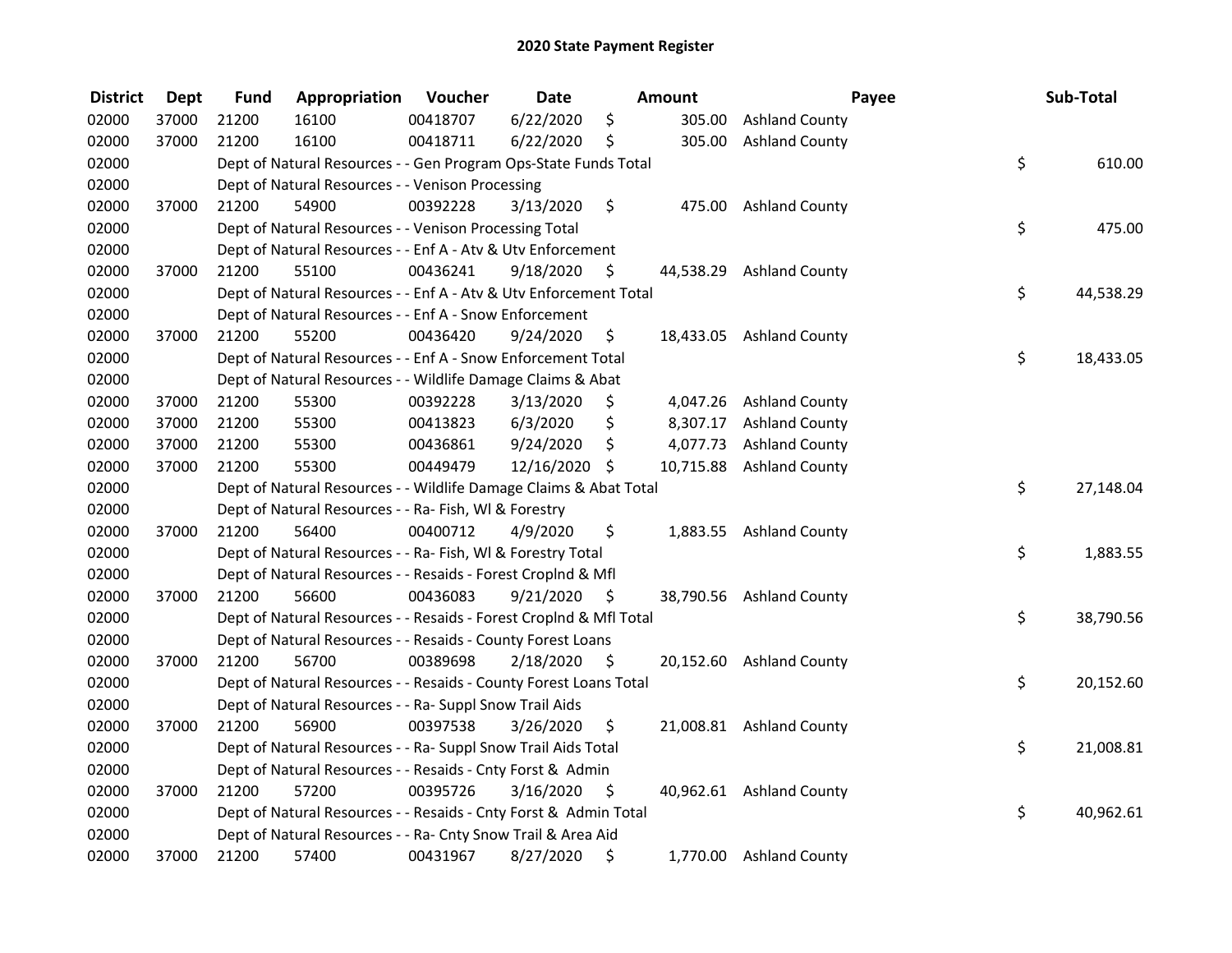## 2020 State Payment Register

| District | Dept | Fund | Appropriation | Voucher | Date | Amount | Payee | Sub-Total |
|---|---|---|---|---|---|---|---|---|
| 02000 | 37000 | 21200 | 16100 | 00418707 | 6/22/2020 | $ 305.00 | Ashland County | |
| 02000 | 37000 | 21200 | 16100 | 00418711 | 6/22/2020 | $ 305.00 | Ashland County | |
| 02000 | | Dept of Natural Resources - - Gen Program Ops-State Funds Total | | | | | | $ 610.00 |
| 02000 | | Dept of Natural Resources - - Venison Processing | | | | | | |
| 02000 | 37000 | 21200 | 54900 | 00392228 | 3/13/2020 | $ 475.00 | Ashland County | |
| 02000 | | Dept of Natural Resources - - Venison Processing Total | | | | | | $ 475.00 |
| 02000 | | Dept of Natural Resources - - Enf A - Atv & Utv Enforcement | | | | | | |
| 02000 | 37000 | 21200 | 55100 | 00436241 | 9/18/2020 | $ 44,538.29 | Ashland County | |
| 02000 | | Dept of Natural Resources - - Enf A - Atv & Utv Enforcement Total | | | | | | $ 44,538.29 |
| 02000 | | Dept of Natural Resources - - Enf A - Snow Enforcement | | | | | | |
| 02000 | 37000 | 21200 | 55200 | 00436420 | 9/24/2020 | $ 18,433.05 | Ashland County | |
| 02000 | | Dept of Natural Resources - - Enf A - Snow Enforcement Total | | | | | | $ 18,433.05 |
| 02000 | | Dept of Natural Resources - - Wildlife Damage Claims & Abat | | | | | | |
| 02000 | 37000 | 21200 | 55300 | 00392228 | 3/13/2020 | $ 4,047.26 | Ashland County | |
| 02000 | 37000 | 21200 | 55300 | 00413823 | 6/3/2020 | $ 8,307.17 | Ashland County | |
| 02000 | 37000 | 21200 | 55300 | 00436861 | 9/24/2020 | $ 4,077.73 | Ashland County | |
| 02000 | 37000 | 21200 | 55300 | 00449479 | 12/16/2020 | $ 10,715.88 | Ashland County | |
| 02000 | | Dept of Natural Resources - - Wildlife Damage Claims & Abat Total | | | | | | $ 27,148.04 |
| 02000 | | Dept of Natural Resources - - Ra- Fish, Wl & Forestry | | | | | | |
| 02000 | 37000 | 21200 | 56400 | 00400712 | 4/9/2020 | $ 1,883.55 | Ashland County | |
| 02000 | | Dept of Natural Resources - - Ra- Fish, Wl & Forestry Total | | | | | | $ 1,883.55 |
| 02000 | | Dept of Natural Resources - - Resaids - Forest Croplnd & Mfl | | | | | | |
| 02000 | 37000 | 21200 | 56600 | 00436083 | 9/21/2020 | $ 38,790.56 | Ashland County | |
| 02000 | | Dept of Natural Resources - - Resaids - Forest Croplnd & Mfl Total | | | | | | $ 38,790.56 |
| 02000 | | Dept of Natural Resources - - Resaids - County Forest Loans | | | | | | |
| 02000 | 37000 | 21200 | 56700 | 00389698 | 2/18/2020 | $ 20,152.60 | Ashland County | |
| 02000 | | Dept of Natural Resources - - Resaids - County Forest Loans Total | | | | | | $ 20,152.60 |
| 02000 | | Dept of Natural Resources - - Ra- Suppl Snow Trail Aids | | | | | | |
| 02000 | 37000 | 21200 | 56900 | 00397538 | 3/26/2020 | $ 21,008.81 | Ashland County | |
| 02000 | | Dept of Natural Resources - - Ra- Suppl Snow Trail Aids Total | | | | | | $ 21,008.81 |
| 02000 | | Dept of Natural Resources - - Resaids - Cnty Forst & Admin | | | | | | |
| 02000 | 37000 | 21200 | 57200 | 00395726 | 3/16/2020 | $ 40,962.61 | Ashland County | |
| 02000 | | Dept of Natural Resources - - Resaids - Cnty Forst & Admin Total | | | | | | $ 40,962.61 |
| 02000 | | Dept of Natural Resources - - Ra- Cnty Snow Trail & Area Aid | | | | | | |
| 02000 | 37000 | 21200 | 57400 | 00431967 | 8/27/2020 | $ 1,770.00 | Ashland County | |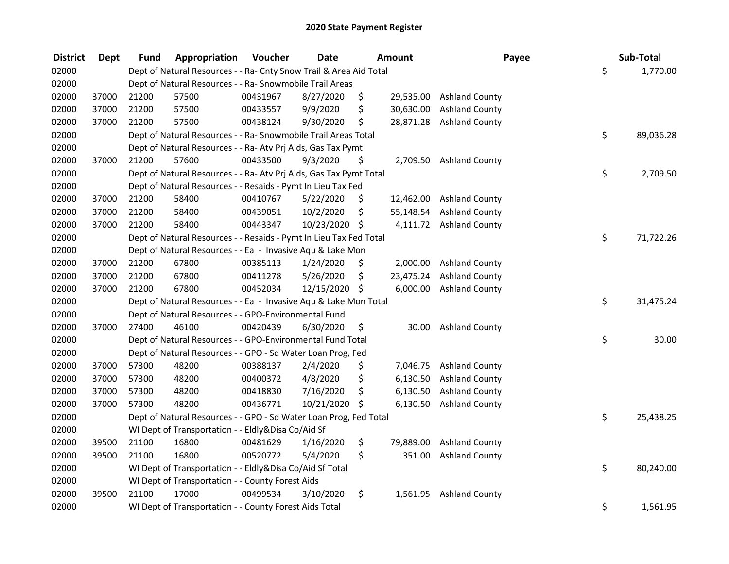# 2020 State Payment Register

| District | Dept | Fund | Appropriation | Voucher | Date | Amount | Payee | Sub-Total |
|---|---|---|---|---|---|---|---|---|
| 02000 | | Dept of Natural Resources - - Ra- Cnty Snow Trail & Area Aid Total | | | | | | $ 1,770.00 |
| 02000 | | Dept of Natural Resources - - Ra- Snowmobile Trail Areas | | | | | | |
| 02000 | 37000 | 21200 | 57500 | 00431967 | 8/27/2020 | $ 29,535.00 | Ashland County | |
| 02000 | 37000 | 21200 | 57500 | 00433557 | 9/9/2020 | $ 30,630.00 | Ashland County | |
| 02000 | 37000 | 21200 | 57500 | 00438124 | 9/30/2020 | $ 28,871.28 | Ashland County | |
| 02000 | | Dept of Natural Resources - - Ra- Snowmobile Trail Areas Total | | | | | | $ 89,036.28 |
| 02000 | | Dept of Natural Resources - - Ra- Atv Prj Aids, Gas Tax Pymt | | | | | | |
| 02000 | 37000 | 21200 | 57600 | 00433500 | 9/3/2020 | $ 2,709.50 | Ashland County | |
| 02000 | | Dept of Natural Resources - - Ra- Atv Prj Aids, Gas Tax Pymt Total | | | | | | $ 2,709.50 |
| 02000 | | Dept of Natural Resources - - Resaids - Pymt In Lieu Tax Fed | | | | | | |
| 02000 | 37000 | 21200 | 58400 | 00410767 | 5/22/2020 | $ 12,462.00 | Ashland County | |
| 02000 | 37000 | 21200 | 58400 | 00439051 | 10/2/2020 | $ 55,148.54 | Ashland County | |
| 02000 | 37000 | 21200 | 58400 | 00443347 | 10/23/2020 | $ 4,111.72 | Ashland County | |
| 02000 | | Dept of Natural Resources - - Resaids - Pymt In Lieu Tax Fed Total | | | | | | $ 71,722.26 |
| 02000 | | Dept of Natural Resources - - Ea - Invasive Aqu & Lake Mon | | | | | | |
| 02000 | 37000 | 21200 | 67800 | 00385113 | 1/24/2020 | $ 2,000.00 | Ashland County | |
| 02000 | 37000 | 21200 | 67800 | 00411278 | 5/26/2020 | $ 23,475.24 | Ashland County | |
| 02000 | 37000 | 21200 | 67800 | 00452034 | 12/15/2020 | $ 6,000.00 | Ashland County | |
| 02000 | | Dept of Natural Resources - - Ea - Invasive Aqu & Lake Mon Total | | | | | | $ 31,475.24 |
| 02000 | | Dept of Natural Resources - - GPO-Environmental Fund | | | | | | |
| 02000 | 37000 | 27400 | 46100 | 00420439 | 6/30/2020 | $ 30.00 | Ashland County | |
| 02000 | | Dept of Natural Resources - - GPO-Environmental Fund Total | | | | | | $ 30.00 |
| 02000 | | Dept of Natural Resources - - GPO - Sd Water Loan Prog, Fed | | | | | | |
| 02000 | 37000 | 57300 | 48200 | 00388137 | 2/4/2020 | $ 7,046.75 | Ashland County | |
| 02000 | 37000 | 57300 | 48200 | 00400372 | 4/8/2020 | $ 6,130.50 | Ashland County | |
| 02000 | 37000 | 57300 | 48200 | 00418830 | 7/16/2020 | $ 6,130.50 | Ashland County | |
| 02000 | 37000 | 57300 | 48200 | 00436771 | 10/21/2020 | $ 6,130.50 | Ashland County | |
| 02000 | | Dept of Natural Resources - - GPO - Sd Water Loan Prog, Fed Total | | | | | | $ 25,438.25 |
| 02000 | | WI Dept of Transportation - - Eldly&Disa Co/Aid Sf | | | | | | |
| 02000 | 39500 | 21100 | 16800 | 00481629 | 1/16/2020 | $ 79,889.00 | Ashland County | |
| 02000 | 39500 | 21100 | 16800 | 00520772 | 5/4/2020 | $ 351.00 | Ashland County | |
| 02000 | | WI Dept of Transportation - - Eldly&Disa Co/Aid Sf Total | | | | | | $ 80,240.00 |
| 02000 | | WI Dept of Transportation - - County Forest Aids | | | | | | |
| 02000 | 39500 | 21100 | 17000 | 00499534 | 3/10/2020 | $ 1,561.95 | Ashland County | |
| 02000 | | WI Dept of Transportation - - County Forest Aids Total | | | | | | $ 1,561.95 |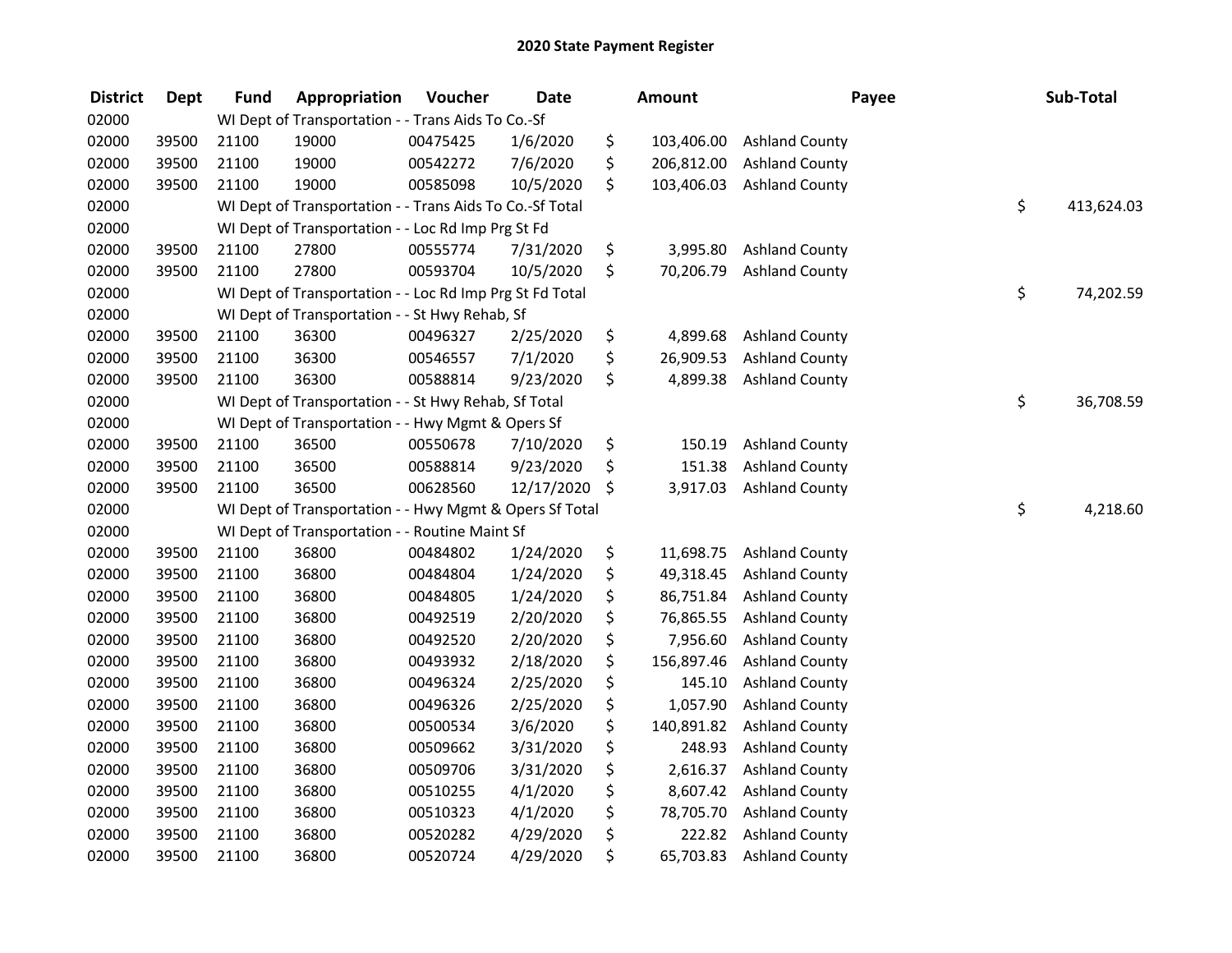# 2020 State Payment Register

| District | Dept | Fund | Appropriation | Voucher | Date | Amount | Payee | Sub-Total |
|---|---|---|---|---|---|---|---|---|
| 02000 | | WI Dept of Transportation - - Trans Aids To Co.-Sf | | | | | | |
| 02000 | 39500 | 21100 | 19000 | 00475425 | 1/6/2020 | $ 103,406.00 | Ashland County | |
| 02000 | 39500 | 21100 | 19000 | 00542272 | 7/6/2020 | $ 206,812.00 | Ashland County | |
| 02000 | 39500 | 21100 | 19000 | 00585098 | 10/5/2020 | $ 103,406.03 | Ashland County | |
| 02000 | | WI Dept of Transportation - - Trans Aids To Co.-Sf Total | | | | | | $ 413,624.03 |
| 02000 | | WI Dept of Transportation - - Loc Rd Imp Prg St Fd | | | | | | |
| 02000 | 39500 | 21100 | 27800 | 00555774 | 7/31/2020 | $ 3,995.80 | Ashland County | |
| 02000 | 39500 | 21100 | 27800 | 00593704 | 10/5/2020 | $ 70,206.79 | Ashland County | |
| 02000 | | WI Dept of Transportation - - Loc Rd Imp Prg St Fd Total | | | | | | $ 74,202.59 |
| 02000 | | WI Dept of Transportation - - St Hwy Rehab, Sf | | | | | | |
| 02000 | 39500 | 21100 | 36300 | 00496327 | 2/25/2020 | $ 4,899.68 | Ashland County | |
| 02000 | 39500 | 21100 | 36300 | 00546557 | 7/1/2020 | $ 26,909.53 | Ashland County | |
| 02000 | 39500 | 21100 | 36300 | 00588814 | 9/23/2020 | $ 4,899.38 | Ashland County | |
| 02000 | | WI Dept of Transportation - - St Hwy Rehab, Sf Total | | | | | | $ 36,708.59 |
| 02000 | | WI Dept of Transportation - - Hwy Mgmt & Opers Sf | | | | | | |
| 02000 | 39500 | 21100 | 36500 | 00550678 | 7/10/2020 | $ 150.19 | Ashland County | |
| 02000 | 39500 | 21100 | 36500 | 00588814 | 9/23/2020 | $ 151.38 | Ashland County | |
| 02000 | 39500 | 21100 | 36500 | 00628560 | 12/17/2020 | $ 3,917.03 | Ashland County | |
| 02000 | | WI Dept of Transportation - - Hwy Mgmt & Opers Sf Total | | | | | | $ 4,218.60 |
| 02000 | | WI Dept of Transportation - - Routine Maint Sf | | | | | | |
| 02000 | 39500 | 21100 | 36800 | 00484802 | 1/24/2020 | $ 11,698.75 | Ashland County | |
| 02000 | 39500 | 21100 | 36800 | 00484804 | 1/24/2020 | $ 49,318.45 | Ashland County | |
| 02000 | 39500 | 21100 | 36800 | 00484805 | 1/24/2020 | $ 86,751.84 | Ashland County | |
| 02000 | 39500 | 21100 | 36800 | 00492519 | 2/20/2020 | $ 76,865.55 | Ashland County | |
| 02000 | 39500 | 21100 | 36800 | 00492520 | 2/20/2020 | $ 7,956.60 | Ashland County | |
| 02000 | 39500 | 21100 | 36800 | 00493932 | 2/18/2020 | $ 156,897.46 | Ashland County | |
| 02000 | 39500 | 21100 | 36800 | 00496324 | 2/25/2020 | $ 145.10 | Ashland County | |
| 02000 | 39500 | 21100 | 36800 | 00496326 | 2/25/2020 | $ 1,057.90 | Ashland County | |
| 02000 | 39500 | 21100 | 36800 | 00500534 | 3/6/2020 | $ 140,891.82 | Ashland County | |
| 02000 | 39500 | 21100 | 36800 | 00509662 | 3/31/2020 | $ 248.93 | Ashland County | |
| 02000 | 39500 | 21100 | 36800 | 00509706 | 3/31/2020 | $ 2,616.37 | Ashland County | |
| 02000 | 39500 | 21100 | 36800 | 00510255 | 4/1/2020 | $ 8,607.42 | Ashland County | |
| 02000 | 39500 | 21100 | 36800 | 00510323 | 4/1/2020 | $ 78,705.70 | Ashland County | |
| 02000 | 39500 | 21100 | 36800 | 00520282 | 4/29/2020 | $ 222.82 | Ashland County | |
| 02000 | 39500 | 21100 | 36800 | 00520724 | 4/29/2020 | $ 65,703.83 | Ashland County | |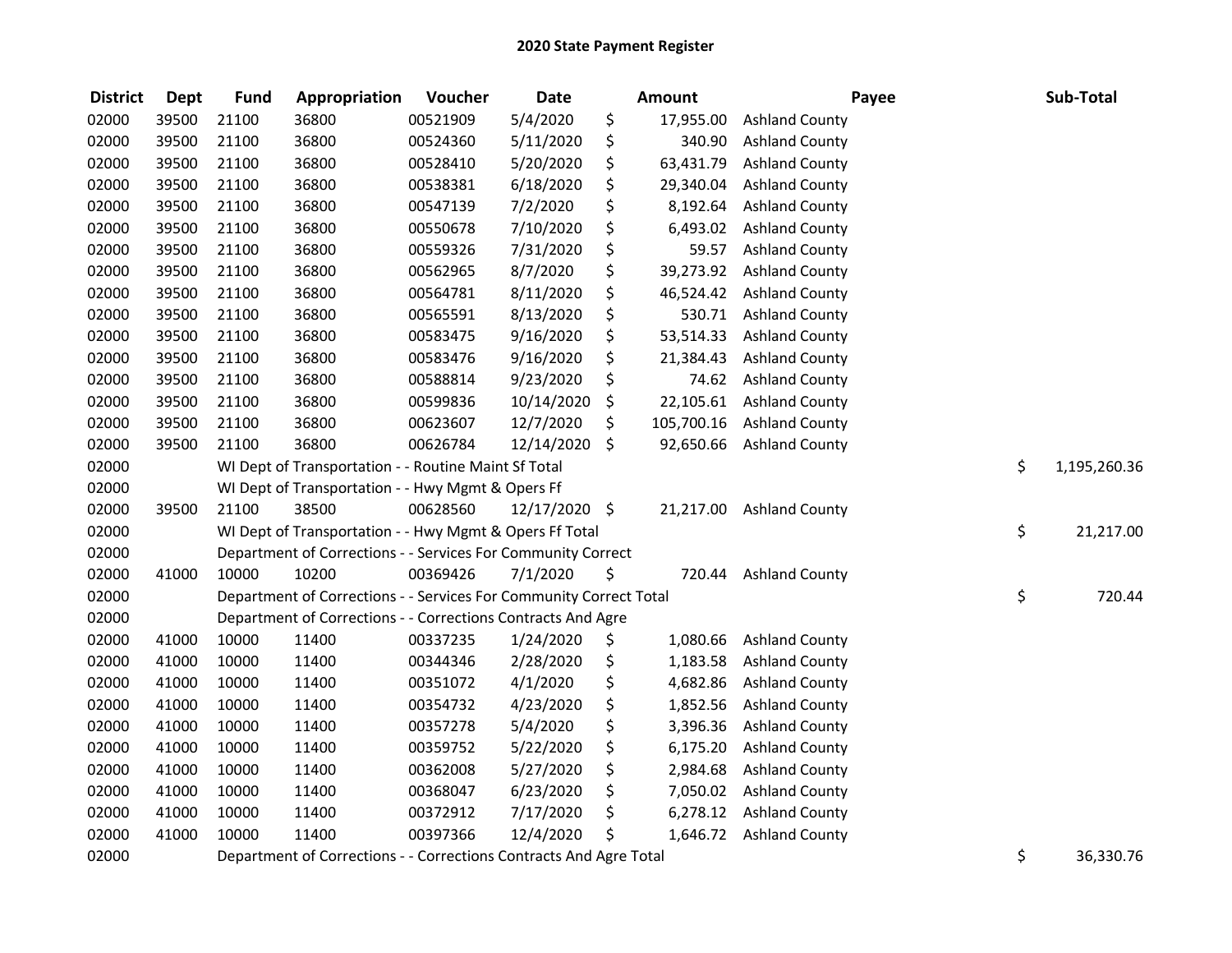# 2020 State Payment Register

| District | Dept | Fund | Appropriation | Voucher | Date | Amount | Payee | Sub-Total |
|---|---|---|---|---|---|---|---|---|
| 02000 | 39500 | 21100 | 36800 | 00521909 | 5/4/2020 | $ 17,955.00 | Ashland County | |
| 02000 | 39500 | 21100 | 36800 | 00524360 | 5/11/2020 | $ 340.90 | Ashland County | |
| 02000 | 39500 | 21100 | 36800 | 00528410 | 5/20/2020 | $ 63,431.79 | Ashland County | |
| 02000 | 39500 | 21100 | 36800 | 00538381 | 6/18/2020 | $ 29,340.04 | Ashland County | |
| 02000 | 39500 | 21100 | 36800 | 00547139 | 7/2/2020 | $ 8,192.64 | Ashland County | |
| 02000 | 39500 | 21100 | 36800 | 00550678 | 7/10/2020 | $ 6,493.02 | Ashland County | |
| 02000 | 39500 | 21100 | 36800 | 00559326 | 7/31/2020 | $ 59.57 | Ashland County | |
| 02000 | 39500 | 21100 | 36800 | 00562965 | 8/7/2020 | $ 39,273.92 | Ashland County | |
| 02000 | 39500 | 21100 | 36800 | 00564781 | 8/11/2020 | $ 46,524.42 | Ashland County | |
| 02000 | 39500 | 21100 | 36800 | 00565591 | 8/13/2020 | $ 530.71 | Ashland County | |
| 02000 | 39500 | 21100 | 36800 | 00583475 | 9/16/2020 | $ 53,514.33 | Ashland County | |
| 02000 | 39500 | 21100 | 36800 | 00583476 | 9/16/2020 | $ 21,384.43 | Ashland County | |
| 02000 | 39500 | 21100 | 36800 | 00588814 | 9/23/2020 | $ 74.62 | Ashland County | |
| 02000 | 39500 | 21100 | 36800 | 00599836 | 10/14/2020 | $ 22,105.61 | Ashland County | |
| 02000 | 39500 | 21100 | 36800 | 00623607 | 12/7/2020 | $ 105,700.16 | Ashland County | |
| 02000 | 39500 | 21100 | 36800 | 00626784 | 12/14/2020 | $ 92,650.66 | Ashland County | |
| 02000 | | WI Dept of Transportation - - Routine Maint Sf Total | | | | | | $ 1,195,260.36 |
| 02000 | | WI Dept of Transportation - - Hwy Mgmt & Opers Ff | | | | | | |
| 02000 | 39500 | 21100 | 38500 | 00628560 | 12/17/2020 | $ 21,217.00 | Ashland County | |
| 02000 | | WI Dept of Transportation - - Hwy Mgmt & Opers Ff Total | | | | | | $ 21,217.00 |
| 02000 | | Department of Corrections - - Services For Community Correct | | | | | | |
| 02000 | 41000 | 10000 | 10200 | 00369426 | 7/1/2020 | $ 720.44 | Ashland County | |
| 02000 | | Department of Corrections - - Services For Community Correct Total | | | | | | $ 720.44 |
| 02000 | | Department of Corrections - - Corrections Contracts And Agre | | | | | | |
| 02000 | 41000 | 10000 | 11400 | 00337235 | 1/24/2020 | $ 1,080.66 | Ashland County | |
| 02000 | 41000 | 10000 | 11400 | 00344346 | 2/28/2020 | $ 1,183.58 | Ashland County | |
| 02000 | 41000 | 10000 | 11400 | 00351072 | 4/1/2020 | $ 4,682.86 | Ashland County | |
| 02000 | 41000 | 10000 | 11400 | 00354732 | 4/23/2020 | $ 1,852.56 | Ashland County | |
| 02000 | 41000 | 10000 | 11400 | 00357278 | 5/4/2020 | $ 3,396.36 | Ashland County | |
| 02000 | 41000 | 10000 | 11400 | 00359752 | 5/22/2020 | $ 6,175.20 | Ashland County | |
| 02000 | 41000 | 10000 | 11400 | 00362008 | 5/27/2020 | $ 2,984.68 | Ashland County | |
| 02000 | 41000 | 10000 | 11400 | 00368047 | 6/23/2020 | $ 7,050.02 | Ashland County | |
| 02000 | 41000 | 10000 | 11400 | 00372912 | 7/17/2020 | $ 6,278.12 | Ashland County | |
| 02000 | 41000 | 10000 | 11400 | 00397366 | 12/4/2020 | $ 1,646.72 | Ashland County | |
| 02000 | | Department of Corrections - - Corrections Contracts And Agre Total | | | | | | $ 36,330.76 |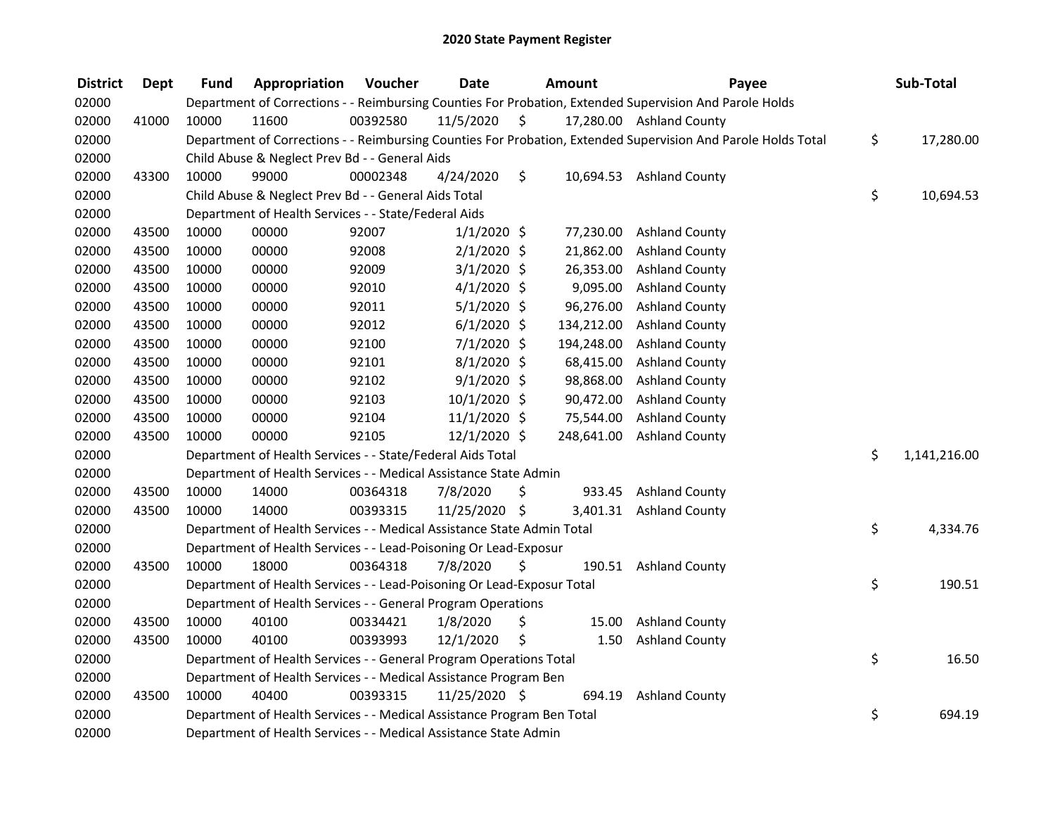## 2020 State Payment Register

| District | Dept | Fund | Appropriation | Voucher | Date | Amount | Payee | Sub-Total |
|---|---|---|---|---|---|---|---|---|
| 02000 | | Department of Corrections - - Reimbursing Counties For Probation, Extended Supervision And Parole Holds | | | | | | |
| 02000 | 41000 | 10000 | 11600 | 00392580 | 11/5/2020 | $ 17,280.00 | Ashland County | |
| 02000 | | Department of Corrections - - Reimbursing Counties For Probation, Extended Supervision And Parole Holds Total | | | | | | $ 17,280.00 |
| 02000 | | Child Abuse & Neglect Prev Bd - - General Aids | | | | | | |
| 02000 | 43300 | 10000 | 99000 | 00002348 | 4/24/2020 | $ 10,694.53 | Ashland County | |
| 02000 | | Child Abuse & Neglect Prev Bd - - General Aids Total | | | | | | $ 10,694.53 |
| 02000 | | Department of Health Services - - State/Federal Aids | | | | | | |
| 02000 | 43500 | 10000 | 00000 | 92007 | 1/1/2020 | $ 77,230.00 | Ashland County | |
| 02000 | 43500 | 10000 | 00000 | 92008 | 2/1/2020 | $ 21,862.00 | Ashland County | |
| 02000 | 43500 | 10000 | 00000 | 92009 | 3/1/2020 | $ 26,353.00 | Ashland County | |
| 02000 | 43500 | 10000 | 00000 | 92010 | 4/1/2020 | $ 9,095.00 | Ashland County | |
| 02000 | 43500 | 10000 | 00000 | 92011 | 5/1/2020 | $ 96,276.00 | Ashland County | |
| 02000 | 43500 | 10000 | 00000 | 92012 | 6/1/2020 | $ 134,212.00 | Ashland County | |
| 02000 | 43500 | 10000 | 00000 | 92100 | 7/1/2020 | $ 194,248.00 | Ashland County | |
| 02000 | 43500 | 10000 | 00000 | 92101 | 8/1/2020 | $ 68,415.00 | Ashland County | |
| 02000 | 43500 | 10000 | 00000 | 92102 | 9/1/2020 | $ 98,868.00 | Ashland County | |
| 02000 | 43500 | 10000 | 00000 | 92103 | 10/1/2020 | $ 90,472.00 | Ashland County | |
| 02000 | 43500 | 10000 | 00000 | 92104 | 11/1/2020 | $ 75,544.00 | Ashland County | |
| 02000 | 43500 | 10000 | 00000 | 92105 | 12/1/2020 | $ 248,641.00 | Ashland County | |
| 02000 | | Department of Health Services - - State/Federal Aids Total | | | | | | $ 1,141,216.00 |
| 02000 | | Department of Health Services - - Medical Assistance State Admin | | | | | | |
| 02000 | 43500 | 10000 | 14000 | 00364318 | 7/8/2020 | $ 933.45 | Ashland County | |
| 02000 | 43500 | 10000 | 14000 | 00393315 | 11/25/2020 | $ 3,401.31 | Ashland County | |
| 02000 | | Department of Health Services - - Medical Assistance State Admin Total | | | | | | $ 4,334.76 |
| 02000 | | Department of Health Services - - Lead-Poisoning Or Lead-Exposur | | | | | | |
| 02000 | 43500 | 10000 | 18000 | 00364318 | 7/8/2020 | $ 190.51 | Ashland County | |
| 02000 | | Department of Health Services - - Lead-Poisoning Or Lead-Exposur Total | | | | | | $ 190.51 |
| 02000 | | Department of Health Services - - General Program Operations | | | | | | |
| 02000 | 43500 | 10000 | 40100 | 00334421 | 1/8/2020 | $ 15.00 | Ashland County | |
| 02000 | 43500 | 10000 | 40100 | 00393993 | 12/1/2020 | $ 1.50 | Ashland County | |
| 02000 | | Department of Health Services - - General Program Operations Total | | | | | | $ 16.50 |
| 02000 | | Department of Health Services - - Medical Assistance Program Ben | | | | | | |
| 02000 | 43500 | 10000 | 40400 | 00393315 | 11/25/2020 | $ 694.19 | Ashland County | |
| 02000 | | Department of Health Services - - Medical Assistance Program Ben Total | | | | | | $ 694.19 |
| 02000 | | Department of Health Services - - Medical Assistance State Admin | | | | | | |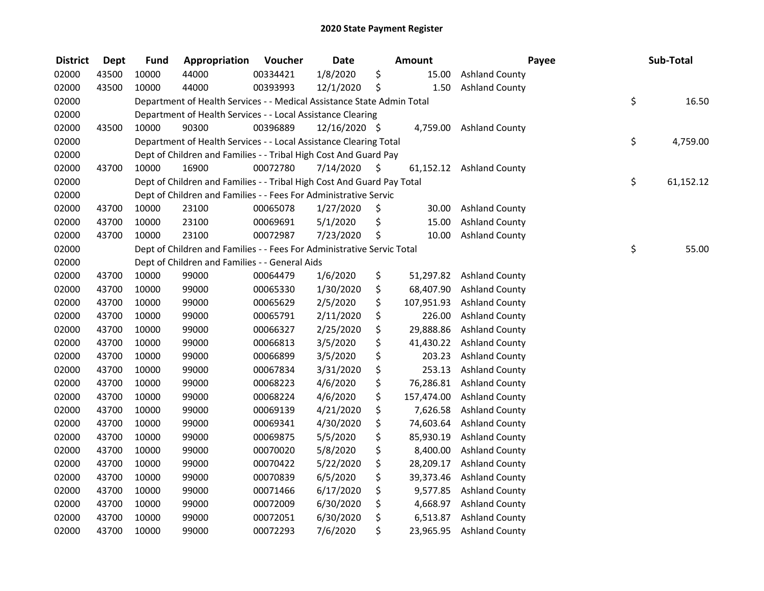# 2020 State Payment Register

| District | Dept | Fund | Appropriation | Voucher | Date | Amount | Payee | Sub-Total |
|---|---|---|---|---|---|---|---|---|
| 02000 | 43500 | 10000 | 44000 | 00334421 | 1/8/2020 | $ 15.00 | Ashland County | |
| 02000 | 43500 | 10000 | 44000 | 00393993 | 12/1/2020 | $ 1.50 | Ashland County | |
| 02000 | | Department of Health Services - - Medical Assistance State Admin Total | | | | | | $ 16.50 |
| 02000 | | Department of Health Services - - Local Assistance Clearing | | | | | | |
| 02000 | 43500 | 10000 | 90300 | 00396889 | 12/16/2020 | $ 4,759.00 | Ashland County | |
| 02000 | | Department of Health Services - - Local Assistance Clearing Total | | | | | | $ 4,759.00 |
| 02000 | | Dept of Children and Families - - Tribal High Cost And Guard Pay | | | | | | |
| 02000 | 43700 | 10000 | 16900 | 00072780 | 7/14/2020 | $ 61,152.12 | Ashland County | |
| 02000 | | Dept of Children and Families - - Tribal High Cost And Guard Pay Total | | | | | | $ 61,152.12 |
| 02000 | | Dept of Children and Families - - Fees For Administrative Servic | | | | | | |
| 02000 | 43700 | 10000 | 23100 | 00065078 | 1/27/2020 | $ 30.00 | Ashland County | |
| 02000 | 43700 | 10000 | 23100 | 00069691 | 5/1/2020 | $ 15.00 | Ashland County | |
| 02000 | 43700 | 10000 | 23100 | 00072987 | 7/23/2020 | $ 10.00 | Ashland County | |
| 02000 | | Dept of Children and Families - - Fees For Administrative Servic Total | | | | | | $ 55.00 |
| 02000 | | Dept of Children and Families - - General Aids | | | | | | |
| 02000 | 43700 | 10000 | 99000 | 00064479 | 1/6/2020 | $ 51,297.82 | Ashland County | |
| 02000 | 43700 | 10000 | 99000 | 00065330 | 1/30/2020 | $ 68,407.90 | Ashland County | |
| 02000 | 43700 | 10000 | 99000 | 00065629 | 2/5/2020 | $ 107,951.93 | Ashland County | |
| 02000 | 43700 | 10000 | 99000 | 00065791 | 2/11/2020 | $ 226.00 | Ashland County | |
| 02000 | 43700 | 10000 | 99000 | 00066327 | 2/25/2020 | $ 29,888.86 | Ashland County | |
| 02000 | 43700 | 10000 | 99000 | 00066813 | 3/5/2020 | $ 41,430.22 | Ashland County | |
| 02000 | 43700 | 10000 | 99000 | 00066899 | 3/5/2020 | $ 203.23 | Ashland County | |
| 02000 | 43700 | 10000 | 99000 | 00067834 | 3/31/2020 | $ 253.13 | Ashland County | |
| 02000 | 43700 | 10000 | 99000 | 00068223 | 4/6/2020 | $ 76,286.81 | Ashland County | |
| 02000 | 43700 | 10000 | 99000 | 00068224 | 4/6/2020 | $ 157,474.00 | Ashland County | |
| 02000 | 43700 | 10000 | 99000 | 00069139 | 4/21/2020 | $ 7,626.58 | Ashland County | |
| 02000 | 43700 | 10000 | 99000 | 00069341 | 4/30/2020 | $ 74,603.64 | Ashland County | |
| 02000 | 43700 | 10000 | 99000 | 00069875 | 5/5/2020 | $ 85,930.19 | Ashland County | |
| 02000 | 43700 | 10000 | 99000 | 00070020 | 5/8/2020 | $ 8,400.00 | Ashland County | |
| 02000 | 43700 | 10000 | 99000 | 00070422 | 5/22/2020 | $ 28,209.17 | Ashland County | |
| 02000 | 43700 | 10000 | 99000 | 00070839 | 6/5/2020 | $ 39,373.46 | Ashland County | |
| 02000 | 43700 | 10000 | 99000 | 00071466 | 6/17/2020 | $ 9,577.85 | Ashland County | |
| 02000 | 43700 | 10000 | 99000 | 00072009 | 6/30/2020 | $ 4,668.97 | Ashland County | |
| 02000 | 43700 | 10000 | 99000 | 00072051 | 6/30/2020 | $ 6,513.87 | Ashland County | |
| 02000 | 43700 | 10000 | 99000 | 00072293 | 7/6/2020 | $ 23,965.95 | Ashland County | |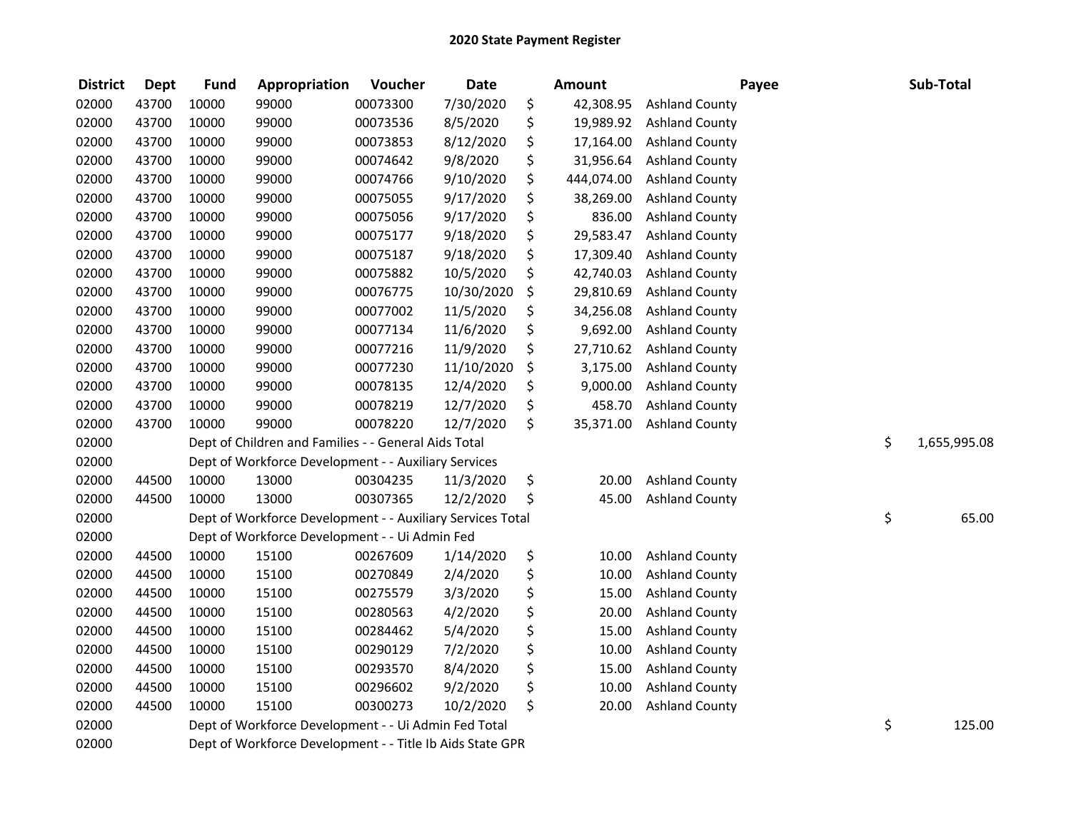# 2020 State Payment Register

| District | Dept | Fund | Appropriation | Voucher | Date | | Amount | Payee | | Sub-Total |
|---|---|---|---|---|---|---|---|---|---|---|
| 02000 | 43700 | 10000 | 99000 | 00073300 | 7/30/2020 | $ | 42,308.95 | Ashland County | | |
| 02000 | 43700 | 10000 | 99000 | 00073536 | 8/5/2020 | $ | 19,989.92 | Ashland County | | |
| 02000 | 43700 | 10000 | 99000 | 00073853 | 8/12/2020 | $ | 17,164.00 | Ashland County | | |
| 02000 | 43700 | 10000 | 99000 | 00074642 | 9/8/2020 | $ | 31,956.64 | Ashland County | | |
| 02000 | 43700 | 10000 | 99000 | 00074766 | 9/10/2020 | $ | 444,074.00 | Ashland County | | |
| 02000 | 43700 | 10000 | 99000 | 00075055 | 9/17/2020 | $ | 38,269.00 | Ashland County | | |
| 02000 | 43700 | 10000 | 99000 | 00075056 | 9/17/2020 | $ | 836.00 | Ashland County | | |
| 02000 | 43700 | 10000 | 99000 | 00075177 | 9/18/2020 | $ | 29,583.47 | Ashland County | | |
| 02000 | 43700 | 10000 | 99000 | 00075187 | 9/18/2020 | $ | 17,309.40 | Ashland County | | |
| 02000 | 43700 | 10000 | 99000 | 00075882 | 10/5/2020 | $ | 42,740.03 | Ashland County | | |
| 02000 | 43700 | 10000 | 99000 | 00076775 | 10/30/2020 | $ | 29,810.69 | Ashland County | | |
| 02000 | 43700 | 10000 | 99000 | 00077002 | 11/5/2020 | $ | 34,256.08 | Ashland County | | |
| 02000 | 43700 | 10000 | 99000 | 00077134 | 11/6/2020 | $ | 9,692.00 | Ashland County | | |
| 02000 | 43700 | 10000 | 99000 | 00077216 | 11/9/2020 | $ | 27,710.62 | Ashland County | | |
| 02000 | 43700 | 10000 | 99000 | 00077230 | 11/10/2020 | $ | 3,175.00 | Ashland County | | |
| 02000 | 43700 | 10000 | 99000 | 00078135 | 12/4/2020 | $ | 9,000.00 | Ashland County | | |
| 02000 | 43700 | 10000 | 99000 | 00078219 | 12/7/2020 | $ | 458.70 | Ashland County | | |
| 02000 | 43700 | 10000 | 99000 | 00078220 | 12/7/2020 | $ | 35,371.00 | Ashland County | | |
| 02000 | | Dept of Children and Families - - General Aids Total | | | | | | | $ | 1,655,995.08 |
| 02000 | | Dept of Workforce Development - - Auxiliary Services | | | | | | | | |
| 02000 | 44500 | 10000 | 13000 | 00304235 | 11/3/2020 | $ | 20.00 | Ashland County | | |
| 02000 | 44500 | 10000 | 13000 | 00307365 | 12/2/2020 | $ | 45.00 | Ashland County | | |
| 02000 | | Dept of Workforce Development - - Auxiliary Services Total | | | | | | | $ | 65.00 |
| 02000 | | Dept of Workforce Development - - Ui Admin Fed | | | | | | | | |
| 02000 | 44500 | 10000 | 15100 | 00267609 | 1/14/2020 | $ | 10.00 | Ashland County | | |
| 02000 | 44500 | 10000 | 15100 | 00270849 | 2/4/2020 | $ | 10.00 | Ashland County | | |
| 02000 | 44500 | 10000 | 15100 | 00275579 | 3/3/2020 | $ | 15.00 | Ashland County | | |
| 02000 | 44500 | 10000 | 15100 | 00280563 | 4/2/2020 | $ | 20.00 | Ashland County | | |
| 02000 | 44500 | 10000 | 15100 | 00284462 | 5/4/2020 | $ | 15.00 | Ashland County | | |
| 02000 | 44500 | 10000 | 15100 | 00290129 | 7/2/2020 | $ | 10.00 | Ashland County | | |
| 02000 | 44500 | 10000 | 15100 | 00293570 | 8/4/2020 | $ | 15.00 | Ashland County | | |
| 02000 | 44500 | 10000 | 15100 | 00296602 | 9/2/2020 | $ | 10.00 | Ashland County | | |
| 02000 | 44500 | 10000 | 15100 | 00300273 | 10/2/2020 | $ | 20.00 | Ashland County | | |
| 02000 | | Dept of Workforce Development - - Ui Admin Fed Total | | | | | | | $ | 125.00 |
| 02000 | | Dept of Workforce Development - - Title Ib Aids State GPR | | | | | | | | |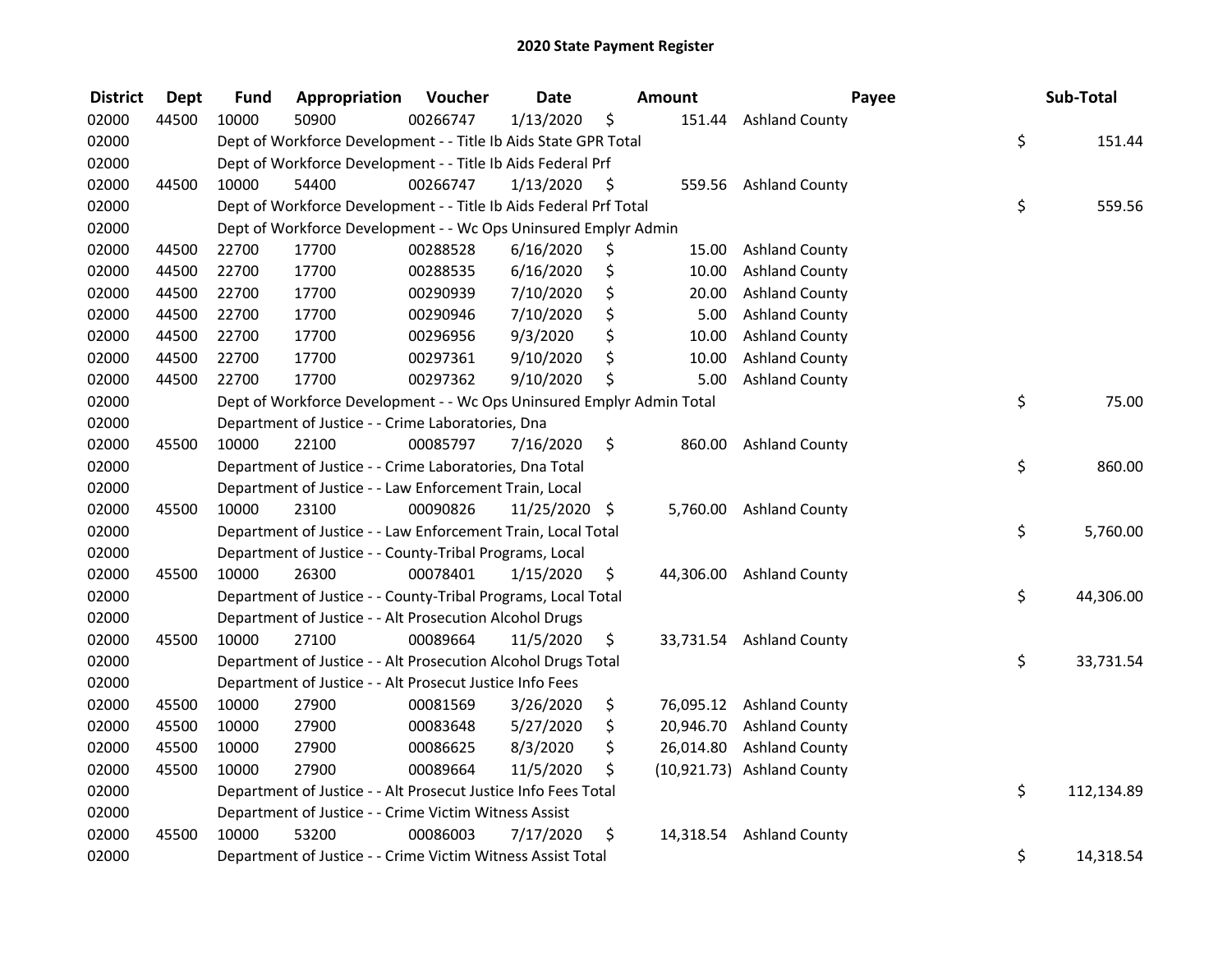# 2020 State Payment Register

| District | Dept | Fund | Appropriation | Voucher | Date | Amount | Payee | Sub-Total |
|---|---|---|---|---|---|---|---|---|
| 02000 | 44500 | 10000 | 50900 | 00266747 | 1/13/2020 | $ 151.44 | Ashland County | |
| 02000 | | Dept of Workforce Development - - Title Ib Aids State GPR Total | | | | | | $ 151.44 |
| 02000 | | Dept of Workforce Development - - Title Ib Aids Federal Prf | | | | | | |
| 02000 | 44500 | 10000 | 54400 | 00266747 | 1/13/2020 | $ 559.56 | Ashland County | |
| 02000 | | Dept of Workforce Development - - Title Ib Aids Federal Prf Total | | | | | | $ 559.56 |
| 02000 | | Dept of Workforce Development - - Wc Ops Uninsured Emplyr Admin | | | | | | |
| 02000 | 44500 | 22700 | 17700 | 00288528 | 6/16/2020 | $ 15.00 | Ashland County | |
| 02000 | 44500 | 22700 | 17700 | 00288535 | 6/16/2020 | $ 10.00 | Ashland County | |
| 02000 | 44500 | 22700 | 17700 | 00290939 | 7/10/2020 | $ 20.00 | Ashland County | |
| 02000 | 44500 | 22700 | 17700 | 00290946 | 7/10/2020 | $ 5.00 | Ashland County | |
| 02000 | 44500 | 22700 | 17700 | 00296956 | 9/3/2020 | $ 10.00 | Ashland County | |
| 02000 | 44500 | 22700 | 17700 | 00297361 | 9/10/2020 | $ 10.00 | Ashland County | |
| 02000 | 44500 | 22700 | 17700 | 00297362 | 9/10/2020 | $ 5.00 | Ashland County | |
| 02000 | | Dept of Workforce Development - - Wc Ops Uninsured Emplyr Admin Total | | | | | | $ 75.00 |
| 02000 | | Department of Justice - - Crime Laboratories, Dna | | | | | | |
| 02000 | 45500 | 10000 | 22100 | 00085797 | 7/16/2020 | $ 860.00 | Ashland County | |
| 02000 | | Department of Justice - - Crime Laboratories, Dna Total | | | | | | $ 860.00 |
| 02000 | | Department of Justice - - Law Enforcement Train, Local | | | | | | |
| 02000 | 45500 | 10000 | 23100 | 00090826 | 11/25/2020 | $ 5,760.00 | Ashland County | |
| 02000 | | Department of Justice - - Law Enforcement Train, Local Total | | | | | | $ 5,760.00 |
| 02000 | | Department of Justice - - County-Tribal Programs, Local | | | | | | |
| 02000 | 45500 | 10000 | 26300 | 00078401 | 1/15/2020 | $ 44,306.00 | Ashland County | |
| 02000 | | Department of Justice - - County-Tribal Programs, Local Total | | | | | | $ 44,306.00 |
| 02000 | | Department of Justice - - Alt Prosecution Alcohol Drugs | | | | | | |
| 02000 | 45500 | 10000 | 27100 | 00089664 | 11/5/2020 | $ 33,731.54 | Ashland County | |
| 02000 | | Department of Justice - - Alt Prosecution Alcohol Drugs Total | | | | | | $ 33,731.54 |
| 02000 | | Department of Justice - - Alt Prosecut Justice Info Fees | | | | | | |
| 02000 | 45500 | 10000 | 27900 | 00081569 | 3/26/2020 | $ 76,095.12 | Ashland County | |
| 02000 | 45500 | 10000 | 27900 | 00083648 | 5/27/2020 | $ 20,946.70 | Ashland County | |
| 02000 | 45500 | 10000 | 27900 | 00086625 | 8/3/2020 | $ 26,014.80 | Ashland County | |
| 02000 | 45500 | 10000 | 27900 | 00089664 | 11/5/2020 | $ (10,921.73) | Ashland County | |
| 02000 | | Department of Justice - - Alt Prosecut Justice Info Fees Total | | | | | | $ 112,134.89 |
| 02000 | | Department of Justice - - Crime Victim Witness Assist | | | | | | |
| 02000 | 45500 | 10000 | 53200 | 00086003 | 7/17/2020 | $ 14,318.54 | Ashland County | |
| 02000 | | Department of Justice - - Crime Victim Witness Assist Total | | | | | | $ 14,318.54 |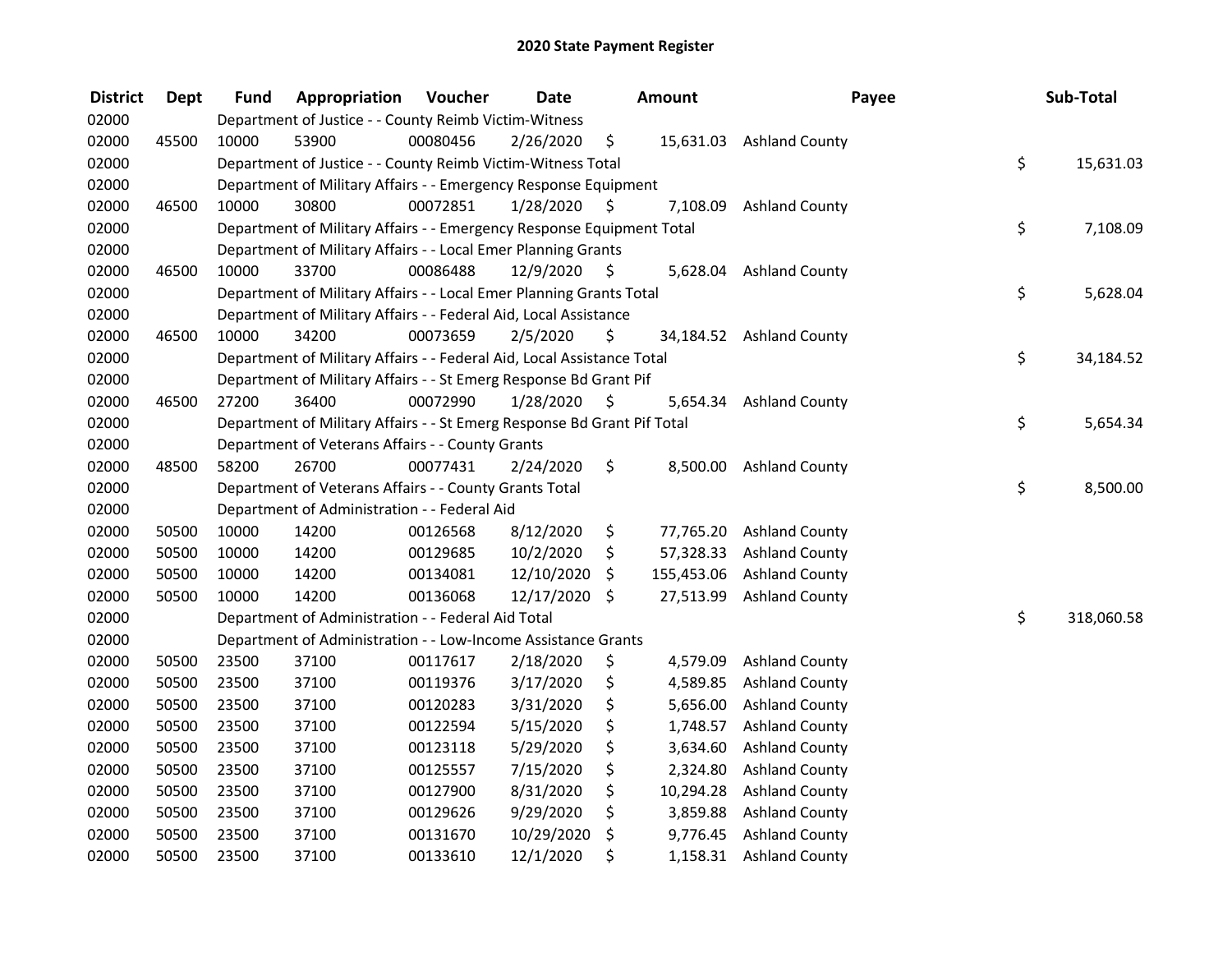# 2020 State Payment Register

| District | Dept | Fund | Appropriation | Voucher | Date | Amount | Payee | Sub-Total |
|---|---|---|---|---|---|---|---|---|
| 02000 | | Department of Justice - - County Reimb Victim-Witness | | | | | | |
| 02000 | 45500 | 10000 | 53900 | 00080456 | 2/26/2020 | $ 15,631.03 | Ashland County | |
| 02000 | | Department of Justice - - County Reimb Victim-Witness Total | | | | | | $ 15,631.03 |
| 02000 | | Department of Military Affairs - - Emergency Response Equipment | | | | | | |
| 02000 | 46500 | 10000 | 30800 | 00072851 | 1/28/2020 | $ 7,108.09 | Ashland County | |
| 02000 | | Department of Military Affairs - - Emergency Response Equipment Total | | | | | | $ 7,108.09 |
| 02000 | | Department of Military Affairs - - Local Emer Planning Grants | | | | | | |
| 02000 | 46500 | 10000 | 33700 | 00086488 | 12/9/2020 | $ 5,628.04 | Ashland County | |
| 02000 | | Department of Military Affairs - - Local Emer Planning Grants Total | | | | | | $ 5,628.04 |
| 02000 | | Department of Military Affairs - - Federal Aid, Local Assistance | | | | | | |
| 02000 | 46500 | 10000 | 34200 | 00073659 | 2/5/2020 | $ 34,184.52 | Ashland County | |
| 02000 | | Department of Military Affairs - - Federal Aid, Local Assistance Total | | | | | | $ 34,184.52 |
| 02000 | | Department of Military Affairs - - St Emerg Response Bd Grant Pif | | | | | | |
| 02000 | 46500 | 27200 | 36400 | 00072990 | 1/28/2020 | $ 5,654.34 | Ashland County | |
| 02000 | | Department of Military Affairs - - St Emerg Response Bd Grant Pif Total | | | | | | $ 5,654.34 |
| 02000 | | Department of Veterans Affairs - - County Grants | | | | | | |
| 02000 | 48500 | 58200 | 26700 | 00077431 | 2/24/2020 | $ 8,500.00 | Ashland County | |
| 02000 | | Department of Veterans Affairs - - County Grants Total | | | | | | $ 8,500.00 |
| 02000 | | Department of Administration - - Federal Aid | | | | | | |
| 02000 | 50500 | 10000 | 14200 | 00126568 | 8/12/2020 | $ 77,765.20 | Ashland County | |
| 02000 | 50500 | 10000 | 14200 | 00129685 | 10/2/2020 | $ 57,328.33 | Ashland County | |
| 02000 | 50500 | 10000 | 14200 | 00134081 | 12/10/2020 | $ 155,453.06 | Ashland County | |
| 02000 | 50500 | 10000 | 14200 | 00136068 | 12/17/2020 | $ 27,513.99 | Ashland County | |
| 02000 | | Department of Administration - - Federal Aid Total | | | | | | $ 318,060.58 |
| 02000 | | Department of Administration - - Low-Income Assistance Grants | | | | | | |
| 02000 | 50500 | 23500 | 37100 | 00117617 | 2/18/2020 | $ 4,579.09 | Ashland County | |
| 02000 | 50500 | 23500 | 37100 | 00119376 | 3/17/2020 | $ 4,589.85 | Ashland County | |
| 02000 | 50500 | 23500 | 37100 | 00120283 | 3/31/2020 | $ 5,656.00 | Ashland County | |
| 02000 | 50500 | 23500 | 37100 | 00122594 | 5/15/2020 | $ 1,748.57 | Ashland County | |
| 02000 | 50500 | 23500 | 37100 | 00123118 | 5/29/2020 | $ 3,634.60 | Ashland County | |
| 02000 | 50500 | 23500 | 37100 | 00125557 | 7/15/2020 | $ 2,324.80 | Ashland County | |
| 02000 | 50500 | 23500 | 37100 | 00127900 | 8/31/2020 | $ 10,294.28 | Ashland County | |
| 02000 | 50500 | 23500 | 37100 | 00129626 | 9/29/2020 | $ 3,859.88 | Ashland County | |
| 02000 | 50500 | 23500 | 37100 | 00131670 | 10/29/2020 | $ 9,776.45 | Ashland County | |
| 02000 | 50500 | 23500 | 37100 | 00133610 | 12/1/2020 | $ 1,158.31 | Ashland County | |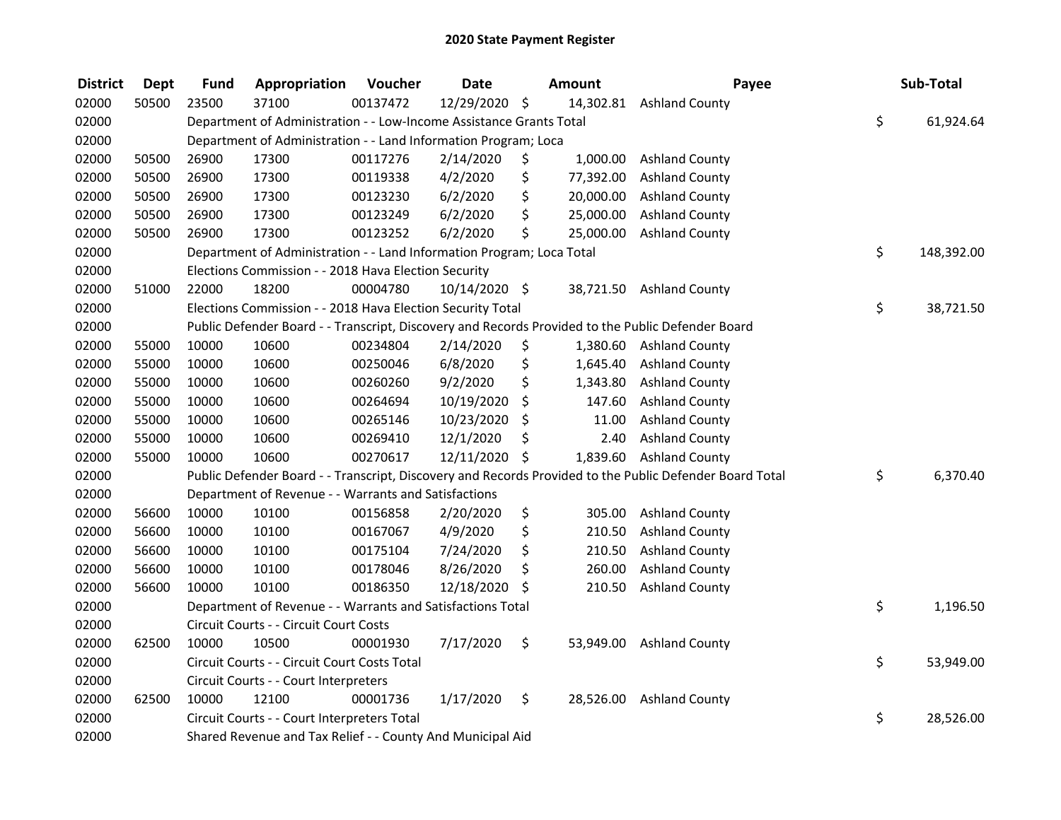# 2020 State Payment Register

| District | Dept | Fund | Appropriation | Voucher | Date | Amount | Payee | Sub-Total |
|---|---|---|---|---|---|---|---|---|
| 02000 | 50500 | 23500 | 37100 | 00137472 | 12/29/2020 | $ 14,302.81 | Ashland County | |
| 02000 | | Department of Administration - - Low-Income Assistance Grants Total | | | | | | $ 61,924.64 |
| 02000 | | Department of Administration - - Land Information Program; Loca | | | | | | |
| 02000 | 50500 | 26900 | 17300 | 00117276 | 2/14/2020 | $ 1,000.00 | Ashland County | |
| 02000 | 50500 | 26900 | 17300 | 00119338 | 4/2/2020 | $ 77,392.00 | Ashland County | |
| 02000 | 50500 | 26900 | 17300 | 00123230 | 6/2/2020 | $ 20,000.00 | Ashland County | |
| 02000 | 50500 | 26900 | 17300 | 00123249 | 6/2/2020 | $ 25,000.00 | Ashland County | |
| 02000 | 50500 | 26900 | 17300 | 00123252 | 6/2/2020 | $ 25,000.00 | Ashland County | |
| 02000 | | Department of Administration - - Land Information Program; Loca Total | | | | | | $ 148,392.00 |
| 02000 | | Elections Commission - - 2018 Hava Election Security | | | | | | |
| 02000 | 51000 | 22000 | 18200 | 00004780 | 10/14/2020 | $ 38,721.50 | Ashland County | |
| 02000 | | Elections Commission - - 2018 Hava Election Security Total | | | | | | $ 38,721.50 |
| 02000 | | Public Defender Board - - Transcript, Discovery and Records Provided to the Public Defender Board | | | | | | |
| 02000 | 55000 | 10000 | 10600 | 00234804 | 2/14/2020 | $ 1,380.60 | Ashland County | |
| 02000 | 55000 | 10000 | 10600 | 00250046 | 6/8/2020 | $ 1,645.40 | Ashland County | |
| 02000 | 55000 | 10000 | 10600 | 00260260 | 9/2/2020 | $ 1,343.80 | Ashland County | |
| 02000 | 55000 | 10000 | 10600 | 00264694 | 10/19/2020 | $ 147.60 | Ashland County | |
| 02000 | 55000 | 10000 | 10600 | 00265146 | 10/23/2020 | $ 11.00 | Ashland County | |
| 02000 | 55000 | 10000 | 10600 | 00269410 | 12/1/2020 | $ 2.40 | Ashland County | |
| 02000 | 55000 | 10000 | 10600 | 00270617 | 12/11/2020 | $ 1,839.60 | Ashland County | |
| 02000 | | Public Defender Board - - Transcript, Discovery and Records Provided to the Public Defender Board Total | | | | | | $ 6,370.40 |
| 02000 | | Department of Revenue - - Warrants and Satisfactions | | | | | | |
| 02000 | 56600 | 10000 | 10100 | 00156858 | 2/20/2020 | $ 305.00 | Ashland County | |
| 02000 | 56600 | 10000 | 10100 | 00167067 | 4/9/2020 | $ 210.50 | Ashland County | |
| 02000 | 56600 | 10000 | 10100 | 00175104 | 7/24/2020 | $ 210.50 | Ashland County | |
| 02000 | 56600 | 10000 | 10100 | 00178046 | 8/26/2020 | $ 260.00 | Ashland County | |
| 02000 | 56600 | 10000 | 10100 | 00186350 | 12/18/2020 | $ 210.50 | Ashland County | |
| 02000 | | Department of Revenue - - Warrants and Satisfactions Total | | | | | | $ 1,196.50 |
| 02000 | | Circuit Courts - - Circuit Court Costs | | | | | | |
| 02000 | 62500 | 10000 | 10500 | 00001930 | 7/17/2020 | $ 53,949.00 | Ashland County | |
| 02000 | | Circuit Courts - - Circuit Court Costs Total | | | | | | $ 53,949.00 |
| 02000 | | Circuit Courts - - Court Interpreters | | | | | | |
| 02000 | 62500 | 10000 | 12100 | 00001736 | 1/17/2020 | $ 28,526.00 | Ashland County | |
| 02000 | | Circuit Courts - - Court Interpreters Total | | | | | | $ 28,526.00 |
| 02000 | | Shared Revenue and Tax Relief - - County And Municipal Aid | | | | | | |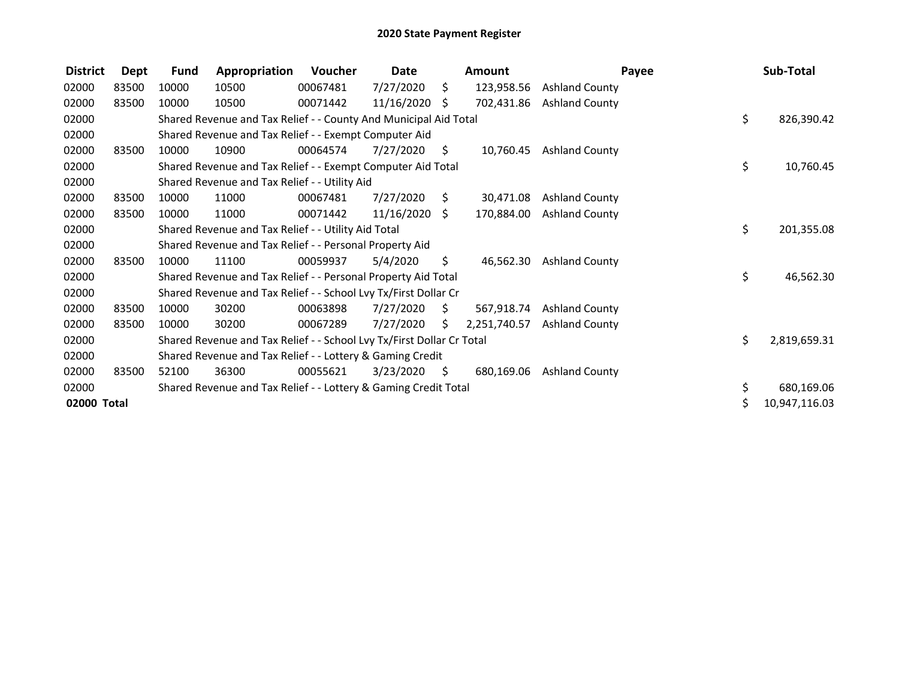# 2020 State Payment Register

| District | Dept | Fund | Appropriation | Voucher | Date | Amount | Payee | Sub-Total |
|---|---|---|---|---|---|---|---|---|
| 02000 | 83500 | 10000 | 10500 | 00067481 | 7/27/2020 | $ 123,958.56 | Ashland County | |
| 02000 | 83500 | 10000 | 10500 | 00071442 | 11/16/2020 | $ 702,431.86 | Ashland County | |
| 02000 | | Shared Revenue and Tax Relief - - County And Municipal Aid Total | | | | | | $ 826,390.42 |
| 02000 | | Shared Revenue and Tax Relief - - Exempt Computer Aid | | | | | | |
| 02000 | 83500 | 10000 | 10900 | 00064574 | 7/27/2020 | $ 10,760.45 | Ashland County | |
| 02000 | | Shared Revenue and Tax Relief - - Exempt Computer Aid Total | | | | | | $ 10,760.45 |
| 02000 | | Shared Revenue and Tax Relief - - Utility Aid | | | | | | |
| 02000 | 83500 | 10000 | 11000 | 00067481 | 7/27/2020 | $ 30,471.08 | Ashland County | |
| 02000 | 83500 | 10000 | 11000 | 00071442 | 11/16/2020 | $ 170,884.00 | Ashland County | |
| 02000 | | Shared Revenue and Tax Relief - - Utility Aid Total | | | | | | $ 201,355.08 |
| 02000 | | Shared Revenue and Tax Relief - - Personal Property Aid | | | | | | |
| 02000 | 83500 | 10000 | 11100 | 00059937 | 5/4/2020 | $ 46,562.30 | Ashland County | |
| 02000 | | Shared Revenue and Tax Relief - - Personal Property Aid Total | | | | | | $ 46,562.30 |
| 02000 | | Shared Revenue and Tax Relief - - School Lvy Tx/First Dollar Cr | | | | | | |
| 02000 | 83500 | 10000 | 30200 | 00063898 | 7/27/2020 | $ 567,918.74 | Ashland County | |
| 02000 | 83500 | 10000 | 30200 | 00067289 | 7/27/2020 | $ 2,251,740.57 | Ashland County | |
| 02000 | | Shared Revenue and Tax Relief - - School Lvy Tx/First Dollar Cr Total | | | | | | $ 2,819,659.31 |
| 02000 | | Shared Revenue and Tax Relief - - Lottery & Gaming Credit | | | | | | |
| 02000 | 83500 | 52100 | 36300 | 00055621 | 3/23/2020 | $ 680,169.06 | Ashland County | |
| 02000 | | Shared Revenue and Tax Relief - - Lottery & Gaming Credit Total | | | | | | $ 680,169.06 |
| **02000 Total** | | | | | | | | $ 10,947,116.03 |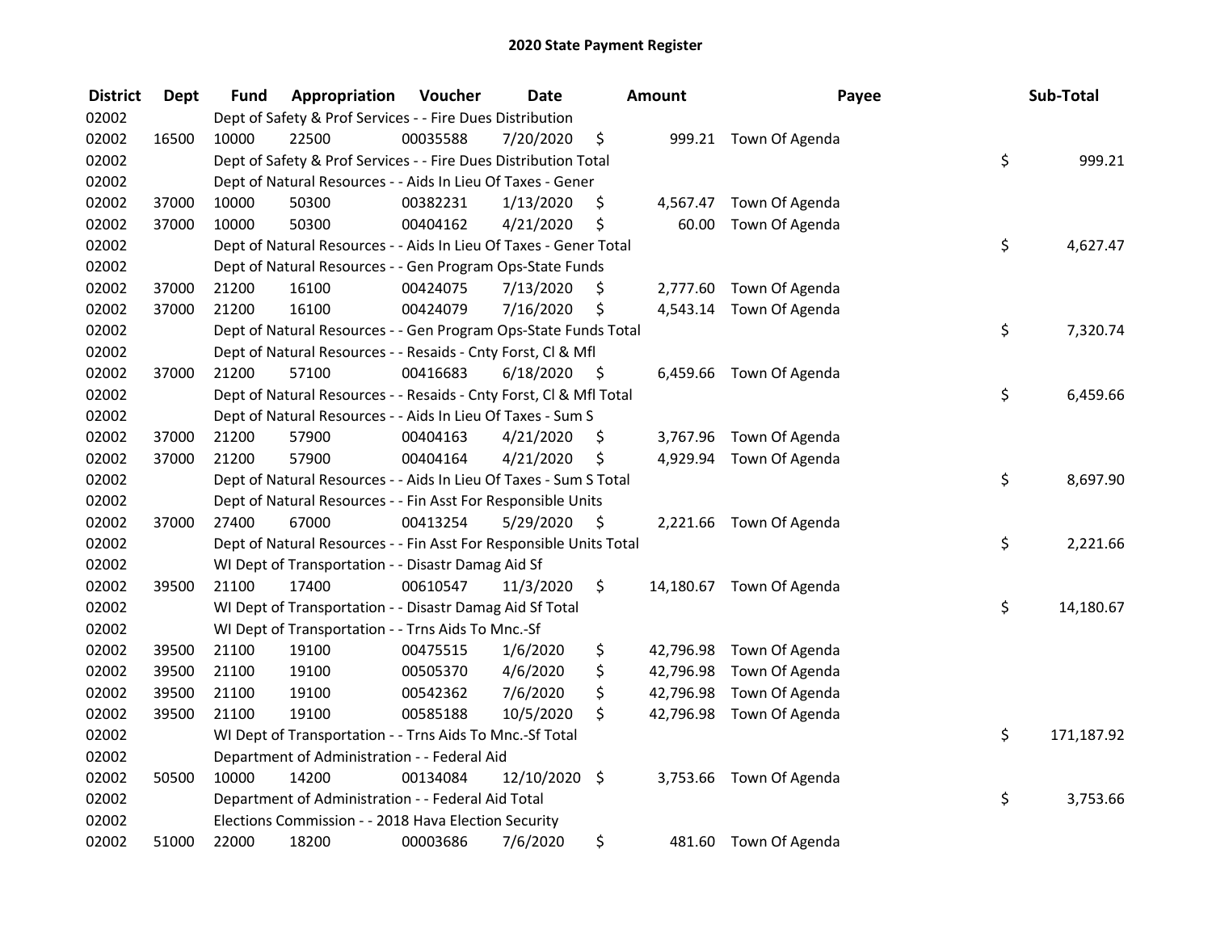# 2020 State Payment Register

| District | Dept | Fund | Appropriation | Voucher | Date | Amount | Payee | Sub-Total |
|---|---|---|---|---|---|---|---|---|
| 02002 | | Dept of Safety & Prof Services - - Fire Dues Distribution | | | | | | |
| 02002 | 16500 | 10000 | 22500 | 00035588 | 7/20/2020 | $ 999.21 | Town Of Agenda | |
| 02002 | | Dept of Safety & Prof Services - - Fire Dues Distribution Total | | | | | | $ 999.21 |
| 02002 | | Dept of Natural Resources - - Aids In Lieu Of Taxes - Gener | | | | | | |
| 02002 | 37000 | 10000 | 50300 | 00382231 | 1/13/2020 | $ 4,567.47 | Town Of Agenda | |
| 02002 | 37000 | 10000 | 50300 | 00404162 | 4/21/2020 | $ 60.00 | Town Of Agenda | |
| 02002 | | Dept of Natural Resources - - Aids In Lieu Of Taxes - Gener Total | | | | | | $ 4,627.47 |
| 02002 | | Dept of Natural Resources - - Gen Program Ops-State Funds | | | | | | |
| 02002 | 37000 | 21200 | 16100 | 00424075 | 7/13/2020 | $ 2,777.60 | Town Of Agenda | |
| 02002 | 37000 | 21200 | 16100 | 00424079 | 7/16/2020 | $ 4,543.14 | Town Of Agenda | |
| 02002 | | Dept of Natural Resources - - Gen Program Ops-State Funds Total | | | | | | $ 7,320.74 |
| 02002 | | Dept of Natural Resources - - Resaids - Cnty Forst, Cl & Mfl | | | | | | |
| 02002 | 37000 | 21200 | 57100 | 00416683 | 6/18/2020 | $ 6,459.66 | Town Of Agenda | |
| 02002 | | Dept of Natural Resources - - Resaids - Cnty Forst, Cl & Mfl Total | | | | | | $ 6,459.66 |
| 02002 | | Dept of Natural Resources - - Aids In Lieu Of Taxes - Sum S | | | | | | |
| 02002 | 37000 | 21200 | 57900 | 00404163 | 4/21/2020 | $ 3,767.96 | Town Of Agenda | |
| 02002 | 37000 | 21200 | 57900 | 00404164 | 4/21/2020 | $ 4,929.94 | Town Of Agenda | |
| 02002 | | Dept of Natural Resources - - Aids In Lieu Of Taxes - Sum S Total | | | | | | $ 8,697.90 |
| 02002 | | Dept of Natural Resources - - Fin Asst For Responsible Units | | | | | | |
| 02002 | 37000 | 27400 | 67000 | 00413254 | 5/29/2020 | $ 2,221.66 | Town Of Agenda | |
| 02002 | | Dept of Natural Resources - - Fin Asst For Responsible Units Total | | | | | | $ 2,221.66 |
| 02002 | | WI Dept of Transportation - - Disastr Damag Aid Sf | | | | | | |
| 02002 | 39500 | 21100 | 17400 | 00610547 | 11/3/2020 | $ 14,180.67 | Town Of Agenda | |
| 02002 | | WI Dept of Transportation - - Disastr Damag Aid Sf Total | | | | | | $ 14,180.67 |
| 02002 | | WI Dept of Transportation - - Trns Aids To Mnc.-Sf | | | | | | |
| 02002 | 39500 | 21100 | 19100 | 00475515 | 1/6/2020 | $ 42,796.98 | Town Of Agenda | |
| 02002 | 39500 | 21100 | 19100 | 00505370 | 4/6/2020 | $ 42,796.98 | Town Of Agenda | |
| 02002 | 39500 | 21100 | 19100 | 00542362 | 7/6/2020 | $ 42,796.98 | Town Of Agenda | |
| 02002 | 39500 | 21100 | 19100 | 00585188 | 10/5/2020 | $ 42,796.98 | Town Of Agenda | |
| 02002 | | WI Dept of Transportation - - Trns Aids To Mnc.-Sf Total | | | | | | $ 171,187.92 |
| 02002 | | Department of Administration - - Federal Aid | | | | | | |
| 02002 | 50500 | 10000 | 14200 | 00134084 | 12/10/2020 | $ 3,753.66 | Town Of Agenda | |
| 02002 | | Department of Administration - - Federal Aid Total | | | | | | $ 3,753.66 |
| 02002 | | Elections Commission - - 2018 Hava Election Security | | | | | | |
| 02002 | 51000 | 22000 | 18200 | 00003686 | 7/6/2020 | $ 481.60 | Town Of Agenda | |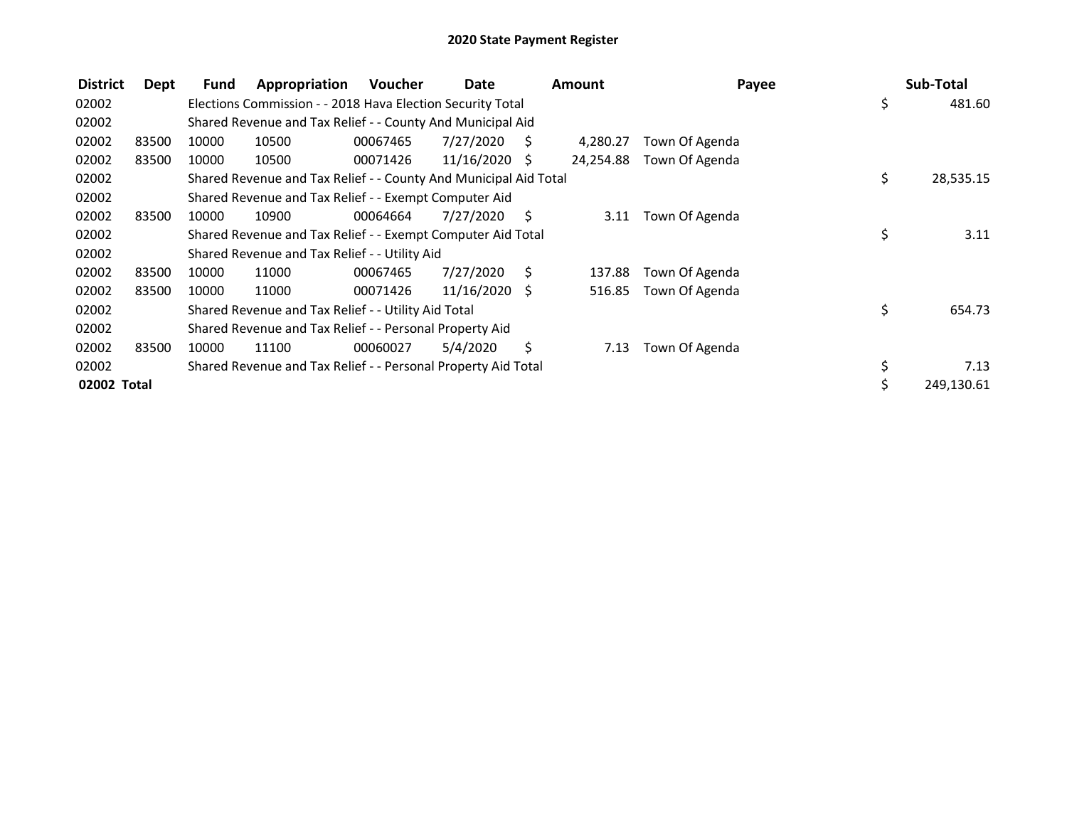# 2020 State Payment Register

| District | Dept | Fund | Appropriation | Voucher | Date | Amount | Payee | Sub-Total |
|---|---|---|---|---|---|---|---|---|
| 02002 | | Elections Commission - - 2018 Hava Election Security Total | | | | | | $ 481.60 |
| 02002 | | Shared Revenue and Tax Relief - - County And Municipal Aid | | | | | | |
| 02002 | 83500 | 10000 | 10500 | 00067465 | 7/27/2020 | $ 4,280.27 | Town Of Agenda | |
| 02002 | 83500 | 10000 | 10500 | 00071426 | 11/16/2020 | $ 24,254.88 | Town Of Agenda | |
| 02002 | | Shared Revenue and Tax Relief - - County And Municipal Aid Total | | | | | | $ 28,535.15 |
| 02002 | | Shared Revenue and Tax Relief - - Exempt Computer Aid | | | | | | |
| 02002 | 83500 | 10000 | 10900 | 00064664 | 7/27/2020 | $ 3.11 | Town Of Agenda | |
| 02002 | | Shared Revenue and Tax Relief - - Exempt Computer Aid Total | | | | | | $ 3.11 |
| 02002 | | Shared Revenue and Tax Relief - - Utility Aid | | | | | | |
| 02002 | 83500 | 10000 | 11000 | 00067465 | 7/27/2020 | $ 137.88 | Town Of Agenda | |
| 02002 | 83500 | 10000 | 11000 | 00071426 | 11/16/2020 | $ 516.85 | Town Of Agenda | |
| 02002 | | Shared Revenue and Tax Relief - - Utility Aid Total | | | | | | $ 654.73 |
| 02002 | | Shared Revenue and Tax Relief - - Personal Property Aid | | | | | | |
| 02002 | 83500 | 10000 | 11100 | 00060027 | 5/4/2020 | $ 7.13 | Town Of Agenda | |
| 02002 | | Shared Revenue and Tax Relief - - Personal Property Aid Total | | | | | | $ 7.13 |
| **02002 Total** | | | | | | | | $ 249,130.61 |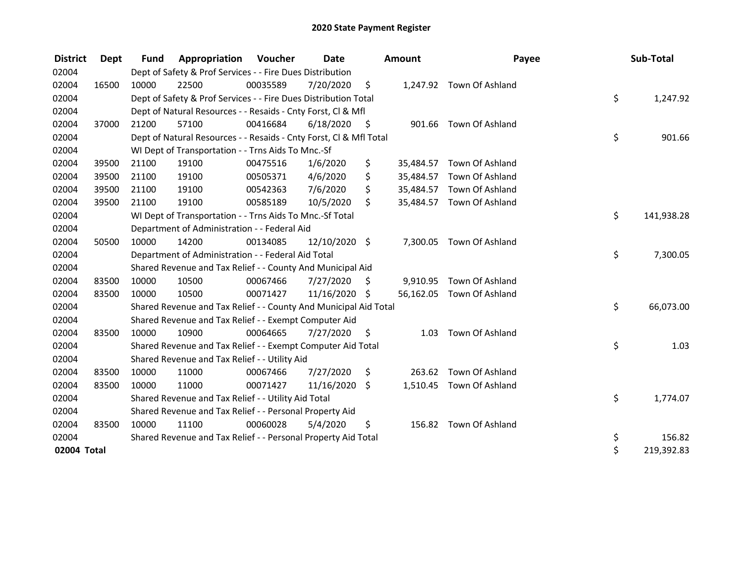# 2020 State Payment Register

| District | Dept | Fund | Appropriation | Voucher | Date | Amount | Payee | Sub-Total |
|---|---|---|---|---|---|---|---|---|
| 02004 | | Dept of Safety & Prof Services - - Fire Dues Distribution | | | | | | |
| 02004 | 16500 | 10000 | 22500 | 00035589 | 7/20/2020 | $ 1,247.92 | Town Of Ashland | |
| 02004 | | Dept of Safety & Prof Services - - Fire Dues Distribution Total | | | | | | $ 1,247.92 |
| 02004 | | Dept of Natural Resources - - Resaids - Cnty Forst, Cl & Mfl | | | | | | |
| 02004 | 37000 | 21200 | 57100 | 00416684 | 6/18/2020 | $ 901.66 | Town Of Ashland | |
| 02004 | | Dept of Natural Resources - - Resaids - Cnty Forst, Cl & Mfl Total | | | | | | $ 901.66 |
| 02004 | | WI Dept of Transportation - - Trns Aids To Mnc.-Sf | | | | | | |
| 02004 | 39500 | 21100 | 19100 | 00475516 | 1/6/2020 | $ 35,484.57 | Town Of Ashland | |
| 02004 | 39500 | 21100 | 19100 | 00505371 | 4/6/2020 | $ 35,484.57 | Town Of Ashland | |
| 02004 | 39500 | 21100 | 19100 | 00542363 | 7/6/2020 | $ 35,484.57 | Town Of Ashland | |
| 02004 | 39500 | 21100 | 19100 | 00585189 | 10/5/2020 | $ 35,484.57 | Town Of Ashland | |
| 02004 | | WI Dept of Transportation - - Trns Aids To Mnc.-Sf Total | | | | | | $ 141,938.28 |
| 02004 | | Department of Administration - - Federal Aid | | | | | | |
| 02004 | 50500 | 10000 | 14200 | 00134085 | 12/10/2020 | $ 7,300.05 | Town Of Ashland | |
| 02004 | | Department of Administration - - Federal Aid Total | | | | | | $ 7,300.05 |
| 02004 | | Shared Revenue and Tax Relief - - County And Municipal Aid | | | | | | |
| 02004 | 83500 | 10000 | 10500 | 00067466 | 7/27/2020 | $ 9,910.95 | Town Of Ashland | |
| 02004 | 83500 | 10000 | 10500 | 00071427 | 11/16/2020 | $ 56,162.05 | Town Of Ashland | |
| 02004 | | Shared Revenue and Tax Relief - - County And Municipal Aid Total | | | | | | $ 66,073.00 |
| 02004 | | Shared Revenue and Tax Relief - - Exempt Computer Aid | | | | | | |
| 02004 | 83500 | 10000 | 10900 | 00064665 | 7/27/2020 | $ 1.03 | Town Of Ashland | |
| 02004 | | Shared Revenue and Tax Relief - - Exempt Computer Aid Total | | | | | | $ 1.03 |
| 02004 | | Shared Revenue and Tax Relief - - Utility Aid | | | | | | |
| 02004 | 83500 | 10000 | 11000 | 00067466 | 7/27/2020 | $ 263.62 | Town Of Ashland | |
| 02004 | 83500 | 10000 | 11000 | 00071427 | 11/16/2020 | $ 1,510.45 | Town Of Ashland | |
| 02004 | | Shared Revenue and Tax Relief - - Utility Aid Total | | | | | | $ 1,774.07 |
| 02004 | | Shared Revenue and Tax Relief - - Personal Property Aid | | | | | | |
| 02004 | 83500 | 10000 | 11100 | 00060028 | 5/4/2020 | $ 156.82 | Town Of Ashland | |
| 02004 | | Shared Revenue and Tax Relief - - Personal Property Aid Total | | | | | | $ 156.82 |
| **02004 Total** | | | | | | | | $ 219,392.83 |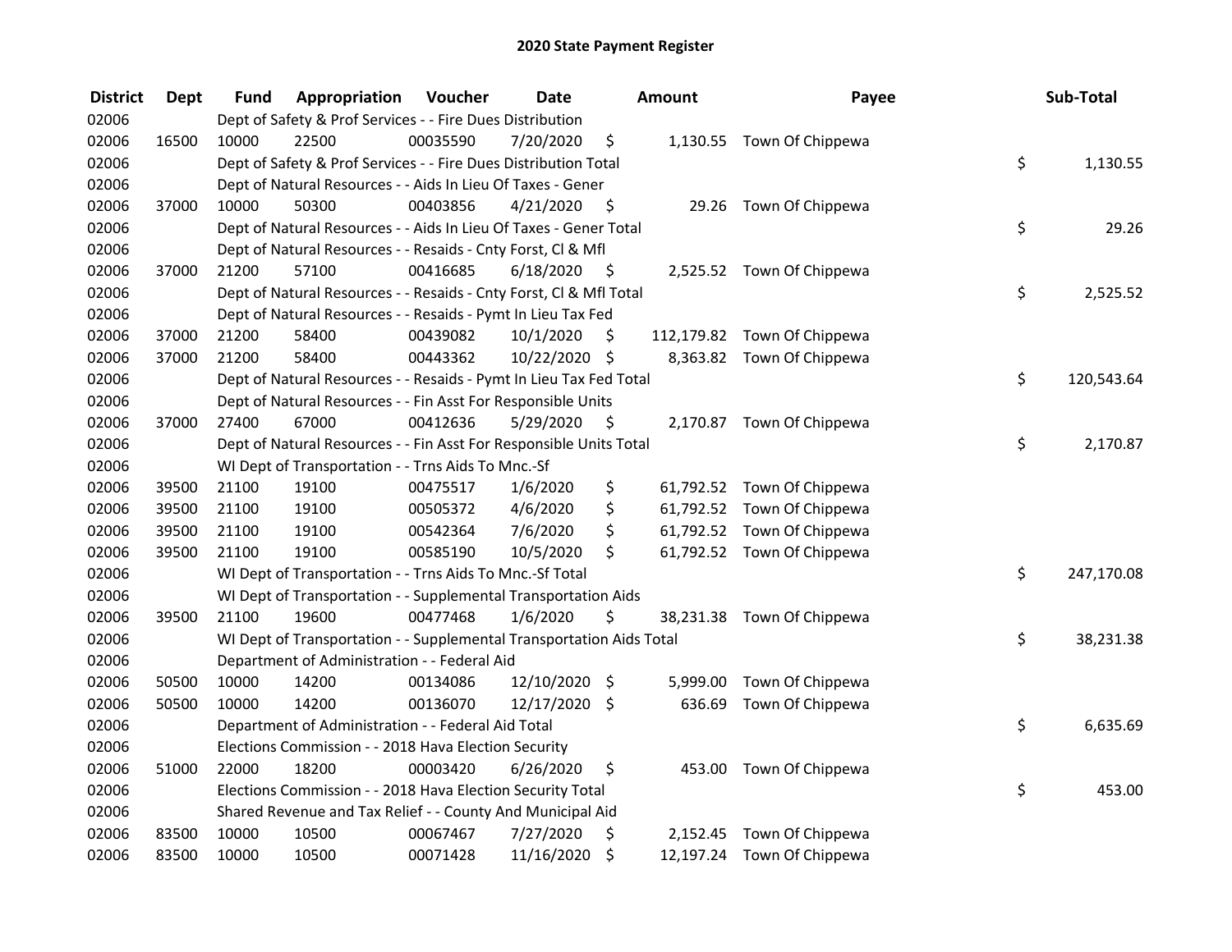# 2020 State Payment Register

| District | Dept | Fund | Appropriation | Voucher | Date | Amount | Payee | Sub-Total |
|---|---|---|---|---|---|---|---|---|
| 02006 | | Dept of Safety & Prof Services - - Fire Dues Distribution | | | | | | |
| 02006 | 16500 | 10000 | 22500 | 00035590 | 7/20/2020 | $ 1,130.55 | Town Of Chippewa | |
| 02006 | | Dept of Safety & Prof Services - - Fire Dues Distribution Total | | | | | | $ 1,130.55 |
| 02006 | | Dept of Natural Resources - - Aids In Lieu Of Taxes - Gener | | | | | | |
| 02006 | 37000 | 10000 | 50300 | 00403856 | 4/21/2020 | $ 29.26 | Town Of Chippewa | |
| 02006 | | Dept of Natural Resources - - Aids In Lieu Of Taxes - Gener Total | | | | | | $ 29.26 |
| 02006 | | Dept of Natural Resources - - Resaids - Cnty Forst, Cl & Mfl | | | | | | |
| 02006 | 37000 | 21200 | 57100 | 00416685 | 6/18/2020 | $ 2,525.52 | Town Of Chippewa | |
| 02006 | | Dept of Natural Resources - - Resaids - Cnty Forst, Cl & Mfl Total | | | | | | $ 2,525.52 |
| 02006 | | Dept of Natural Resources - - Resaids - Pymt In Lieu Tax Fed | | | | | | |
| 02006 | 37000 | 21200 | 58400 | 00439082 | 10/1/2020 | $ 112,179.82 | Town Of Chippewa | |
| 02006 | 37000 | 21200 | 58400 | 00443362 | 10/22/2020 | $ 8,363.82 | Town Of Chippewa | |
| 02006 | | Dept of Natural Resources - - Resaids - Pymt In Lieu Tax Fed Total | | | | | | $ 120,543.64 |
| 02006 | | Dept of Natural Resources - - Fin Asst For Responsible Units | | | | | | |
| 02006 | 37000 | 27400 | 67000 | 00412636 | 5/29/2020 | $ 2,170.87 | Town Of Chippewa | |
| 02006 | | Dept of Natural Resources - - Fin Asst For Responsible Units Total | | | | | | $ 2,170.87 |
| 02006 | | WI Dept of Transportation - - Trns Aids To Mnc.-Sf | | | | | | |
| 02006 | 39500 | 21100 | 19100 | 00475517 | 1/6/2020 | $ 61,792.52 | Town Of Chippewa | |
| 02006 | 39500 | 21100 | 19100 | 00505372 | 4/6/2020 | $ 61,792.52 | Town Of Chippewa | |
| 02006 | 39500 | 21100 | 19100 | 00542364 | 7/6/2020 | $ 61,792.52 | Town Of Chippewa | |
| 02006 | 39500 | 21100 | 19100 | 00585190 | 10/5/2020 | $ 61,792.52 | Town Of Chippewa | |
| 02006 | | WI Dept of Transportation - - Trns Aids To Mnc.-Sf Total | | | | | | $ 247,170.08 |
| 02006 | | WI Dept of Transportation - - Supplemental Transportation Aids | | | | | | |
| 02006 | 39500 | 21100 | 19600 | 00477468 | 1/6/2020 | $ 38,231.38 | Town Of Chippewa | |
| 02006 | | WI Dept of Transportation - - Supplemental Transportation Aids Total | | | | | | $ 38,231.38 |
| 02006 | | Department of Administration - - Federal Aid | | | | | | |
| 02006 | 50500 | 10000 | 14200 | 00134086 | 12/10/2020 | $ 5,999.00 | Town Of Chippewa | |
| 02006 | 50500 | 10000 | 14200 | 00136070 | 12/17/2020 | $ 636.69 | Town Of Chippewa | |
| 02006 | | Department of Administration - - Federal Aid Total | | | | | | $ 6,635.69 |
| 02006 | | Elections Commission - - 2018 Hava Election Security | | | | | | |
| 02006 | 51000 | 22000 | 18200 | 00003420 | 6/26/2020 | $ 453.00 | Town Of Chippewa | |
| 02006 | | Elections Commission - - 2018 Hava Election Security Total | | | | | | $ 453.00 |
| 02006 | | Shared Revenue and Tax Relief - - County And Municipal Aid | | | | | | |
| 02006 | 83500 | 10000 | 10500 | 00067467 | 7/27/2020 | $ 2,152.45 | Town Of Chippewa | |
| 02006 | 83500 | 10000 | 10500 | 00071428 | 11/16/2020 | $ 12,197.24 | Town Of Chippewa | |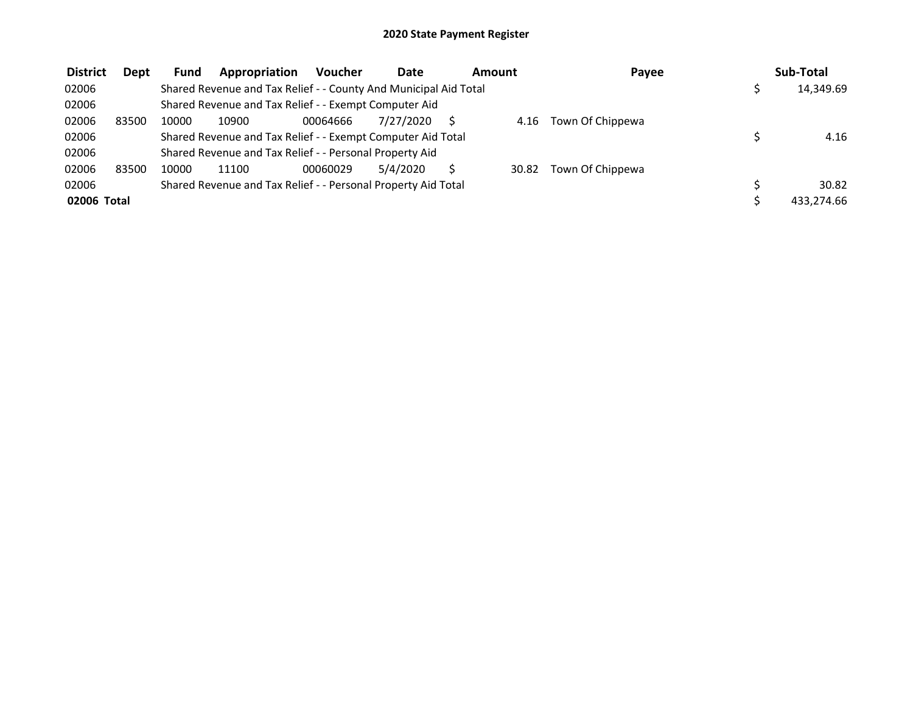## 2020 State Payment Register

| District | Dept | Fund | Appropriation | Voucher | Date | Amount | Payee | Sub-Total |
|---|---|---|---|---|---|---|---|---|
| 02006 | | Shared Revenue and Tax Relief - - County And Municipal Aid Total | | | | | | $ 14,349.69 |
| 02006 | | Shared Revenue and Tax Relief - - Exempt Computer Aid | | | | | | |
| 02006 | 83500 | 10000 | 10900 | 00064666 | 7/27/2020 | $ 4.16 | Town Of Chippewa | |
| 02006 | | Shared Revenue and Tax Relief - - Exempt Computer Aid Total | | | | | | $ 4.16 |
| 02006 | | Shared Revenue and Tax Relief - - Personal Property Aid | | | | | | |
| 02006 | 83500 | 10000 | 11100 | 00060029 | 5/4/2020 | $ 30.82 | Town Of Chippewa | |
| 02006 | | Shared Revenue and Tax Relief - - Personal Property Aid Total | | | | | | $ 30.82 |
| **02006 Total** | | | | | | | | $ 433,274.66 |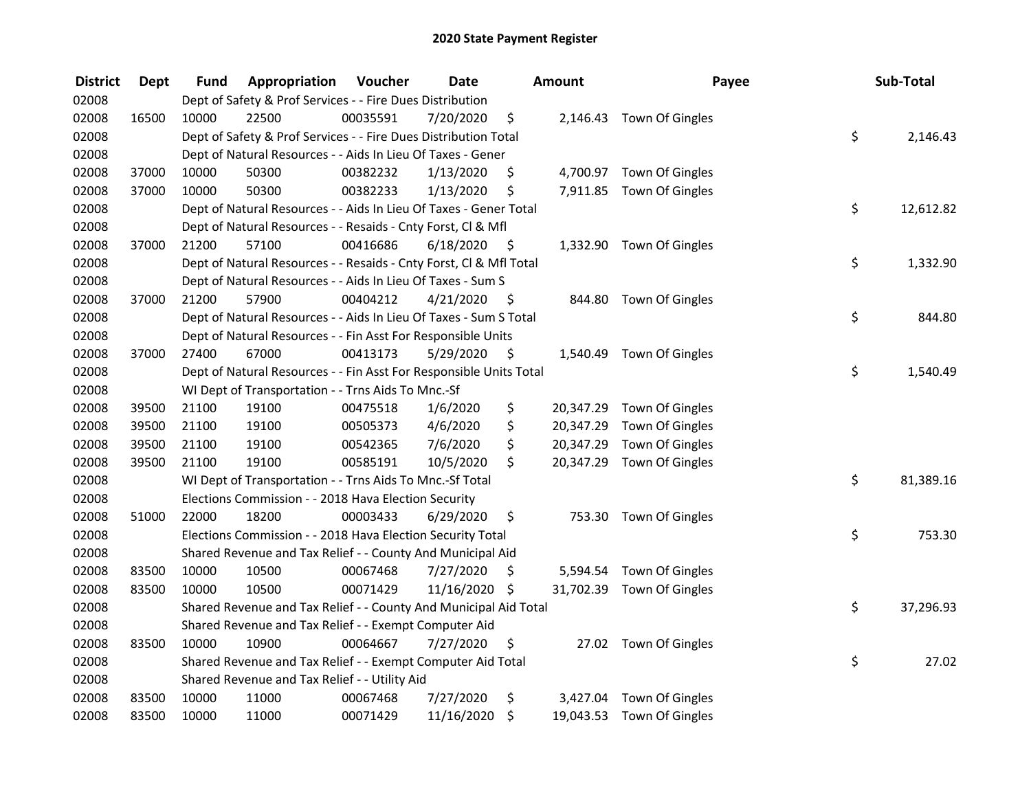# 2020 State Payment Register

| District | Dept | Fund | Appropriation | Voucher | Date | Amount | Payee | Sub-Total |
|---|---|---|---|---|---|---|---|---|
| 02008 | | Dept of Safety & Prof Services - - Fire Dues Distribution | | | | | | |
| 02008 | 16500 | 10000 | 22500 | 00035591 | 7/20/2020 | $ 2,146.43 | Town Of Gingles | |
| 02008 | | Dept of Safety & Prof Services - - Fire Dues Distribution Total | | | | | | $ 2,146.43 |
| 02008 | | Dept of Natural Resources - - Aids In Lieu Of Taxes - Gener | | | | | | |
| 02008 | 37000 | 10000 | 50300 | 00382232 | 1/13/2020 | $ 4,700.97 | Town Of Gingles | |
| 02008 | 37000 | 10000 | 50300 | 00382233 | 1/13/2020 | $ 7,911.85 | Town Of Gingles | |
| 02008 | | Dept of Natural Resources - - Aids In Lieu Of Taxes - Gener Total | | | | | | $ 12,612.82 |
| 02008 | | Dept of Natural Resources - - Resaids - Cnty Forst, Cl & Mfl | | | | | | |
| 02008 | 37000 | 21200 | 57100 | 00416686 | 6/18/2020 | $ 1,332.90 | Town Of Gingles | |
| 02008 | | Dept of Natural Resources - - Resaids - Cnty Forst, Cl & Mfl Total | | | | | | $ 1,332.90 |
| 02008 | | Dept of Natural Resources - - Aids In Lieu Of Taxes - Sum S | | | | | | |
| 02008 | 37000 | 21200 | 57900 | 00404212 | 4/21/2020 | $ 844.80 | Town Of Gingles | |
| 02008 | | Dept of Natural Resources - - Aids In Lieu Of Taxes - Sum S Total | | | | | | $ 844.80 |
| 02008 | | Dept of Natural Resources - - Fin Asst For Responsible Units | | | | | | |
| 02008 | 37000 | 27400 | 67000 | 00413173 | 5/29/2020 | $ 1,540.49 | Town Of Gingles | |
| 02008 | | Dept of Natural Resources - - Fin Asst For Responsible Units Total | | | | | | $ 1,540.49 |
| 02008 | | WI Dept of Transportation - - Trns Aids To Mnc.-Sf | | | | | | |
| 02008 | 39500 | 21100 | 19100 | 00475518 | 1/6/2020 | $ 20,347.29 | Town Of Gingles | |
| 02008 | 39500 | 21100 | 19100 | 00505373 | 4/6/2020 | $ 20,347.29 | Town Of Gingles | |
| 02008 | 39500 | 21100 | 19100 | 00542365 | 7/6/2020 | $ 20,347.29 | Town Of Gingles | |
| 02008 | 39500 | 21100 | 19100 | 00585191 | 10/5/2020 | $ 20,347.29 | Town Of Gingles | |
| 02008 | | WI Dept of Transportation - - Trns Aids To Mnc.-Sf Total | | | | | | $ 81,389.16 |
| 02008 | | Elections Commission - - 2018 Hava Election Security | | | | | | |
| 02008 | 51000 | 22000 | 18200 | 00003433 | 6/29/2020 | $ 753.30 | Town Of Gingles | |
| 02008 | | Elections Commission - - 2018 Hava Election Security Total | | | | | | $ 753.30 |
| 02008 | | Shared Revenue and Tax Relief - - County And Municipal Aid | | | | | | |
| 02008 | 83500 | 10000 | 10500 | 00067468 | 7/27/2020 | $ 5,594.54 | Town Of Gingles | |
| 02008 | 83500 | 10000 | 10500 | 00071429 | 11/16/2020 | $ 31,702.39 | Town Of Gingles | |
| 02008 | | Shared Revenue and Tax Relief - - County And Municipal Aid Total | | | | | | $ 37,296.93 |
| 02008 | | Shared Revenue and Tax Relief - - Exempt Computer Aid | | | | | | |
| 02008 | 83500 | 10000 | 10900 | 00064667 | 7/27/2020 | $ 27.02 | Town Of Gingles | |
| 02008 | | Shared Revenue and Tax Relief - - Exempt Computer Aid Total | | | | | | $ 27.02 |
| 02008 | | Shared Revenue and Tax Relief - - Utility Aid | | | | | | |
| 02008 | 83500 | 10000 | 11000 | 00067468 | 7/27/2020 | $ 3,427.04 | Town Of Gingles | |
| 02008 | 83500 | 10000 | 11000 | 00071429 | 11/16/2020 | $ 19,043.53 | Town Of Gingles | |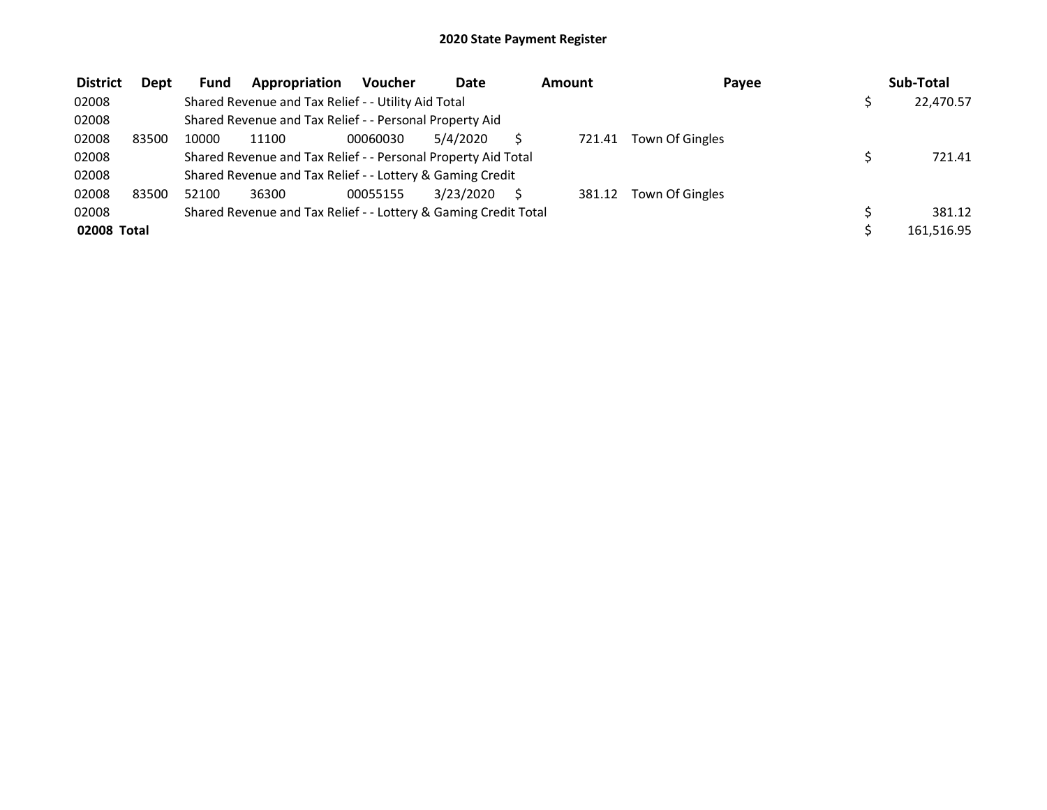# 2020 State Payment Register

| District | Dept | Fund | Appropriation | Voucher | Date | Amount | Payee | Sub-Total |
|---|---|---|---|---|---|---|---|---|
| 02008 | | Shared Revenue and Tax Relief - - Utility Aid Total | | | | | | $ 22,470.57 |
| 02008 | | Shared Revenue and Tax Relief - - Personal Property Aid | | | | | | |
| 02008 | 83500 | 10000 | 11100 | 00060030 | 5/4/2020 | $ 721.41 | Town Of Gingles | |
| 02008 | | Shared Revenue and Tax Relief - - Personal Property Aid Total | | | | | | $ 721.41 |
| 02008 | | Shared Revenue and Tax Relief - - Lottery & Gaming Credit | | | | | | |
| 02008 | 83500 | 52100 | 36300 | 00055155 | 3/23/2020 | $ 381.12 | Town Of Gingles | |
| 02008 | | Shared Revenue and Tax Relief - - Lottery & Gaming Credit Total | | | | | | $ 381.12 |
| **02008 Total** | | | | | | | | $ 161,516.95 |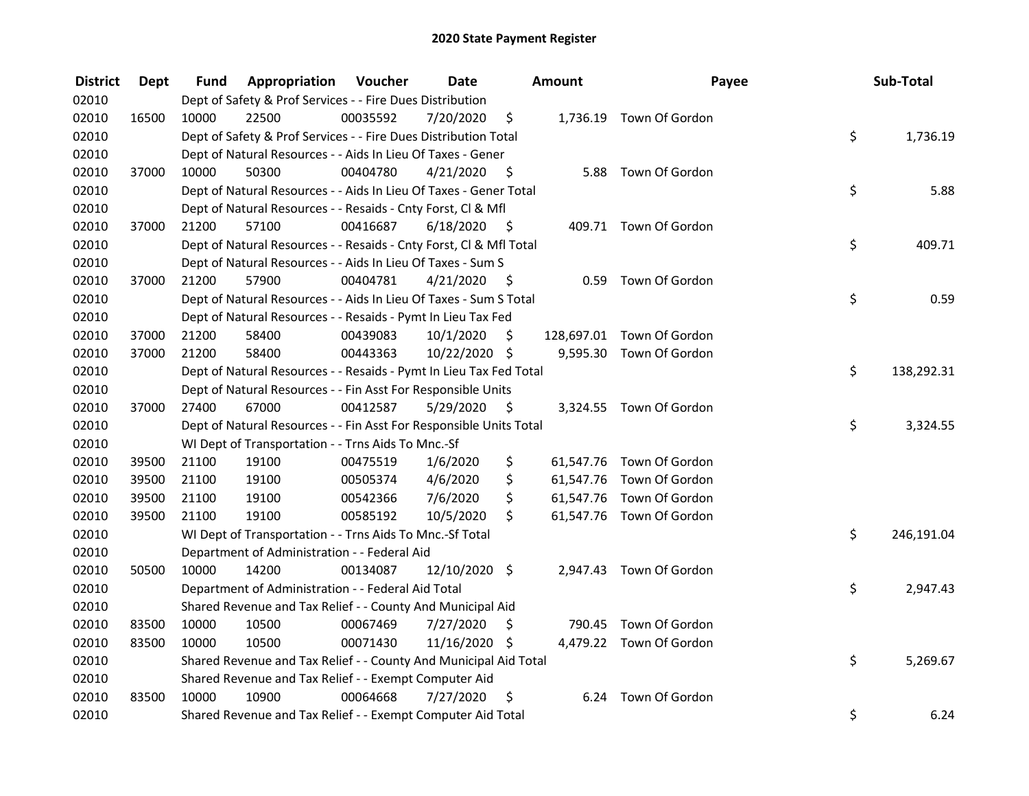# 2020 State Payment Register

| District | Dept | Fund | Appropriation | Voucher | Date | Amount | Payee | Sub-Total |
|---|---|---|---|---|---|---|---|---|
| 02010 | | Dept of Safety & Prof Services - - Fire Dues Distribution | | | | | | |
| 02010 | 16500 | 10000 | 22500 | 00035592 | 7/20/2020 | $ 1,736.19 | Town Of Gordon | |
| 02010 | | Dept of Safety & Prof Services - - Fire Dues Distribution Total | | | | | | $ 1,736.19 |
| 02010 | | Dept of Natural Resources - - Aids In Lieu Of Taxes - Gener | | | | | | |
| 02010 | 37000 | 10000 | 50300 | 00404780 | 4/21/2020 | $ 5.88 | Town Of Gordon | |
| 02010 | | Dept of Natural Resources - - Aids In Lieu Of Taxes - Gener Total | | | | | | $ 5.88 |
| 02010 | | Dept of Natural Resources - - Resaids - Cnty Forst, Cl & Mfl | | | | | | |
| 02010 | 37000 | 21200 | 57100 | 00416687 | 6/18/2020 | $ 409.71 | Town Of Gordon | |
| 02010 | | Dept of Natural Resources - - Resaids - Cnty Forst, Cl & Mfl Total | | | | | | $ 409.71 |
| 02010 | | Dept of Natural Resources - - Aids In Lieu Of Taxes - Sum S | | | | | | |
| 02010 | 37000 | 21200 | 57900 | 00404781 | 4/21/2020 | $ 0.59 | Town Of Gordon | |
| 02010 | | Dept of Natural Resources - - Aids In Lieu Of Taxes - Sum S Total | | | | | | $ 0.59 |
| 02010 | | Dept of Natural Resources - - Resaids - Pymt In Lieu Tax Fed | | | | | | |
| 02010 | 37000 | 21200 | 58400 | 00439083 | 10/1/2020 | $ 128,697.01 | Town Of Gordon | |
| 02010 | 37000 | 21200 | 58400 | 00443363 | 10/22/2020 | $ 9,595.30 | Town Of Gordon | |
| 02010 | | Dept of Natural Resources - - Resaids - Pymt In Lieu Tax Fed Total | | | | | | $ 138,292.31 |
| 02010 | | Dept of Natural Resources - - Fin Asst For Responsible Units | | | | | | |
| 02010 | 37000 | 27400 | 67000 | 00412587 | 5/29/2020 | $ 3,324.55 | Town Of Gordon | |
| 02010 | | Dept of Natural Resources - - Fin Asst For Responsible Units Total | | | | | | $ 3,324.55 |
| 02010 | | WI Dept of Transportation - - Trns Aids To Mnc.-Sf | | | | | | |
| 02010 | 39500 | 21100 | 19100 | 00475519 | 1/6/2020 | $ 61,547.76 | Town Of Gordon | |
| 02010 | 39500 | 21100 | 19100 | 00505374 | 4/6/2020 | $ 61,547.76 | Town Of Gordon | |
| 02010 | 39500 | 21100 | 19100 | 00542366 | 7/6/2020 | $ 61,547.76 | Town Of Gordon | |
| 02010 | 39500 | 21100 | 19100 | 00585192 | 10/5/2020 | $ 61,547.76 | Town Of Gordon | |
| 02010 | | WI Dept of Transportation - - Trns Aids To Mnc.-Sf Total | | | | | | $ 246,191.04 |
| 02010 | | Department of Administration - - Federal Aid | | | | | | |
| 02010 | 50500 | 10000 | 14200 | 00134087 | 12/10/2020 | $ 2,947.43 | Town Of Gordon | |
| 02010 | | Department of Administration - - Federal Aid Total | | | | | | $ 2,947.43 |
| 02010 | | Shared Revenue and Tax Relief - - County And Municipal Aid | | | | | | |
| 02010 | 83500 | 10000 | 10500 | 00067469 | 7/27/2020 | $ 790.45 | Town Of Gordon | |
| 02010 | 83500 | 10000 | 10500 | 00071430 | 11/16/2020 | $ 4,479.22 | Town Of Gordon | |
| 02010 | | Shared Revenue and Tax Relief - - County And Municipal Aid Total | | | | | | $ 5,269.67 |
| 02010 | | Shared Revenue and Tax Relief - - Exempt Computer Aid | | | | | | |
| 02010 | 83500 | 10000 | 10900 | 00064668 | 7/27/2020 | $ 6.24 | Town Of Gordon | |
| 02010 | | Shared Revenue and Tax Relief - - Exempt Computer Aid Total | | | | | | $ 6.24 |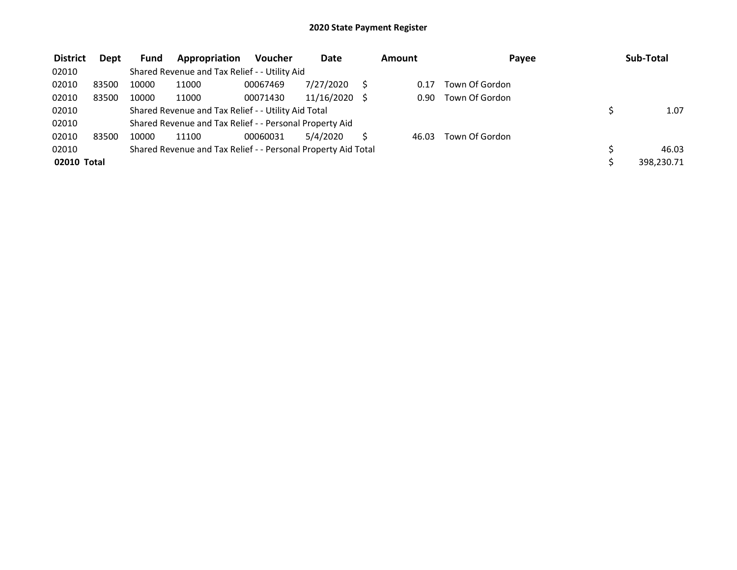# 2020 State Payment Register

| District | Dept | Fund | Appropriation | Voucher | Date | Amount | Payee | Sub-Total |
|---|---|---|---|---|---|---|---|---|
| 02010 | | Shared Revenue and Tax Relief - - Utility Aid | | | | | | |
| 02010 | 83500 | 10000 | 11000 | 00067469 | 7/27/2020 | $ 0.17 | Town Of Gordon | |
| 02010 | 83500 | 10000 | 11000 | 00071430 | 11/16/2020 | $ 0.90 | Town Of Gordon | |
| 02010 | | Shared Revenue and Tax Relief - - Utility Aid Total | | | | | | $ 1.07 |
| 02010 | | Shared Revenue and Tax Relief - - Personal Property Aid | | | | | | |
| 02010 | 83500 | 10000 | 11100 | 00060031 | 5/4/2020 | $ 46.03 | Town Of Gordon | |
| 02010 | | Shared Revenue and Tax Relief - - Personal Property Aid Total | | | | | | $ 46.03 |
| **02010 Total** | | | | | | | | $ 398,230.71 |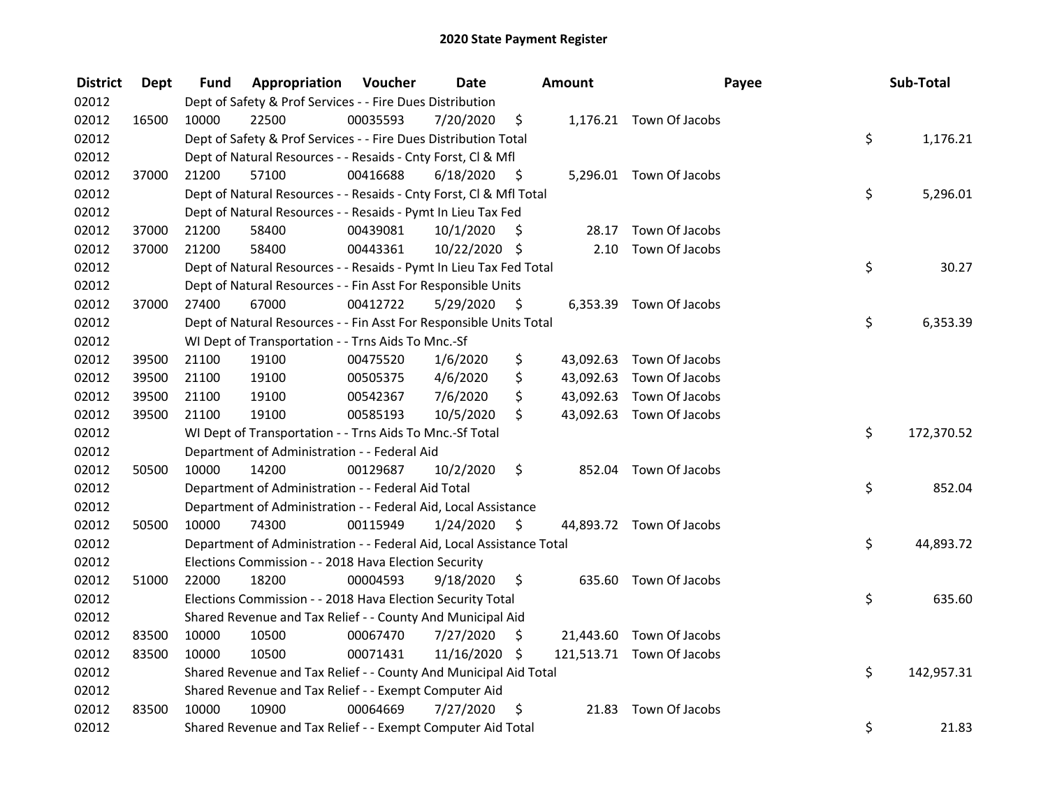# 2020 State Payment Register

| District | Dept | Fund | Appropriation | Voucher | Date | Amount | Payee | Sub-Total |
|---|---|---|---|---|---|---|---|---|
| 02012 | | Dept of Safety & Prof Services - - Fire Dues Distribution | | | | | | |
| 02012 | 16500 | 10000 | 22500 | 00035593 | 7/20/2020 | $ 1,176.21 | Town Of Jacobs | |
| 02012 | | Dept of Safety & Prof Services - - Fire Dues Distribution Total | | | | | | $ 1,176.21 |
| 02012 | | Dept of Natural Resources - - Resaids - Cnty Forst, Cl & Mfl | | | | | | |
| 02012 | 37000 | 21200 | 57100 | 00416688 | 6/18/2020 | $ 5,296.01 | Town Of Jacobs | |
| 02012 | | Dept of Natural Resources - - Resaids - Cnty Forst, Cl & Mfl Total | | | | | | $ 5,296.01 |
| 02012 | | Dept of Natural Resources - - Resaids - Pymt In Lieu Tax Fed | | | | | | |
| 02012 | 37000 | 21200 | 58400 | 00439081 | 10/1/2020 | $ 28.17 | Town Of Jacobs | |
| 02012 | 37000 | 21200 | 58400 | 00443361 | 10/22/2020 | $ 2.10 | Town Of Jacobs | |
| 02012 | | Dept of Natural Resources - - Resaids - Pymt In Lieu Tax Fed Total | | | | | | $ 30.27 |
| 02012 | | Dept of Natural Resources - - Fin Asst For Responsible Units | | | | | | |
| 02012 | 37000 | 27400 | 67000 | 00412722 | 5/29/2020 | $ 6,353.39 | Town Of Jacobs | |
| 02012 | | Dept of Natural Resources - - Fin Asst For Responsible Units Total | | | | | | $ 6,353.39 |
| 02012 | | WI Dept of Transportation - - Trns Aids To Mnc.-Sf | | | | | | |
| 02012 | 39500 | 21100 | 19100 | 00475520 | 1/6/2020 | $ 43,092.63 | Town Of Jacobs | |
| 02012 | 39500 | 21100 | 19100 | 00505375 | 4/6/2020 | $ 43,092.63 | Town Of Jacobs | |
| 02012 | 39500 | 21100 | 19100 | 00542367 | 7/6/2020 | $ 43,092.63 | Town Of Jacobs | |
| 02012 | 39500 | 21100 | 19100 | 00585193 | 10/5/2020 | $ 43,092.63 | Town Of Jacobs | |
| 02012 | | WI Dept of Transportation - - Trns Aids To Mnc.-Sf Total | | | | | | $ 172,370.52 |
| 02012 | | Department of Administration - - Federal Aid | | | | | | |
| 02012 | 50500 | 10000 | 14200 | 00129687 | 10/2/2020 | $ 852.04 | Town Of Jacobs | |
| 02012 | | Department of Administration - - Federal Aid Total | | | | | | $ 852.04 |
| 02012 | | Department of Administration - - Federal Aid, Local Assistance | | | | | | |
| 02012 | 50500 | 10000 | 74300 | 00115949 | 1/24/2020 | $ 44,893.72 | Town Of Jacobs | |
| 02012 | | Department of Administration - - Federal Aid, Local Assistance Total | | | | | | $ 44,893.72 |
| 02012 | | Elections Commission - - 2018 Hava Election Security | | | | | | |
| 02012 | 51000 | 22000 | 18200 | 00004593 | 9/18/2020 | $ 635.60 | Town Of Jacobs | |
| 02012 | | Elections Commission - - 2018 Hava Election Security Total | | | | | | $ 635.60 |
| 02012 | | Shared Revenue and Tax Relief - - County And Municipal Aid | | | | | | |
| 02012 | 83500 | 10000 | 10500 | 00067470 | 7/27/2020 | $ 21,443.60 | Town Of Jacobs | |
| 02012 | 83500 | 10000 | 10500 | 00071431 | 11/16/2020 | $ 121,513.71 | Town Of Jacobs | |
| 02012 | | Shared Revenue and Tax Relief - - County And Municipal Aid Total | | | | | | $ 142,957.31 |
| 02012 | | Shared Revenue and Tax Relief - - Exempt Computer Aid | | | | | | |
| 02012 | 83500 | 10000 | 10900 | 00064669 | 7/27/2020 | $ 21.83 | Town Of Jacobs | |
| 02012 | | Shared Revenue and Tax Relief - - Exempt Computer Aid Total | | | | | | $ 21.83 |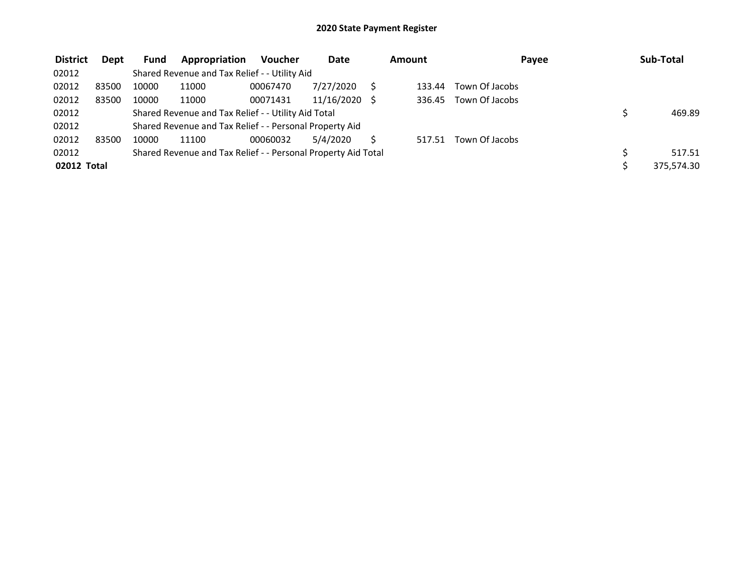# 2020 State Payment Register

| District | Dept | Fund | Appropriation | Voucher | Date | Amount | Payee | Sub-Total |
|---|---|---|---|---|---|---|---|---|
| 02012 | | Shared Revenue and Tax Relief - - Utility Aid | | | | | | |
| 02012 | 83500 | 10000 | 11000 | 00067470 | 7/27/2020 | $ 133.44 | Town Of Jacobs | |
| 02012 | 83500 | 10000 | 11000 | 00071431 | 11/16/2020 | $ 336.45 | Town Of Jacobs | |
| 02012 | | Shared Revenue and Tax Relief - - Utility Aid Total | | | | | | $ 469.89 |
| 02012 | | Shared Revenue and Tax Relief - - Personal Property Aid | | | | | | |
| 02012 | 83500 | 10000 | 11100 | 00060032 | 5/4/2020 | $ 517.51 | Town Of Jacobs | |
| 02012 | | Shared Revenue and Tax Relief - - Personal Property Aid Total | | | | | | $ 517.51 |
| **02012 Total** | | | | | | | | $ 375,574.30 |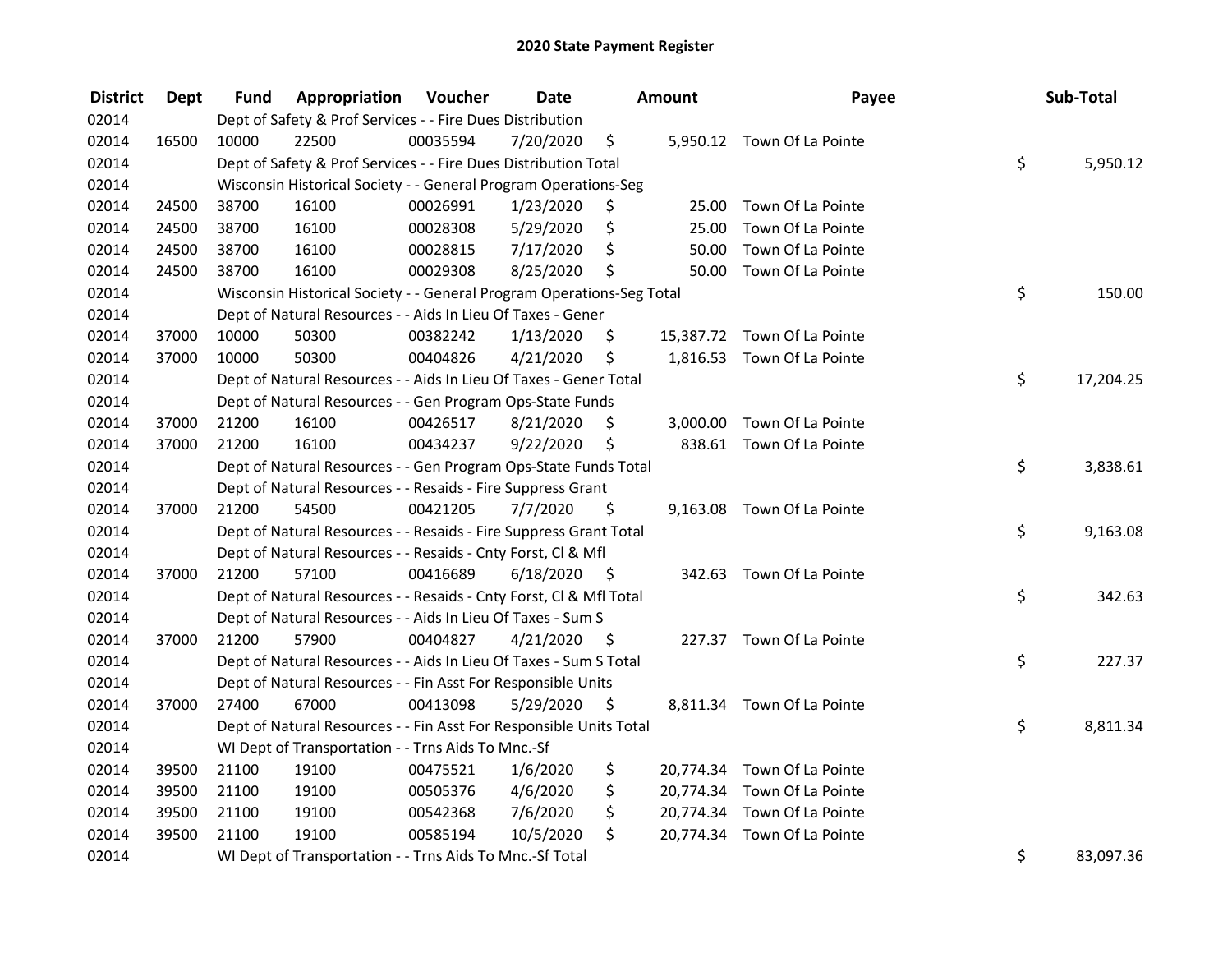# 2020 State Payment Register

| District | Dept | Fund | Appropriation | Voucher | Date | Amount | Payee | Sub-Total |
|---|---|---|---|---|---|---|---|---|
| 02014 | | Dept of Safety & Prof Services - - Fire Dues Distribution | | | | | | |
| 02014 | 16500 | 10000 | 22500 | 00035594 | 7/20/2020 | $ 5,950.12 | Town Of La Pointe | |
| 02014 | | Dept of Safety & Prof Services - - Fire Dues Distribution Total | | | | | | $ 5,950.12 |
| 02014 | | Wisconsin Historical Society - - General Program Operations-Seg | | | | | | |
| 02014 | 24500 | 38700 | 16100 | 00026991 | 1/23/2020 | $ 25.00 | Town Of La Pointe | |
| 02014 | 24500 | 38700 | 16100 | 00028308 | 5/29/2020 | $ 25.00 | Town Of La Pointe | |
| 02014 | 24500 | 38700 | 16100 | 00028815 | 7/17/2020 | $ 50.00 | Town Of La Pointe | |
| 02014 | 24500 | 38700 | 16100 | 00029308 | 8/25/2020 | $ 50.00 | Town Of La Pointe | |
| 02014 | | Wisconsin Historical Society - - General Program Operations-Seg Total | | | | | | $ 150.00 |
| 02014 | | Dept of Natural Resources - - Aids In Lieu Of Taxes - Gener | | | | | | |
| 02014 | 37000 | 10000 | 50300 | 00382242 | 1/13/2020 | $ 15,387.72 | Town Of La Pointe | |
| 02014 | 37000 | 10000 | 50300 | 00404826 | 4/21/2020 | $ 1,816.53 | Town Of La Pointe | |
| 02014 | | Dept of Natural Resources - - Aids In Lieu Of Taxes - Gener Total | | | | | | $ 17,204.25 |
| 02014 | | Dept of Natural Resources - - Gen Program Ops-State Funds | | | | | | |
| 02014 | 37000 | 21200 | 16100 | 00426517 | 8/21/2020 | $ 3,000.00 | Town Of La Pointe | |
| 02014 | 37000 | 21200 | 16100 | 00434237 | 9/22/2020 | $ 838.61 | Town Of La Pointe | |
| 02014 | | Dept of Natural Resources - - Gen Program Ops-State Funds Total | | | | | | $ 3,838.61 |
| 02014 | | Dept of Natural Resources - - Resaids - Fire Suppress Grant | | | | | | |
| 02014 | 37000 | 21200 | 54500 | 00421205 | 7/7/2020 | $ 9,163.08 | Town Of La Pointe | |
| 02014 | | Dept of Natural Resources - - Resaids - Fire Suppress Grant Total | | | | | | $ 9,163.08 |
| 02014 | | Dept of Natural Resources - - Resaids - Cnty Forst, Cl & Mfl | | | | | | |
| 02014 | 37000 | 21200 | 57100 | 00416689 | 6/18/2020 | $ 342.63 | Town Of La Pointe | |
| 02014 | | Dept of Natural Resources - - Resaids - Cnty Forst, Cl & Mfl Total | | | | | | $ 342.63 |
| 02014 | | Dept of Natural Resources - - Aids In Lieu Of Taxes - Sum S | | | | | | |
| 02014 | 37000 | 21200 | 57900 | 00404827 | 4/21/2020 | $ 227.37 | Town Of La Pointe | |
| 02014 | | Dept of Natural Resources - - Aids In Lieu Of Taxes - Sum S Total | | | | | | $ 227.37 |
| 02014 | | Dept of Natural Resources - - Fin Asst For Responsible Units | | | | | | |
| 02014 | 37000 | 27400 | 67000 | 00413098 | 5/29/2020 | $ 8,811.34 | Town Of La Pointe | |
| 02014 | | Dept of Natural Resources - - Fin Asst For Responsible Units Total | | | | | | $ 8,811.34 |
| 02014 | | WI Dept of Transportation - - Trns Aids To Mnc.-Sf | | | | | | |
| 02014 | 39500 | 21100 | 19100 | 00475521 | 1/6/2020 | $ 20,774.34 | Town Of La Pointe | |
| 02014 | 39500 | 21100 | 19100 | 00505376 | 4/6/2020 | $ 20,774.34 | Town Of La Pointe | |
| 02014 | 39500 | 21100 | 19100 | 00542368 | 7/6/2020 | $ 20,774.34 | Town Of La Pointe | |
| 02014 | 39500 | 21100 | 19100 | 00585194 | 10/5/2020 | $ 20,774.34 | Town Of La Pointe | |
| 02014 | | WI Dept of Transportation - - Trns Aids To Mnc.-Sf Total | | | | | | $ 83,097.36 |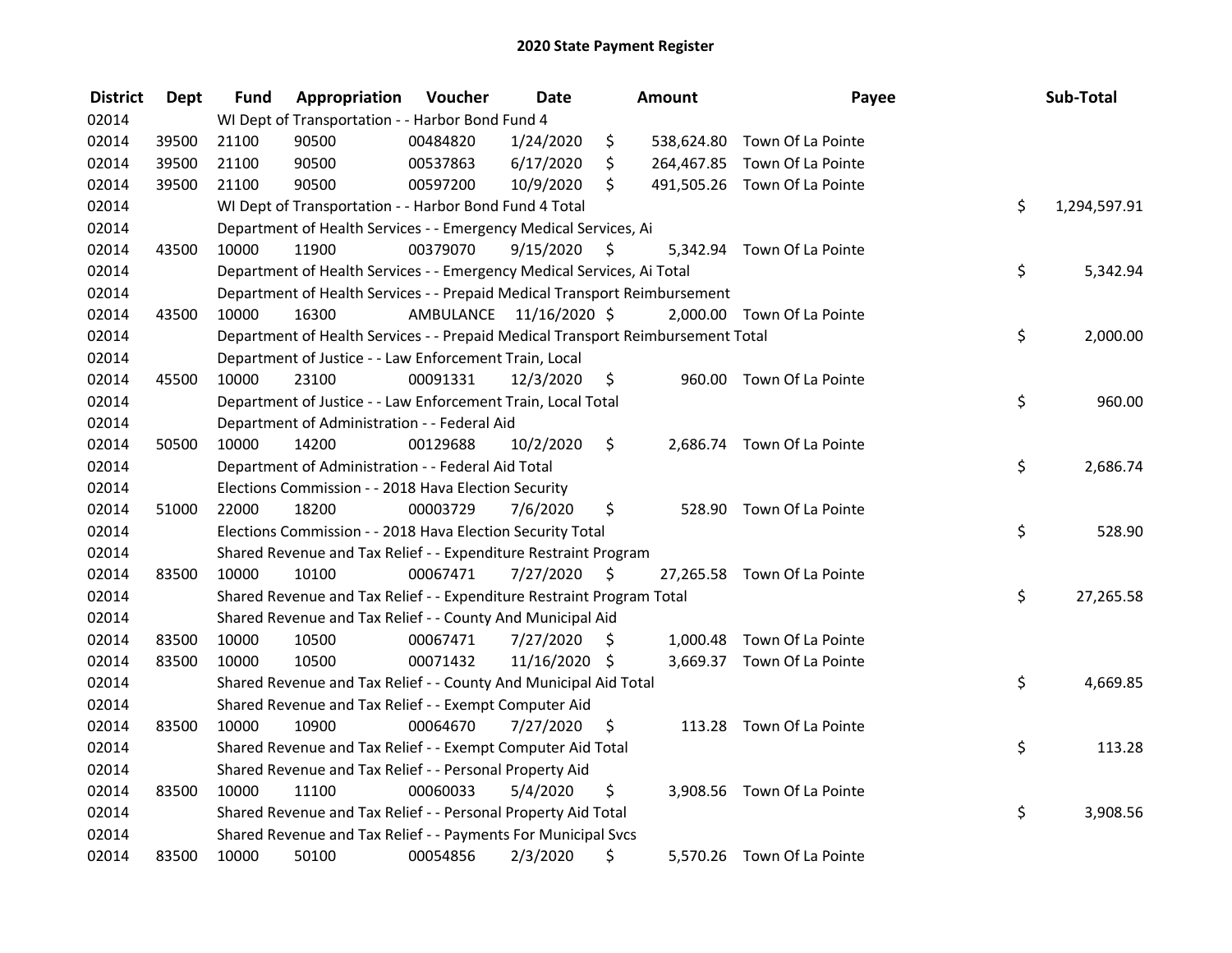# 2020 State Payment Register

| District | Dept | Fund | Appropriation | Voucher | Date | Amount | Payee | Sub-Total |
|---|---|---|---|---|---|---|---|---|
| 02014 | | WI Dept of Transportation - - Harbor Bond Fund 4 | | | | | | |
| 02014 | 39500 | 21100 | 90500 | 00484820 | 1/24/2020 | $ 538,624.80 | Town Of La Pointe | |
| 02014 | 39500 | 21100 | 90500 | 00537863 | 6/17/2020 | $ 264,467.85 | Town Of La Pointe | |
| 02014 | 39500 | 21100 | 90500 | 00597200 | 10/9/2020 | $ 491,505.26 | Town Of La Pointe | |
| 02014 | | WI Dept of Transportation - - Harbor Bond Fund 4 Total | | | | | | $ 1,294,597.91 |
| 02014 | | Department of Health Services - - Emergency Medical Services, Ai | | | | | | |
| 02014 | 43500 | 10000 | 11900 | 00379070 | 9/15/2020 | $ 5,342.94 | Town Of La Pointe | |
| 02014 | | Department of Health Services - - Emergency Medical Services, Ai Total | | | | | | $ 5,342.94 |
| 02014 | | Department of Health Services - - Prepaid Medical Transport Reimbursement | | | | | | |
| 02014 | 43500 | 10000 | 16300 | AMBULANCE | 11/16/2020 | $ 2,000.00 | Town Of La Pointe | |
| 02014 | | Department of Health Services - - Prepaid Medical Transport Reimbursement Total | | | | | | $ 2,000.00 |
| 02014 | | Department of Justice - - Law Enforcement Train, Local | | | | | | |
| 02014 | 45500 | 10000 | 23100 | 00091331 | 12/3/2020 | $ 960.00 | Town Of La Pointe | |
| 02014 | | Department of Justice - - Law Enforcement Train, Local Total | | | | | | $ 960.00 |
| 02014 | | Department of Administration - - Federal Aid | | | | | | |
| 02014 | 50500 | 10000 | 14200 | 00129688 | 10/2/2020 | $ 2,686.74 | Town Of La Pointe | |
| 02014 | | Department of Administration - - Federal Aid Total | | | | | | $ 2,686.74 |
| 02014 | | Elections Commission - - 2018 Hava Election Security | | | | | | |
| 02014 | 51000 | 22000 | 18200 | 00003729 | 7/6/2020 | $ 528.90 | Town Of La Pointe | |
| 02014 | | Elections Commission - - 2018 Hava Election Security Total | | | | | | $ 528.90 |
| 02014 | | Shared Revenue and Tax Relief - - Expenditure Restraint Program | | | | | | |
| 02014 | 83500 | 10000 | 10100 | 00067471 | 7/27/2020 | $ 27,265.58 | Town Of La Pointe | |
| 02014 | | Shared Revenue and Tax Relief - - Expenditure Restraint Program Total | | | | | | $ 27,265.58 |
| 02014 | | Shared Revenue and Tax Relief - - County And Municipal Aid | | | | | | |
| 02014 | 83500 | 10000 | 10500 | 00067471 | 7/27/2020 | $ 1,000.48 | Town Of La Pointe | |
| 02014 | 83500 | 10000 | 10500 | 00071432 | 11/16/2020 | $ 3,669.37 | Town Of La Pointe | |
| 02014 | | Shared Revenue and Tax Relief - - County And Municipal Aid Total | | | | | | $ 4,669.85 |
| 02014 | | Shared Revenue and Tax Relief - - Exempt Computer Aid | | | | | | |
| 02014 | 83500 | 10000 | 10900 | 00064670 | 7/27/2020 | $ 113.28 | Town Of La Pointe | |
| 02014 | | Shared Revenue and Tax Relief - - Exempt Computer Aid Total | | | | | | $ 113.28 |
| 02014 | | Shared Revenue and Tax Relief - - Personal Property Aid | | | | | | |
| 02014 | 83500 | 10000 | 11100 | 00060033 | 5/4/2020 | $ 3,908.56 | Town Of La Pointe | |
| 02014 | | Shared Revenue and Tax Relief - - Personal Property Aid Total | | | | | | $ 3,908.56 |
| 02014 | | Shared Revenue and Tax Relief - - Payments For Municipal Svcs | | | | | | |
| 02014 | 83500 | 10000 | 50100 | 00054856 | 2/3/2020 | $ 5,570.26 | Town Of La Pointe | |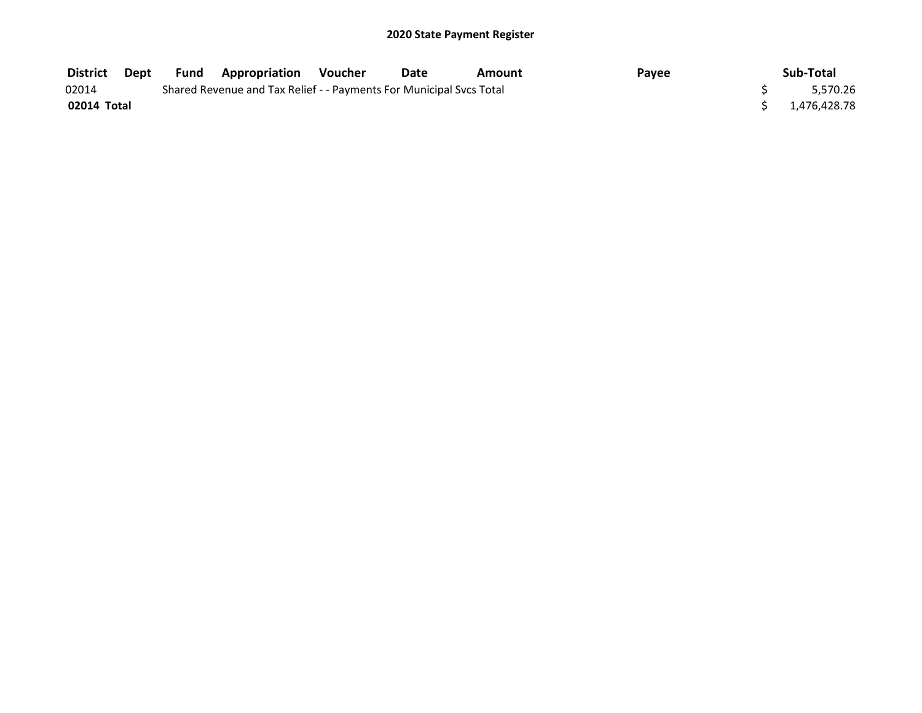## 2020 State Payment Register

| District | Dept | Fund | Appropriation | Voucher | Date | Amount | Payee | Sub-Total |
|---|---|---|---|---|---|---|---|---|
| 02014 | | Shared Revenue and Tax Relief - - Payments For Municipal Svcs Total | | | | | | $ 5,570.26 |
| **02014 Total** | | | | | | | | $ 1,476,428.78 |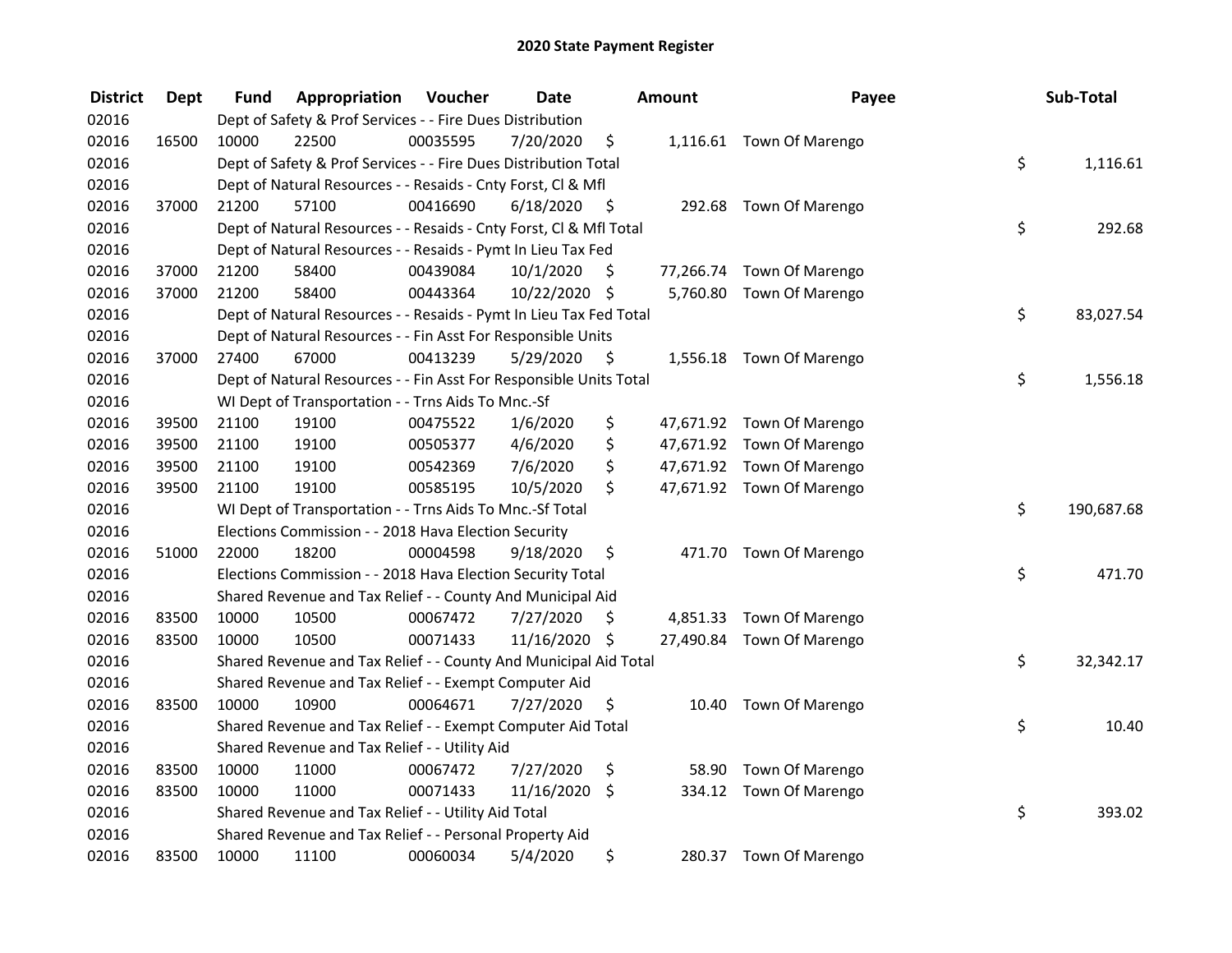## 2020 State Payment Register

| District | Dept | Fund | Appropriation | Voucher | Date | Amount | Payee | Sub-Total |
|---|---|---|---|---|---|---|---|---|
| 02016 | | Dept of Safety & Prof Services - - Fire Dues Distribution | | | | | | |
| 02016 | 16500 | 10000 | 22500 | 00035595 | 7/20/2020 | $ 1,116.61 | Town Of Marengo | |
| 02016 | | Dept of Safety & Prof Services - - Fire Dues Distribution Total | | | | | | $ 1,116.61 |
| 02016 | | Dept of Natural Resources - - Resaids - Cnty Forst, Cl & Mfl | | | | | | |
| 02016 | 37000 | 21200 | 57100 | 00416690 | 6/18/2020 | $ 292.68 | Town Of Marengo | |
| 02016 | | Dept of Natural Resources - - Resaids - Cnty Forst, Cl & Mfl Total | | | | | | $ 292.68 |
| 02016 | | Dept of Natural Resources - - Resaids - Pymt In Lieu Tax Fed | | | | | | |
| 02016 | 37000 | 21200 | 58400 | 00439084 | 10/1/2020 | $ 77,266.74 | Town Of Marengo | |
| 02016 | 37000 | 21200 | 58400 | 00443364 | 10/22/2020 | $ 5,760.80 | Town Of Marengo | |
| 02016 | | Dept of Natural Resources - - Resaids - Pymt In Lieu Tax Fed Total | | | | | | $ 83,027.54 |
| 02016 | | Dept of Natural Resources - - Fin Asst For Responsible Units | | | | | | |
| 02016 | 37000 | 27400 | 67000 | 00413239 | 5/29/2020 | $ 1,556.18 | Town Of Marengo | |
| 02016 | | Dept of Natural Resources - - Fin Asst For Responsible Units Total | | | | | | $ 1,556.18 |
| 02016 | | WI Dept of Transportation - - Trns Aids To Mnc.-Sf | | | | | | |
| 02016 | 39500 | 21100 | 19100 | 00475522 | 1/6/2020 | $ 47,671.92 | Town Of Marengo | |
| 02016 | 39500 | 21100 | 19100 | 00505377 | 4/6/2020 | $ 47,671.92 | Town Of Marengo | |
| 02016 | 39500 | 21100 | 19100 | 00542369 | 7/6/2020 | $ 47,671.92 | Town Of Marengo | |
| 02016 | 39500 | 21100 | 19100 | 00585195 | 10/5/2020 | $ 47,671.92 | Town Of Marengo | |
| 02016 | | WI Dept of Transportation - - Trns Aids To Mnc.-Sf Total | | | | | | $ 190,687.68 |
| 02016 | | Elections Commission - - 2018 Hava Election Security | | | | | | |
| 02016 | 51000 | 22000 | 18200 | 00004598 | 9/18/2020 | $ 471.70 | Town Of Marengo | |
| 02016 | | Elections Commission - - 2018 Hava Election Security Total | | | | | | $ 471.70 |
| 02016 | | Shared Revenue and Tax Relief - - County And Municipal Aid | | | | | | |
| 02016 | 83500 | 10000 | 10500 | 00067472 | 7/27/2020 | $ 4,851.33 | Town Of Marengo | |
| 02016 | 83500 | 10000 | 10500 | 00071433 | 11/16/2020 | $ 27,490.84 | Town Of Marengo | |
| 02016 | | Shared Revenue and Tax Relief - - County And Municipal Aid Total | | | | | | $ 32,342.17 |
| 02016 | | Shared Revenue and Tax Relief - - Exempt Computer Aid | | | | | | |
| 02016 | 83500 | 10000 | 10900 | 00064671 | 7/27/2020 | $ 10.40 | Town Of Marengo | |
| 02016 | | Shared Revenue and Tax Relief - - Exempt Computer Aid Total | | | | | | $ 10.40 |
| 02016 | | Shared Revenue and Tax Relief - - Utility Aid | | | | | | |
| 02016 | 83500 | 10000 | 11000 | 00067472 | 7/27/2020 | $ 58.90 | Town Of Marengo | |
| 02016 | 83500 | 10000 | 11000 | 00071433 | 11/16/2020 | $ 334.12 | Town Of Marengo | |
| 02016 | | Shared Revenue and Tax Relief - - Utility Aid Total | | | | | | $ 393.02 |
| 02016 | | Shared Revenue and Tax Relief - - Personal Property Aid | | | | | | |
| 02016 | 83500 | 10000 | 11100 | 00060034 | 5/4/2020 | $ 280.37 | Town Of Marengo | |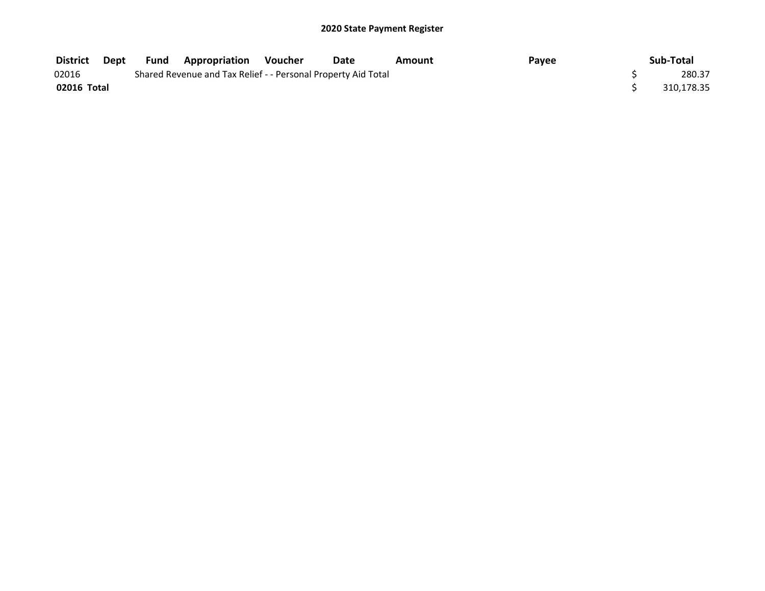## 2020 State Payment Register

| District | Dept | Fund | Appropriation | Voucher | Date | Amount | Payee | Sub-Total |
|---|---|---|---|---|---|---|---|---|
| 02016 | | Shared Revenue and Tax Relief - - Personal Property Aid Total | | | | | | $ 280.37 |
| **02016 Total** | | | | | | | | $ 310,178.35 |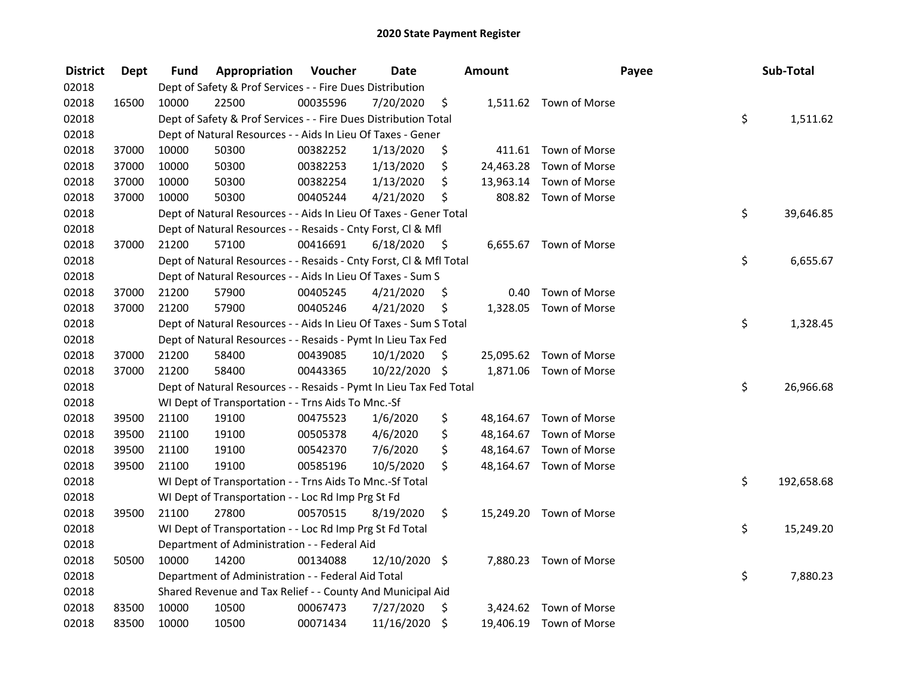# 2020 State Payment Register

| District | Dept | Fund | Appropriation | Voucher | Date | Amount | Payee | Sub-Total |
|---|---|---|---|---|---|---|---|---|
| 02018 | | Dept of Safety & Prof Services - - Fire Dues Distribution | | | | | | |
| 02018 | 16500 | 10000 | 22500 | 00035596 | 7/20/2020 | $ 1,511.62 | Town of Morse | |
| 02018 | | Dept of Safety & Prof Services - - Fire Dues Distribution Total | | | | | | $ 1,511.62 |
| 02018 | | Dept of Natural Resources - - Aids In Lieu Of Taxes - Gener | | | | | | |
| 02018 | 37000 | 10000 | 50300 | 00382252 | 1/13/2020 | $ 411.61 | Town of Morse | |
| 02018 | 37000 | 10000 | 50300 | 00382253 | 1/13/2020 | $ 24,463.28 | Town of Morse | |
| 02018 | 37000 | 10000 | 50300 | 00382254 | 1/13/2020 | $ 13,963.14 | Town of Morse | |
| 02018 | 37000 | 10000 | 50300 | 00405244 | 4/21/2020 | $ 808.82 | Town of Morse | |
| 02018 | | Dept of Natural Resources - - Aids In Lieu Of Taxes - Gener Total | | | | | | $ 39,646.85 |
| 02018 | | Dept of Natural Resources - - Resaids - Cnty Forst, Cl & Mfl | | | | | | |
| 02018 | 37000 | 21200 | 57100 | 00416691 | 6/18/2020 | $ 6,655.67 | Town of Morse | |
| 02018 | | Dept of Natural Resources - - Resaids - Cnty Forst, Cl & Mfl Total | | | | | | $ 6,655.67 |
| 02018 | | Dept of Natural Resources - - Aids In Lieu Of Taxes - Sum S | | | | | | |
| 02018 | 37000 | 21200 | 57900 | 00405245 | 4/21/2020 | $ 0.40 | Town of Morse | |
| 02018 | 37000 | 21200 | 57900 | 00405246 | 4/21/2020 | $ 1,328.05 | Town of Morse | |
| 02018 | | Dept of Natural Resources - - Aids In Lieu Of Taxes - Sum S Total | | | | | | $ 1,328.45 |
| 02018 | | Dept of Natural Resources - - Resaids - Pymt In Lieu Tax Fed | | | | | | |
| 02018 | 37000 | 21200 | 58400 | 00439085 | 10/1/2020 | $ 25,095.62 | Town of Morse | |
| 02018 | 37000 | 21200 | 58400 | 00443365 | 10/22/2020 | $ 1,871.06 | Town of Morse | |
| 02018 | | Dept of Natural Resources - - Resaids - Pymt In Lieu Tax Fed Total | | | | | | $ 26,966.68 |
| 02018 | | WI Dept of Transportation - - Trns Aids To Mnc.-Sf | | | | | | |
| 02018 | 39500 | 21100 | 19100 | 00475523 | 1/6/2020 | $ 48,164.67 | Town of Morse | |
| 02018 | 39500 | 21100 | 19100 | 00505378 | 4/6/2020 | $ 48,164.67 | Town of Morse | |
| 02018 | 39500 | 21100 | 19100 | 00542370 | 7/6/2020 | $ 48,164.67 | Town of Morse | |
| 02018 | 39500 | 21100 | 19100 | 00585196 | 10/5/2020 | $ 48,164.67 | Town of Morse | |
| 02018 | | WI Dept of Transportation - - Trns Aids To Mnc.-Sf Total | | | | | | $ 192,658.68 |
| 02018 | | WI Dept of Transportation - - Loc Rd Imp Prg St Fd | | | | | | |
| 02018 | 39500 | 21100 | 27800 | 00570515 | 8/19/2020 | $ 15,249.20 | Town of Morse | |
| 02018 | | WI Dept of Transportation - - Loc Rd Imp Prg St Fd Total | | | | | | $ 15,249.20 |
| 02018 | | Department of Administration - - Federal Aid | | | | | | |
| 02018 | 50500 | 10000 | 14200 | 00134088 | 12/10/2020 | $ 7,880.23 | Town of Morse | |
| 02018 | | Department of Administration - - Federal Aid Total | | | | | | $ 7,880.23 |
| 02018 | | Shared Revenue and Tax Relief - - County And Municipal Aid | | | | | | |
| 02018 | 83500 | 10000 | 10500 | 00067473 | 7/27/2020 | $ 3,424.62 | Town of Morse | |
| 02018 | 83500 | 10000 | 10500 | 00071434 | 11/16/2020 | $ 19,406.19 | Town of Morse | |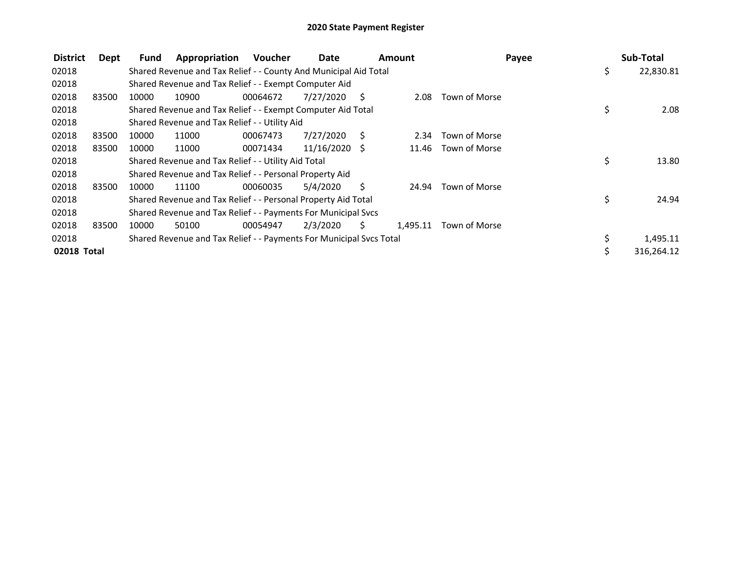# 2020 State Payment Register

| District | Dept | Fund | Appropriation | Voucher | Date | Amount | Payee | Sub-Total |
|---|---|---|---|---|---|---|---|---|
| 02018 | | Shared Revenue and Tax Relief - - County And Municipal Aid Total | | | | | | $ 22,830.81 |
| 02018 | | Shared Revenue and Tax Relief - - Exempt Computer Aid | | | | | | |
| 02018 | 83500 | 10000 | 10900 | 00064672 | 7/27/2020 | $ 2.08 | Town of Morse | |
| 02018 | | Shared Revenue and Tax Relief - - Exempt Computer Aid Total | | | | | | $ 2.08 |
| 02018 | | Shared Revenue and Tax Relief - - Utility Aid | | | | | | |
| 02018 | 83500 | 10000 | 11000 | 00067473 | 7/27/2020 | $ 2.34 | Town of Morse | |
| 02018 | 83500 | 10000 | 11000 | 00071434 | 11/16/2020 | $ 11.46 | Town of Morse | |
| 02018 | | Shared Revenue and Tax Relief - - Utility Aid Total | | | | | | $ 13.80 |
| 02018 | | Shared Revenue and Tax Relief - - Personal Property Aid | | | | | | |
| 02018 | 83500 | 10000 | 11100 | 00060035 | 5/4/2020 | $ 24.94 | Town of Morse | |
| 02018 | | Shared Revenue and Tax Relief - - Personal Property Aid Total | | | | | | $ 24.94 |
| 02018 | | Shared Revenue and Tax Relief - - Payments For Municipal Svcs | | | | | | |
| 02018 | 83500 | 10000 | 50100 | 00054947 | 2/3/2020 | $ 1,495.11 | Town of Morse | |
| 02018 | | Shared Revenue and Tax Relief - - Payments For Municipal Svcs Total | | | | | | $ 1,495.11 |
| **02018 Total** | | | | | | | | $ 316,264.12 |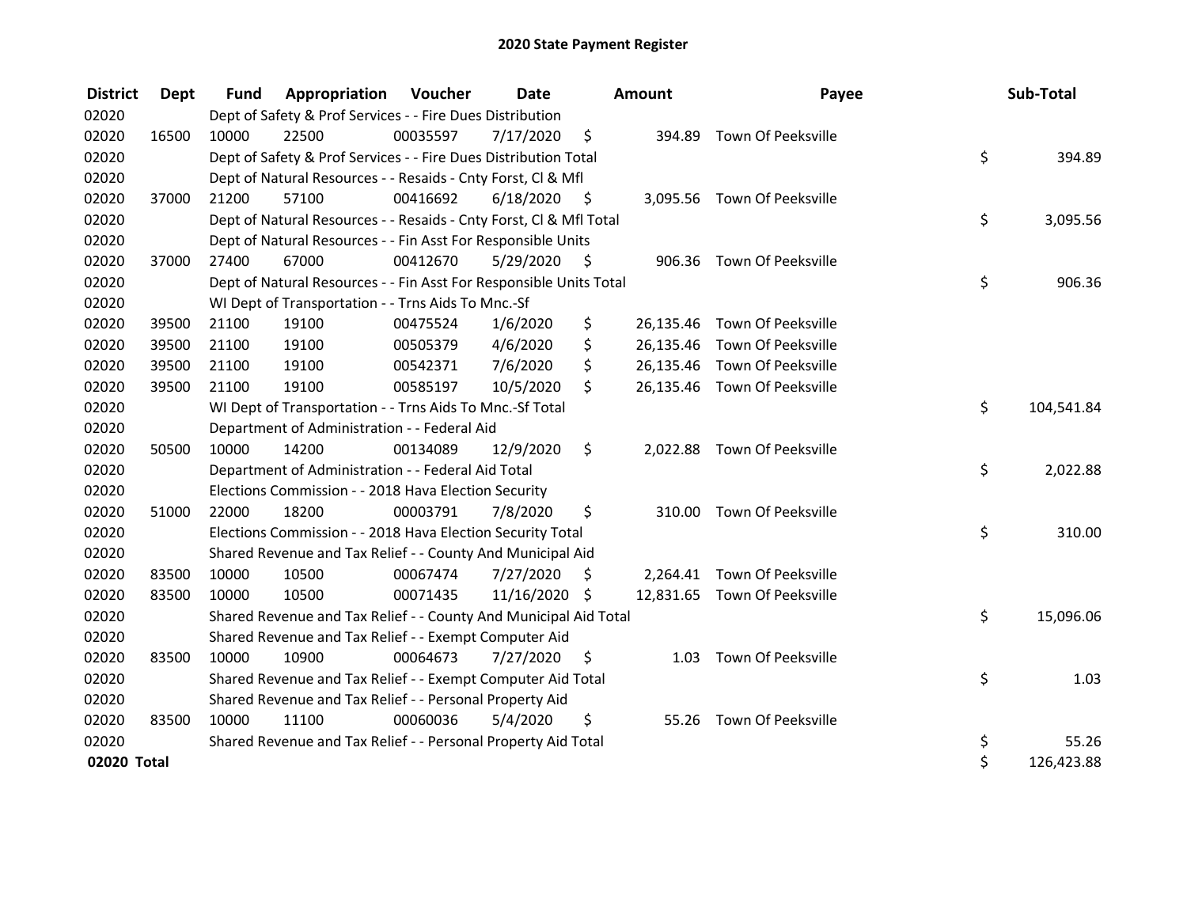# 2020 State Payment Register

| District | Dept | Fund | Appropriation | Voucher | Date | Amount | Payee | Sub-Total |
|---|---|---|---|---|---|---|---|---|
| 02020 | | Dept of Safety & Prof Services - - Fire Dues Distribution | | | | | | |
| 02020 | 16500 | 10000 | 22500 | 00035597 | 7/17/2020 | $ 394.89 | Town Of Peeksville | |
| 02020 | | Dept of Safety & Prof Services - - Fire Dues Distribution Total | | | | | | $ 394.89 |
| 02020 | | Dept of Natural Resources - - Resaids - Cnty Forst, Cl & Mfl | | | | | | |
| 02020 | 37000 | 21200 | 57100 | 00416692 | 6/18/2020 | $ 3,095.56 | Town Of Peeksville | |
| 02020 | | Dept of Natural Resources - - Resaids - Cnty Forst, Cl & Mfl Total | | | | | | $ 3,095.56 |
| 02020 | | Dept of Natural Resources - - Fin Asst For Responsible Units | | | | | | |
| 02020 | 37000 | 27400 | 67000 | 00412670 | 5/29/2020 | $ 906.36 | Town Of Peeksville | |
| 02020 | | Dept of Natural Resources - - Fin Asst For Responsible Units Total | | | | | | $ 906.36 |
| 02020 | | WI Dept of Transportation - - Trns Aids To Mnc.-Sf | | | | | | |
| 02020 | 39500 | 21100 | 19100 | 00475524 | 1/6/2020 | $ 26,135.46 | Town Of Peeksville | |
| 02020 | 39500 | 21100 | 19100 | 00505379 | 4/6/2020 | $ 26,135.46 | Town Of Peeksville | |
| 02020 | 39500 | 21100 | 19100 | 00542371 | 7/6/2020 | $ 26,135.46 | Town Of Peeksville | |
| 02020 | 39500 | 21100 | 19100 | 00585197 | 10/5/2020 | $ 26,135.46 | Town Of Peeksville | |
| 02020 | | WI Dept of Transportation - - Trns Aids To Mnc.-Sf Total | | | | | | $ 104,541.84 |
| 02020 | | Department of Administration - - Federal Aid | | | | | | |
| 02020 | 50500 | 10000 | 14200 | 00134089 | 12/9/2020 | $ 2,022.88 | Town Of Peeksville | |
| 02020 | | Department of Administration - - Federal Aid Total | | | | | | $ 2,022.88 |
| 02020 | | Elections Commission - - 2018 Hava Election Security | | | | | | |
| 02020 | 51000 | 22000 | 18200 | 00003791 | 7/8/2020 | $ 310.00 | Town Of Peeksville | |
| 02020 | | Elections Commission - - 2018 Hava Election Security Total | | | | | | $ 310.00 |
| 02020 | | Shared Revenue and Tax Relief - - County And Municipal Aid | | | | | | |
| 02020 | 83500 | 10000 | 10500 | 00067474 | 7/27/2020 | $ 2,264.41 | Town Of Peeksville | |
| 02020 | 83500 | 10000 | 10500 | 00071435 | 11/16/2020 | $ 12,831.65 | Town Of Peeksville | |
| 02020 | | Shared Revenue and Tax Relief - - County And Municipal Aid Total | | | | | | $ 15,096.06 |
| 02020 | | Shared Revenue and Tax Relief - - Exempt Computer Aid | | | | | | |
| 02020 | 83500 | 10000 | 10900 | 00064673 | 7/27/2020 | $ 1.03 | Town Of Peeksville | |
| 02020 | | Shared Revenue and Tax Relief - - Exempt Computer Aid Total | | | | | | $ 1.03 |
| 02020 | | Shared Revenue and Tax Relief - - Personal Property Aid | | | | | | |
| 02020 | 83500 | 10000 | 11100 | 00060036 | 5/4/2020 | $ 55.26 | Town Of Peeksville | |
| 02020 | | Shared Revenue and Tax Relief - - Personal Property Aid Total | | | | | | $ 55.26 |
| **02020 Total** | | | | | | | | $ 126,423.88 |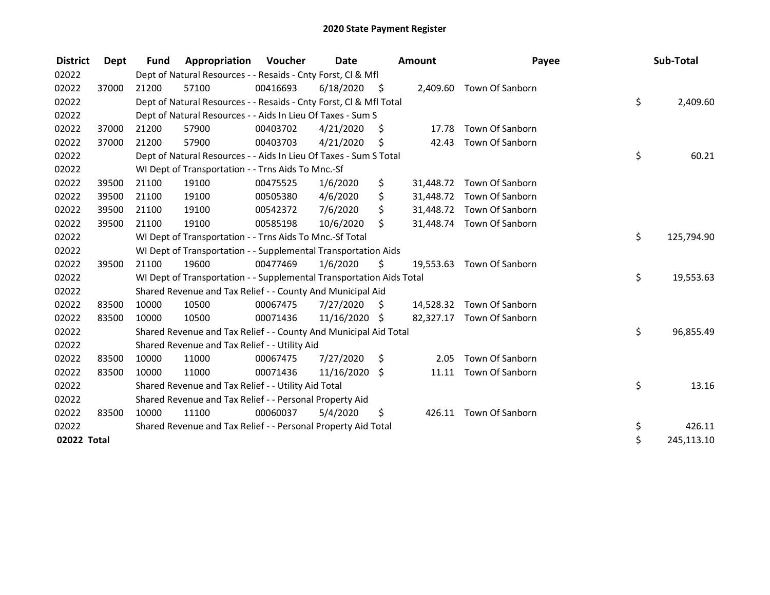# 2020 State Payment Register

| District | Dept | Fund | Appropriation | Voucher | Date | Amount | Payee | Sub-Total |
|---|---|---|---|---|---|---|---|---|
| 02022 | | Dept of Natural Resources - - Resaids - Cnty Forst, Cl & Mfl | | | | | | |
| 02022 | 37000 | 21200 | 57100 | 00416693 | 6/18/2020 | $ 2,409.60 | Town Of Sanborn | |
| 02022 | | Dept of Natural Resources - - Resaids - Cnty Forst, Cl & Mfl Total | | | | | | $ 2,409.60 |
| 02022 | | Dept of Natural Resources - - Aids In Lieu Of Taxes - Sum S | | | | | | |
| 02022 | 37000 | 21200 | 57900 | 00403702 | 4/21/2020 | $ 17.78 | Town Of Sanborn | |
| 02022 | 37000 | 21200 | 57900 | 00403703 | 4/21/2020 | $ 42.43 | Town Of Sanborn | |
| 02022 | | Dept of Natural Resources - - Aids In Lieu Of Taxes - Sum S Total | | | | | | $ 60.21 |
| 02022 | | WI Dept of Transportation - - Trns Aids To Mnc.-Sf | | | | | | |
| 02022 | 39500 | 21100 | 19100 | 00475525 | 1/6/2020 | $ 31,448.72 | Town Of Sanborn | |
| 02022 | 39500 | 21100 | 19100 | 00505380 | 4/6/2020 | $ 31,448.72 | Town Of Sanborn | |
| 02022 | 39500 | 21100 | 19100 | 00542372 | 7/6/2020 | $ 31,448.72 | Town Of Sanborn | |
| 02022 | 39500 | 21100 | 19100 | 00585198 | 10/6/2020 | $ 31,448.74 | Town Of Sanborn | |
| 02022 | | WI Dept of Transportation - - Trns Aids To Mnc.-Sf Total | | | | | | $ 125,794.90 |
| 02022 | | WI Dept of Transportation - - Supplemental Transportation Aids | | | | | | |
| 02022 | 39500 | 21100 | 19600 | 00477469 | 1/6/2020 | $ 19,553.63 | Town Of Sanborn | |
| 02022 | | WI Dept of Transportation - - Supplemental Transportation Aids Total | | | | | | $ 19,553.63 |
| 02022 | | Shared Revenue and Tax Relief - - County And Municipal Aid | | | | | | |
| 02022 | 83500 | 10000 | 10500 | 00067475 | 7/27/2020 | $ 14,528.32 | Town Of Sanborn | |
| 02022 | 83500 | 10000 | 10500 | 00071436 | 11/16/2020 | $ 82,327.17 | Town Of Sanborn | |
| 02022 | | Shared Revenue and Tax Relief - - County And Municipal Aid Total | | | | | | $ 96,855.49 |
| 02022 | | Shared Revenue and Tax Relief - - Utility Aid | | | | | | |
| 02022 | 83500 | 10000 | 11000 | 00067475 | 7/27/2020 | $ 2.05 | Town Of Sanborn | |
| 02022 | 83500 | 10000 | 11000 | 00071436 | 11/16/2020 | $ 11.11 | Town Of Sanborn | |
| 02022 | | Shared Revenue and Tax Relief - - Utility Aid Total | | | | | | $ 13.16 |
| 02022 | | Shared Revenue and Tax Relief - - Personal Property Aid | | | | | | |
| 02022 | 83500 | 10000 | 11100 | 00060037 | 5/4/2020 | $ 426.11 | Town Of Sanborn | |
| 02022 | | Shared Revenue and Tax Relief - - Personal Property Aid Total | | | | | | $ 426.11 |
| **02022 Total** | | | | | | | | $ 245,113.10 |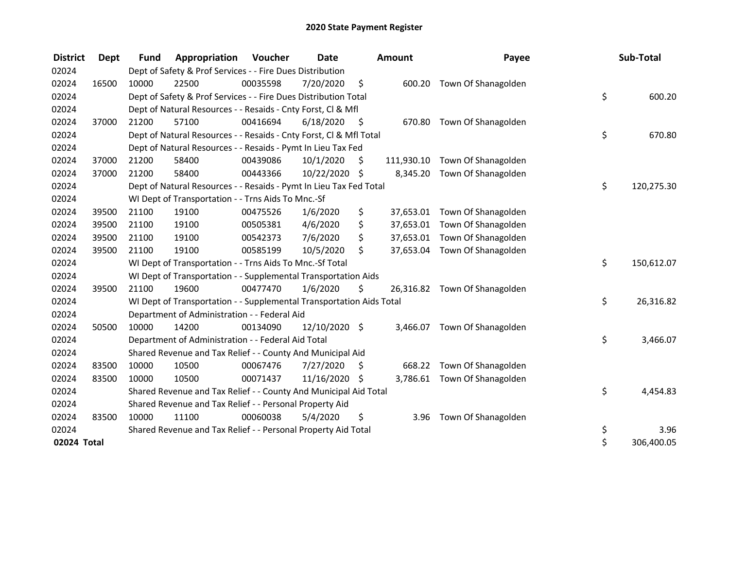# 2020 State Payment Register

| District | Dept | Fund | Appropriation | Voucher | Date | Amount | Payee | Sub-Total |
|---|---|---|---|---|---|---|---|---|
| 02024 | | Dept of Safety & Prof Services - - Fire Dues Distribution | | | | | | |
| 02024 | 16500 | 10000 | 22500 | 00035598 | 7/20/2020 | $ 600.20 | Town Of Shanagolden | |
| 02024 | | Dept of Safety & Prof Services - - Fire Dues Distribution Total | | | | | | $ 600.20 |
| 02024 | | Dept of Natural Resources - - Resaids - Cnty Forst, Cl & Mfl | | | | | | |
| 02024 | 37000 | 21200 | 57100 | 00416694 | 6/18/2020 | $ 670.80 | Town Of Shanagolden | |
| 02024 | | Dept of Natural Resources - - Resaids - Cnty Forst, Cl & Mfl Total | | | | | | $ 670.80 |
| 02024 | | Dept of Natural Resources - - Resaids - Pymt In Lieu Tax Fed | | | | | | |
| 02024 | 37000 | 21200 | 58400 | 00439086 | 10/1/2020 | $ 111,930.10 | Town Of Shanagolden | |
| 02024 | 37000 | 21200 | 58400 | 00443366 | 10/22/2020 | $ 8,345.20 | Town Of Shanagolden | |
| 02024 | | Dept of Natural Resources - - Resaids - Pymt In Lieu Tax Fed Total | | | | | | $ 120,275.30 |
| 02024 | | WI Dept of Transportation - - Trns Aids To Mnc.-Sf | | | | | | |
| 02024 | 39500 | 21100 | 19100 | 00475526 | 1/6/2020 | $ 37,653.01 | Town Of Shanagolden | |
| 02024 | 39500 | 21100 | 19100 | 00505381 | 4/6/2020 | $ 37,653.01 | Town Of Shanagolden | |
| 02024 | 39500 | 21100 | 19100 | 00542373 | 7/6/2020 | $ 37,653.01 | Town Of Shanagolden | |
| 02024 | 39500 | 21100 | 19100 | 00585199 | 10/5/2020 | $ 37,653.04 | Town Of Shanagolden | |
| 02024 | | WI Dept of Transportation - - Trns Aids To Mnc.-Sf Total | | | | | | $ 150,612.07 |
| 02024 | | WI Dept of Transportation - - Supplemental Transportation Aids | | | | | | |
| 02024 | 39500 | 21100 | 19600 | 00477470 | 1/6/2020 | $ 26,316.82 | Town Of Shanagolden | |
| 02024 | | WI Dept of Transportation - - Supplemental Transportation Aids Total | | | | | | $ 26,316.82 |
| 02024 | | Department of Administration - - Federal Aid | | | | | | |
| 02024 | 50500 | 10000 | 14200 | 00134090 | 12/10/2020 | $ 3,466.07 | Town Of Shanagolden | |
| 02024 | | Department of Administration - - Federal Aid Total | | | | | | $ 3,466.07 |
| 02024 | | Shared Revenue and Tax Relief - - County And Municipal Aid | | | | | | |
| 02024 | 83500 | 10000 | 10500 | 00067476 | 7/27/2020 | $ 668.22 | Town Of Shanagolden | |
| 02024 | 83500 | 10000 | 10500 | 00071437 | 11/16/2020 | $ 3,786.61 | Town Of Shanagolden | |
| 02024 | | Shared Revenue and Tax Relief - - County And Municipal Aid Total | | | | | | $ 4,454.83 |
| 02024 | | Shared Revenue and Tax Relief - - Personal Property Aid | | | | | | |
| 02024 | 83500 | 10000 | 11100 | 00060038 | 5/4/2020 | $ 3.96 | Town Of Shanagolden | |
| 02024 | | Shared Revenue and Tax Relief - - Personal Property Aid Total | | | | | | $ 3.96 |
| **02024 Total** | | | | | | | | $ 306,400.05 |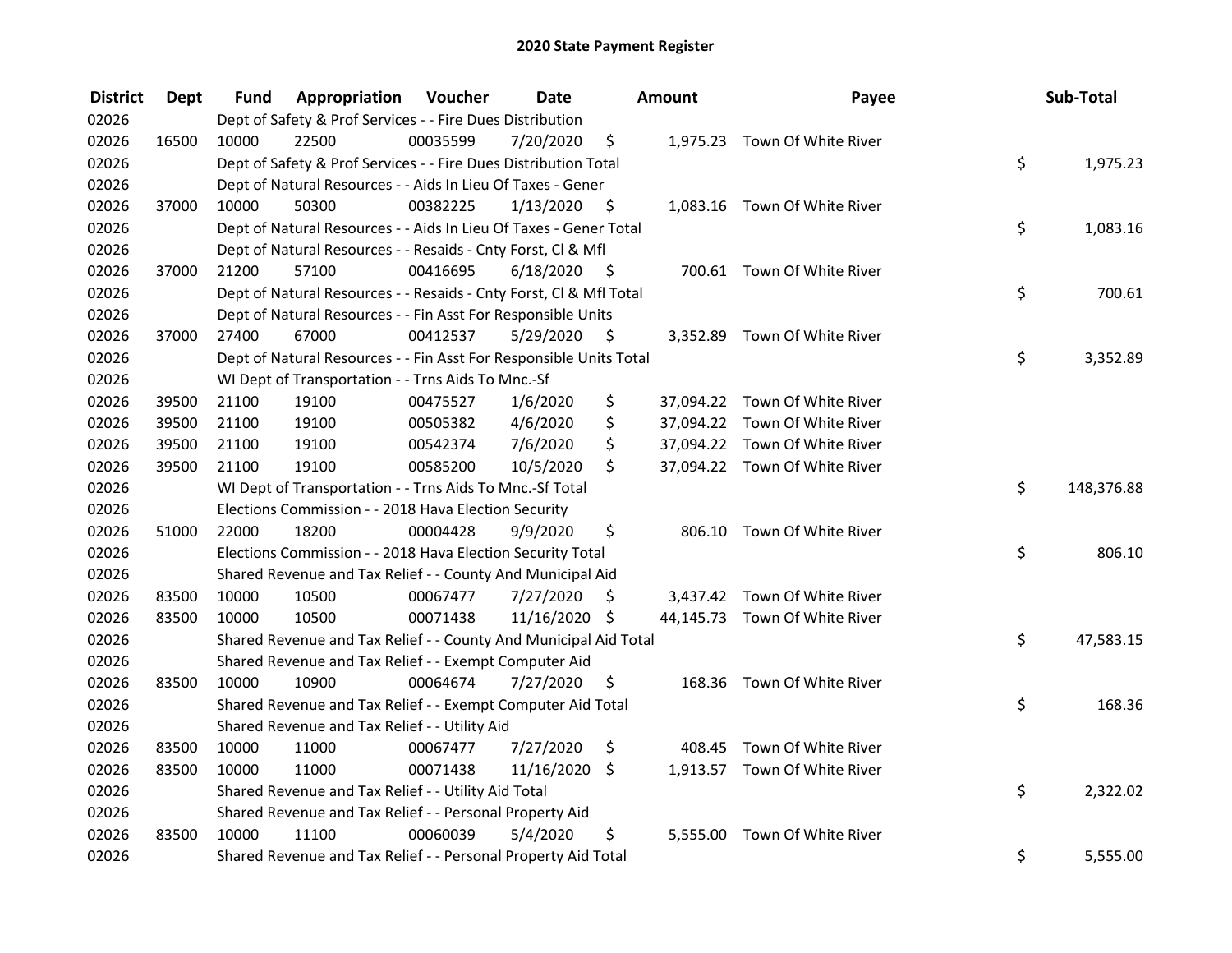# 2020 State Payment Register

| District | Dept | Fund | Appropriation | Voucher | Date | Amount | Payee | Sub-Total |
|---|---|---|---|---|---|---|---|---|
| 02026 | | Dept of Safety & Prof Services - - Fire Dues Distribution | | | | | | |
| 02026 | 16500 | 10000 | 22500 | 00035599 | 7/20/2020 | $ 1,975.23 | Town Of White River | |
| 02026 | | Dept of Safety & Prof Services - - Fire Dues Distribution Total | | | | | | $ 1,975.23 |
| 02026 | | Dept of Natural Resources - - Aids In Lieu Of Taxes - Gener | | | | | | |
| 02026 | 37000 | 10000 | 50300 | 00382225 | 1/13/2020 | $ 1,083.16 | Town Of White River | |
| 02026 | | Dept of Natural Resources - - Aids In Lieu Of Taxes - Gener Total | | | | | | $ 1,083.16 |
| 02026 | | Dept of Natural Resources - - Resaids - Cnty Forst, Cl & Mfl | | | | | | |
| 02026 | 37000 | 21200 | 57100 | 00416695 | 6/18/2020 | $ 700.61 | Town Of White River | |
| 02026 | | Dept of Natural Resources - - Resaids - Cnty Forst, Cl & Mfl Total | | | | | | $ 700.61 |
| 02026 | | Dept of Natural Resources - - Fin Asst For Responsible Units | | | | | | |
| 02026 | 37000 | 27400 | 67000 | 00412537 | 5/29/2020 | $ 3,352.89 | Town Of White River | |
| 02026 | | Dept of Natural Resources - - Fin Asst For Responsible Units Total | | | | | | $ 3,352.89 |
| 02026 | | WI Dept of Transportation - - Trns Aids To Mnc.-Sf | | | | | | |
| 02026 | 39500 | 21100 | 19100 | 00475527 | 1/6/2020 | $ 37,094.22 | Town Of White River | |
| 02026 | 39500 | 21100 | 19100 | 00505382 | 4/6/2020 | $ 37,094.22 | Town Of White River | |
| 02026 | 39500 | 21100 | 19100 | 00542374 | 7/6/2020 | $ 37,094.22 | Town Of White River | |
| 02026 | 39500 | 21100 | 19100 | 00585200 | 10/5/2020 | $ 37,094.22 | Town Of White River | |
| 02026 | | WI Dept of Transportation - - Trns Aids To Mnc.-Sf Total | | | | | | $ 148,376.88 |
| 02026 | | Elections Commission - - 2018 Hava Election Security | | | | | | |
| 02026 | 51000 | 22000 | 18200 | 00004428 | 9/9/2020 | $ 806.10 | Town Of White River | |
| 02026 | | Elections Commission - - 2018 Hava Election Security Total | | | | | | $ 806.10 |
| 02026 | | Shared Revenue and Tax Relief - - County And Municipal Aid | | | | | | |
| 02026 | 83500 | 10000 | 10500 | 00067477 | 7/27/2020 | $ 3,437.42 | Town Of White River | |
| 02026 | 83500 | 10000 | 10500 | 00071438 | 11/16/2020 | $ 44,145.73 | Town Of White River | |
| 02026 | | Shared Revenue and Tax Relief - - County And Municipal Aid Total | | | | | | $ 47,583.15 |
| 02026 | | Shared Revenue and Tax Relief - - Exempt Computer Aid | | | | | | |
| 02026 | 83500 | 10000 | 10900 | 00064674 | 7/27/2020 | $ 168.36 | Town Of White River | |
| 02026 | | Shared Revenue and Tax Relief - - Exempt Computer Aid Total | | | | | | $ 168.36 |
| 02026 | | Shared Revenue and Tax Relief - - Utility Aid | | | | | | |
| 02026 | 83500 | 10000 | 11000 | 00067477 | 7/27/2020 | $ 408.45 | Town Of White River | |
| 02026 | 83500 | 10000 | 11000 | 00071438 | 11/16/2020 | $ 1,913.57 | Town Of White River | |
| 02026 | | Shared Revenue and Tax Relief - - Utility Aid Total | | | | | | $ 2,322.02 |
| 02026 | | Shared Revenue and Tax Relief - - Personal Property Aid | | | | | | |
| 02026 | 83500 | 10000 | 11100 | 00060039 | 5/4/2020 | $ 5,555.00 | Town Of White River | |
| 02026 | | Shared Revenue and Tax Relief - - Personal Property Aid Total | | | | | | $ 5,555.00 |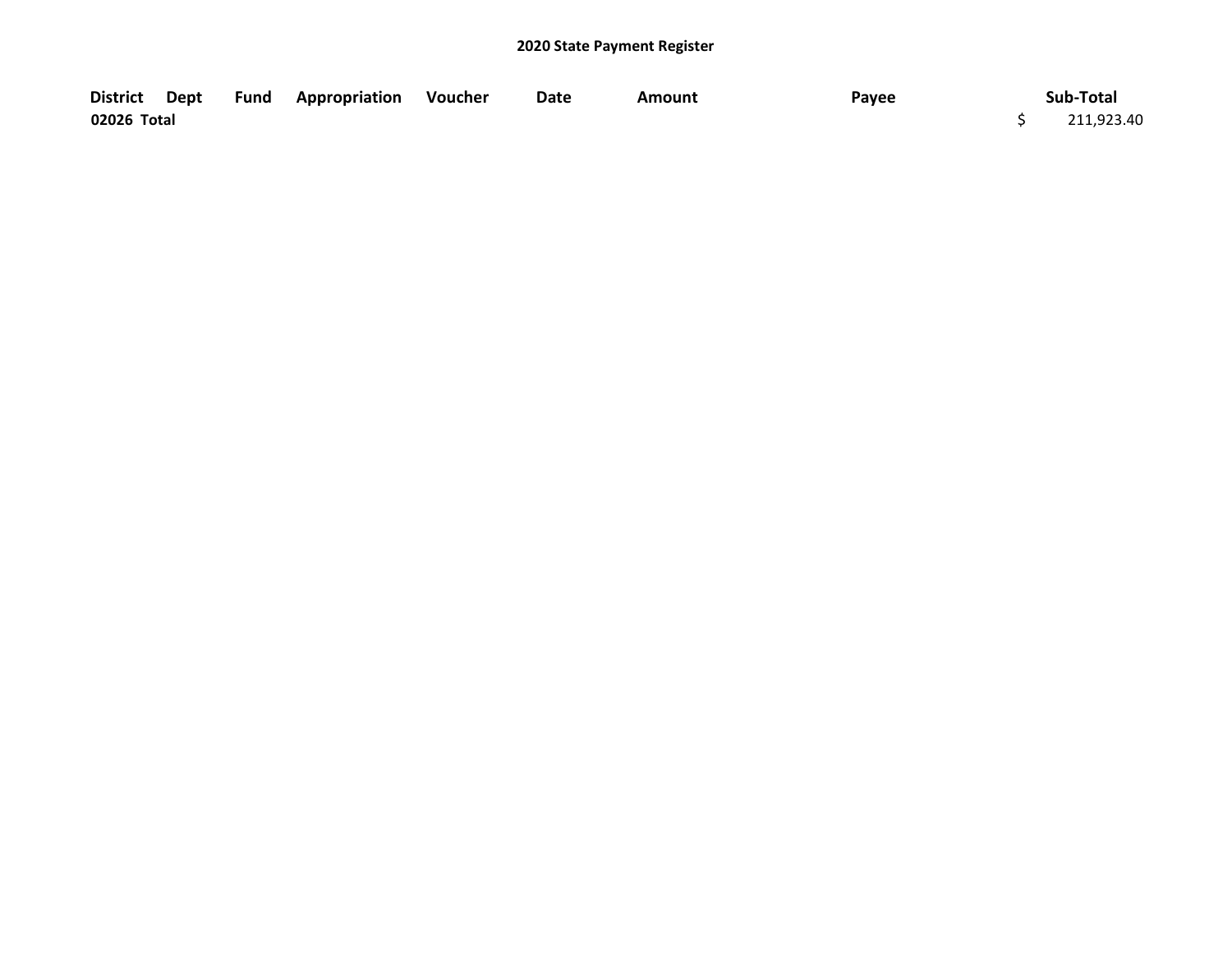# 2020 State Payment Register

| District | Dept | Fund | Appropriation | Voucher | Date | Amount | Payee | Sub-Total |
|---|---|---|---|---|---|---|---|---|
| 02026 Total | | | | | | | | $ 211,923.40 |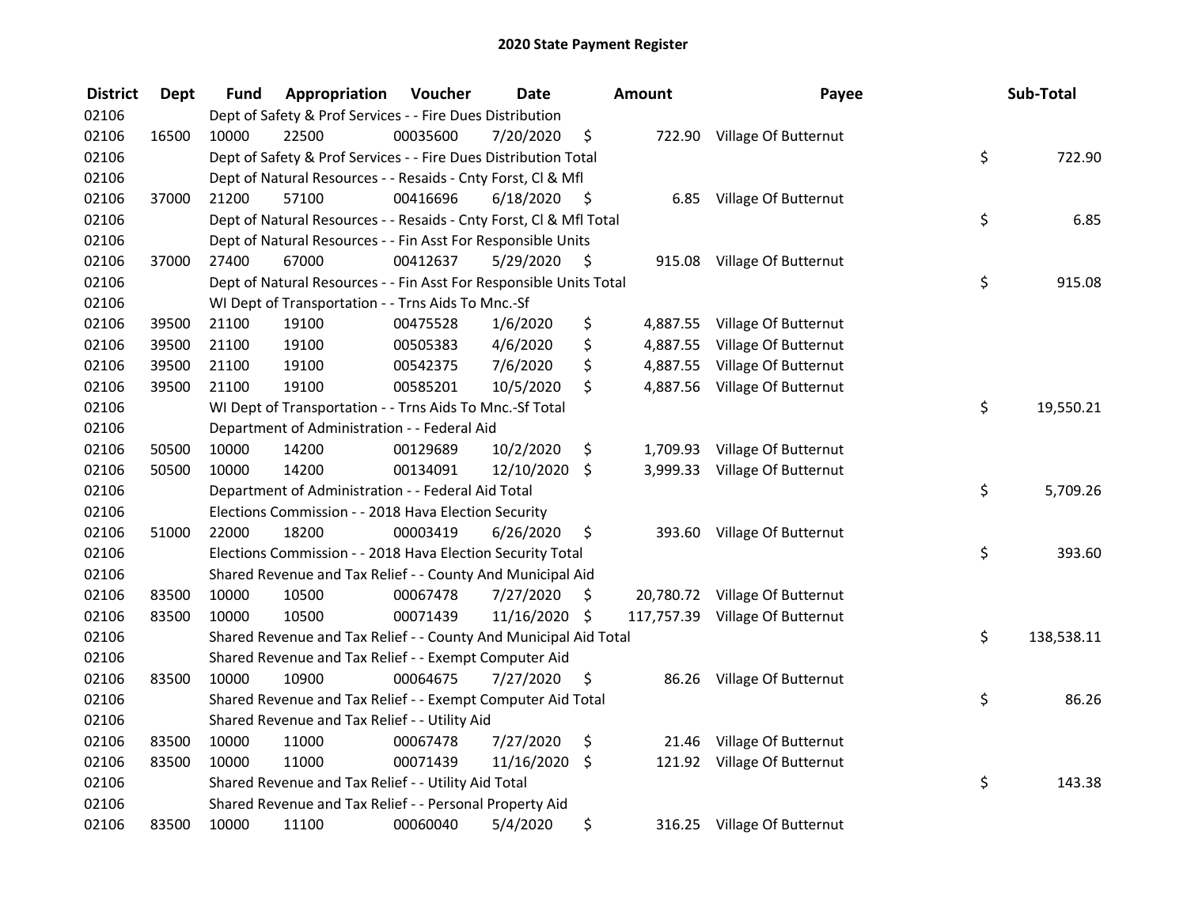# 2020 State Payment Register

| District | Dept | Fund | Appropriation | Voucher | Date | Amount | Payee | Sub-Total |
|---|---|---|---|---|---|---|---|---|
| 02106 | | Dept of Safety & Prof Services - - Fire Dues Distribution | | | | | | |
| 02106 | 16500 | 10000 | 22500 | 00035600 | 7/20/2020 | $ 722.90 | Village Of Butternut | |
| 02106 | | Dept of Safety & Prof Services - - Fire Dues Distribution Total | | | | | | $ 722.90 |
| 02106 | | Dept of Natural Resources - - Resaids - Cnty Forst, Cl & Mfl | | | | | | |
| 02106 | 37000 | 21200 | 57100 | 00416696 | 6/18/2020 | $ 6.85 | Village Of Butternut | |
| 02106 | | Dept of Natural Resources - - Resaids - Cnty Forst, Cl & Mfl Total | | | | | | $ 6.85 |
| 02106 | | Dept of Natural Resources - - Fin Asst For Responsible Units | | | | | | |
| 02106 | 37000 | 27400 | 67000 | 00412637 | 5/29/2020 | $ 915.08 | Village Of Butternut | |
| 02106 | | Dept of Natural Resources - - Fin Asst For Responsible Units Total | | | | | | $ 915.08 |
| 02106 | | WI Dept of Transportation - - Trns Aids To Mnc.-Sf | | | | | | |
| 02106 | 39500 | 21100 | 19100 | 00475528 | 1/6/2020 | $ 4,887.55 | Village Of Butternut | |
| 02106 | 39500 | 21100 | 19100 | 00505383 | 4/6/2020 | $ 4,887.55 | Village Of Butternut | |
| 02106 | 39500 | 21100 | 19100 | 00542375 | 7/6/2020 | $ 4,887.55 | Village Of Butternut | |
| 02106 | 39500 | 21100 | 19100 | 00585201 | 10/5/2020 | $ 4,887.56 | Village Of Butternut | |
| 02106 | | WI Dept of Transportation - - Trns Aids To Mnc.-Sf Total | | | | | | $ 19,550.21 |
| 02106 | | Department of Administration - - Federal Aid | | | | | | |
| 02106 | 50500 | 10000 | 14200 | 00129689 | 10/2/2020 | $ 1,709.93 | Village Of Butternut | |
| 02106 | 50500 | 10000 | 14200 | 00134091 | 12/10/2020 | $ 3,999.33 | Village Of Butternut | |
| 02106 | | Department of Administration - - Federal Aid Total | | | | | | $ 5,709.26 |
| 02106 | | Elections Commission - - 2018 Hava Election Security | | | | | | |
| 02106 | 51000 | 22000 | 18200 | 00003419 | 6/26/2020 | $ 393.60 | Village Of Butternut | |
| 02106 | | Elections Commission - - 2018 Hava Election Security Total | | | | | | $ 393.60 |
| 02106 | | Shared Revenue and Tax Relief - - County And Municipal Aid | | | | | | |
| 02106 | 83500 | 10000 | 10500 | 00067478 | 7/27/2020 | $ 20,780.72 | Village Of Butternut | |
| 02106 | 83500 | 10000 | 10500 | 00071439 | 11/16/2020 | $ 117,757.39 | Village Of Butternut | |
| 02106 | | Shared Revenue and Tax Relief - - County And Municipal Aid Total | | | | | | $ 138,538.11 |
| 02106 | | Shared Revenue and Tax Relief - - Exempt Computer Aid | | | | | | |
| 02106 | 83500 | 10000 | 10900 | 00064675 | 7/27/2020 | $ 86.26 | Village Of Butternut | |
| 02106 | | Shared Revenue and Tax Relief - - Exempt Computer Aid Total | | | | | | $ 86.26 |
| 02106 | | Shared Revenue and Tax Relief - - Utility Aid | | | | | | |
| 02106 | 83500 | 10000 | 11000 | 00067478 | 7/27/2020 | $ 21.46 | Village Of Butternut | |
| 02106 | 83500 | 10000 | 11000 | 00071439 | 11/16/2020 | $ 121.92 | Village Of Butternut | |
| 02106 | | Shared Revenue and Tax Relief - - Utility Aid Total | | | | | | $ 143.38 |
| 02106 | | Shared Revenue and Tax Relief - - Personal Property Aid | | | | | | |
| 02106 | 83500 | 10000 | 11100 | 00060040 | 5/4/2020 | $ 316.25 | Village Of Butternut | |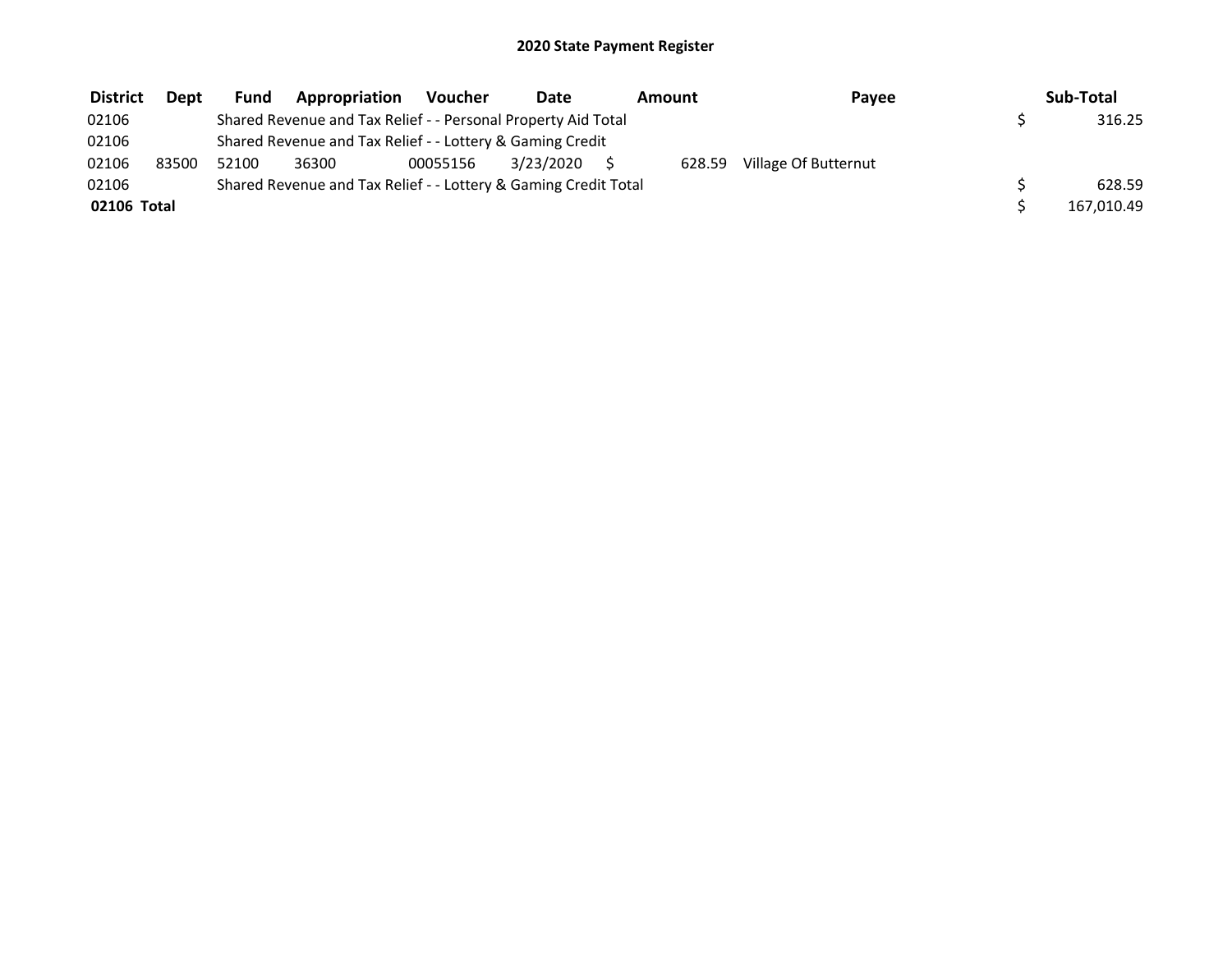# 2020 State Payment Register

| District | Dept | Fund | Appropriation | Voucher | Date | Amount | Payee | Sub-Total |
|---|---|---|---|---|---|---|---|---|
| 02106 | | Shared Revenue and Tax Relief - - Personal Property Aid Total | | | | | | $ 316.25 |
| 02106 | | Shared Revenue and Tax Relief - - Lottery & Gaming Credit | | | | | | |
| 02106 | 83500 | 52100 | 36300 | 00055156 | 3/23/2020 | $ 628.59 | Village Of Butternut | |
| 02106 | | Shared Revenue and Tax Relief - - Lottery & Gaming Credit Total | | | | | | $ 628.59 |
| **02106 Total** | | | | | | | | $ 167,010.49 |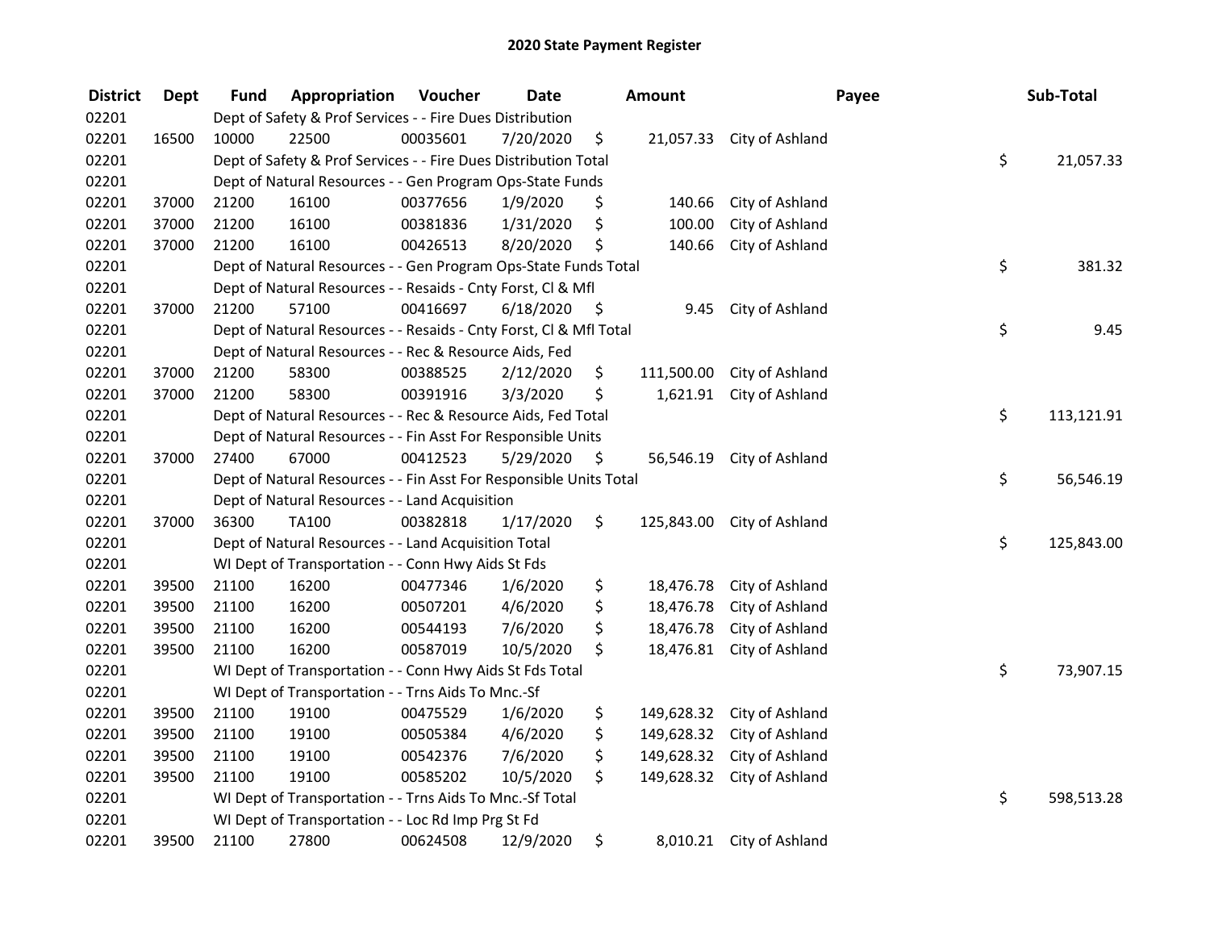# 2020 State Payment Register

| District | Dept | Fund | Appropriation | Voucher | Date | Amount | Payee | Sub-Total |
|---|---|---|---|---|---|---|---|---|
| 02201 | | Dept of Safety & Prof Services - - Fire Dues Distribution | | | | | | |
| 02201 | 16500 | 10000 | 22500 | 00035601 | 7/20/2020 | $ 21,057.33 | City of Ashland | |
| 02201 | | Dept of Safety & Prof Services - - Fire Dues Distribution Total | | | | | | $ 21,057.33 |
| 02201 | | Dept of Natural Resources - - Gen Program Ops-State Funds | | | | | | |
| 02201 | 37000 | 21200 | 16100 | 00377656 | 1/9/2020 | $ 140.66 | City of Ashland | |
| 02201 | 37000 | 21200 | 16100 | 00381836 | 1/31/2020 | $ 100.00 | City of Ashland | |
| 02201 | 37000 | 21200 | 16100 | 00426513 | 8/20/2020 | $ 140.66 | City of Ashland | |
| 02201 | | Dept of Natural Resources - - Gen Program Ops-State Funds Total | | | | | | $ 381.32 |
| 02201 | | Dept of Natural Resources - - Resaids - Cnty Forst, Cl & Mfl | | | | | | |
| 02201 | 37000 | 21200 | 57100 | 00416697 | 6/18/2020 | $ 9.45 | City of Ashland | |
| 02201 | | Dept of Natural Resources - - Resaids - Cnty Forst, Cl & Mfl Total | | | | | | $ 9.45 |
| 02201 | | Dept of Natural Resources - - Rec & Resource Aids, Fed | | | | | | |
| 02201 | 37000 | 21200 | 58300 | 00388525 | 2/12/2020 | $ 111,500.00 | City of Ashland | |
| 02201 | 37000 | 21200 | 58300 | 00391916 | 3/3/2020 | $ 1,621.91 | City of Ashland | |
| 02201 | | Dept of Natural Resources - - Rec & Resource Aids, Fed Total | | | | | | $ 113,121.91 |
| 02201 | | Dept of Natural Resources - - Fin Asst For Responsible Units | | | | | | |
| 02201 | 37000 | 27400 | 67000 | 00412523 | 5/29/2020 | $ 56,546.19 | City of Ashland | |
| 02201 | | Dept of Natural Resources - - Fin Asst For Responsible Units Total | | | | | | $ 56,546.19 |
| 02201 | | Dept of Natural Resources - - Land Acquisition | | | | | | |
| 02201 | 37000 | 36300 | TA100 | 00382818 | 1/17/2020 | $ 125,843.00 | City of Ashland | |
| 02201 | | Dept of Natural Resources - - Land Acquisition Total | | | | | | $ 125,843.00 |
| 02201 | | WI Dept of Transportation - - Conn Hwy Aids St Fds | | | | | | |
| 02201 | 39500 | 21100 | 16200 | 00477346 | 1/6/2020 | $ 18,476.78 | City of Ashland | |
| 02201 | 39500 | 21100 | 16200 | 00507201 | 4/6/2020 | $ 18,476.78 | City of Ashland | |
| 02201 | 39500 | 21100 | 16200 | 00544193 | 7/6/2020 | $ 18,476.78 | City of Ashland | |
| 02201 | 39500 | 21100 | 16200 | 00587019 | 10/5/2020 | $ 18,476.81 | City of Ashland | |
| 02201 | | WI Dept of Transportation - - Conn Hwy Aids St Fds Total | | | | | | $ 73,907.15 |
| 02201 | | WI Dept of Transportation - - Trns Aids To Mnc.-Sf | | | | | | |
| 02201 | 39500 | 21100 | 19100 | 00475529 | 1/6/2020 | $ 149,628.32 | City of Ashland | |
| 02201 | 39500 | 21100 | 19100 | 00505384 | 4/6/2020 | $ 149,628.32 | City of Ashland | |
| 02201 | 39500 | 21100 | 19100 | 00542376 | 7/6/2020 | $ 149,628.32 | City of Ashland | |
| 02201 | 39500 | 21100 | 19100 | 00585202 | 10/5/2020 | $ 149,628.32 | City of Ashland | |
| 02201 | | WI Dept of Transportation - - Trns Aids To Mnc.-Sf Total | | | | | | $ 598,513.28 |
| 02201 | | WI Dept of Transportation - - Loc Rd Imp Prg St Fd | | | | | | |
| 02201 | 39500 | 21100 | 27800 | 00624508 | 12/9/2020 | $ 8,010.21 | City of Ashland | |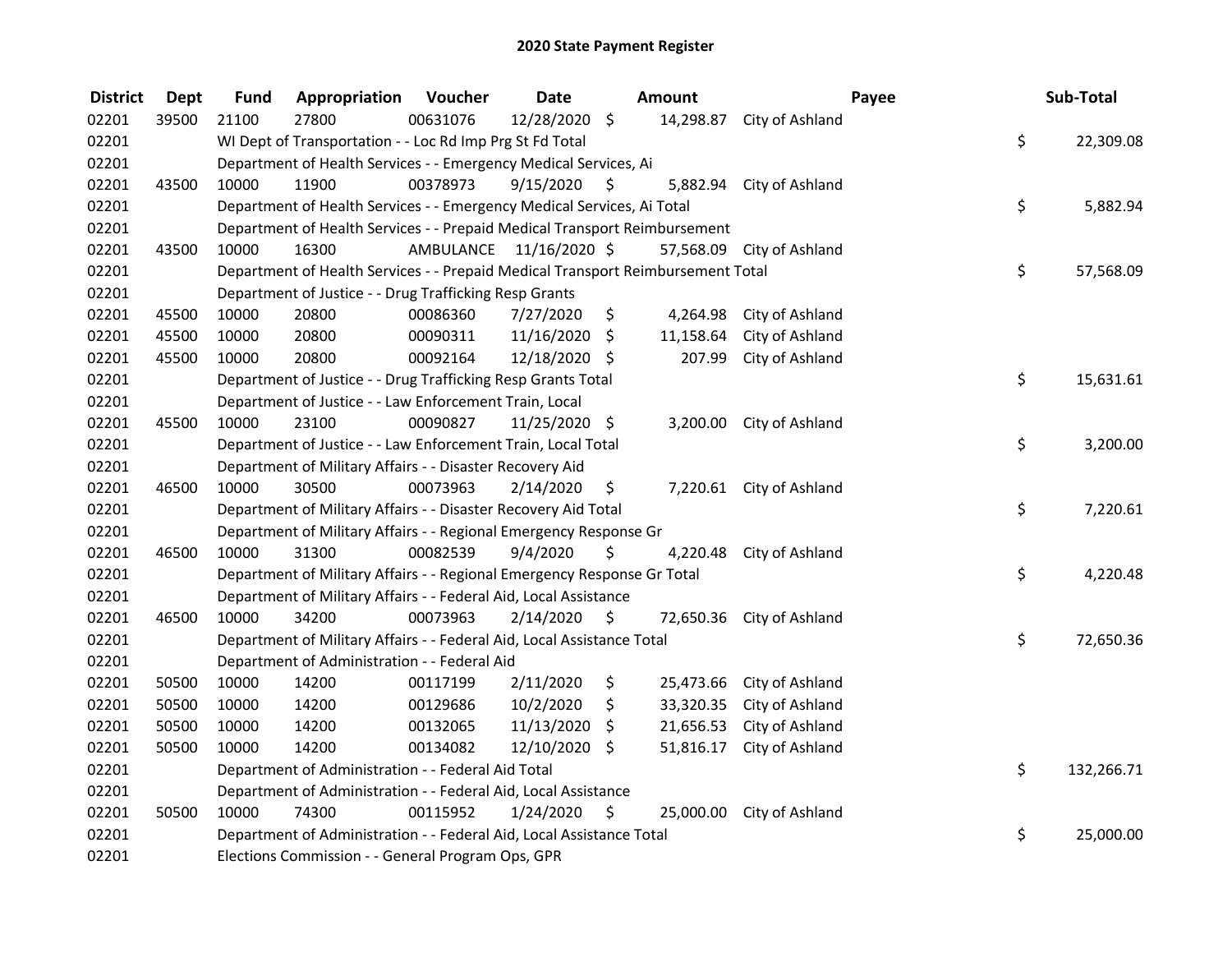## 2020 State Payment Register

| District | Dept | Fund | Appropriation | Voucher | Date | Amount | Payee | Sub-Total |
|---|---|---|---|---|---|---|---|---|
| 02201 | 39500 | 21100 | 27800 | 00631076 | 12/28/2020 | $ 14,298.87 | City of Ashland | |
| 02201 | | WI Dept of Transportation - - Loc Rd Imp Prg St Fd Total | | | | | | $ 22,309.08 |
| 02201 | | Department of Health Services - - Emergency Medical Services, Ai | | | | | | |
| 02201 | 43500 | 10000 | 11900 | 00378973 | 9/15/2020 | $ 5,882.94 | City of Ashland | |
| 02201 | | Department of Health Services - - Emergency Medical Services, Ai Total | | | | | | $ 5,882.94 |
| 02201 | | Department of Health Services - - Prepaid Medical Transport Reimbursement | | | | | | |
| 02201 | 43500 | 10000 | 16300 | AMBULANCE | 11/16/2020 | $ 57,568.09 | City of Ashland | |
| 02201 | | Department of Health Services - - Prepaid Medical Transport Reimbursement Total | | | | | | $ 57,568.09 |
| 02201 | | Department of Justice - - Drug Trafficking Resp Grants | | | | | | |
| 02201 | 45500 | 10000 | 20800 | 00086360 | 7/27/2020 | $ 4,264.98 | City of Ashland | |
| 02201 | 45500 | 10000 | 20800 | 00090311 | 11/16/2020 | $ 11,158.64 | City of Ashland | |
| 02201 | 45500 | 10000 | 20800 | 00092164 | 12/18/2020 | $ 207.99 | City of Ashland | |
| 02201 | | Department of Justice - - Drug Trafficking Resp Grants Total | | | | | | $ 15,631.61 |
| 02201 | | Department of Justice - - Law Enforcement Train, Local | | | | | | |
| 02201 | 45500 | 10000 | 23100 | 00090827 | 11/25/2020 | $ 3,200.00 | City of Ashland | |
| 02201 | | Department of Justice - - Law Enforcement Train, Local Total | | | | | | $ 3,200.00 |
| 02201 | | Department of Military Affairs - - Disaster Recovery Aid | | | | | | |
| 02201 | 46500 | 10000 | 30500 | 00073963 | 2/14/2020 | $ 7,220.61 | City of Ashland | |
| 02201 | | Department of Military Affairs - - Disaster Recovery Aid Total | | | | | | $ 7,220.61 |
| 02201 | | Department of Military Affairs - - Regional Emergency Response Gr | | | | | | |
| 02201 | 46500 | 10000 | 31300 | 00082539 | 9/4/2020 | $ 4,220.48 | City of Ashland | |
| 02201 | | Department of Military Affairs - - Regional Emergency Response Gr Total | | | | | | $ 4,220.48 |
| 02201 | | Department of Military Affairs - - Federal Aid, Local Assistance | | | | | | |
| 02201 | 46500 | 10000 | 34200 | 00073963 | 2/14/2020 | $ 72,650.36 | City of Ashland | |
| 02201 | | Department of Military Affairs - - Federal Aid, Local Assistance Total | | | | | | $ 72,650.36 |
| 02201 | | Department of Administration - - Federal Aid | | | | | | |
| 02201 | 50500 | 10000 | 14200 | 00117199 | 2/11/2020 | $ 25,473.66 | City of Ashland | |
| 02201 | 50500 | 10000 | 14200 | 00129686 | 10/2/2020 | $ 33,320.35 | City of Ashland | |
| 02201 | 50500 | 10000 | 14200 | 00132065 | 11/13/2020 | $ 21,656.53 | City of Ashland | |
| 02201 | 50500 | 10000 | 14200 | 00134082 | 12/10/2020 | $ 51,816.17 | City of Ashland | |
| 02201 | | Department of Administration - - Federal Aid Total | | | | | | $ 132,266.71 |
| 02201 | | Department of Administration - - Federal Aid, Local Assistance | | | | | | |
| 02201 | 50500 | 10000 | 74300 | 00115952 | 1/24/2020 | $ 25,000.00 | City of Ashland | |
| 02201 | | Department of Administration - - Federal Aid, Local Assistance Total | | | | | | $ 25,000.00 |
| 02201 | | Elections Commission - - General Program Ops, GPR | | | | | | |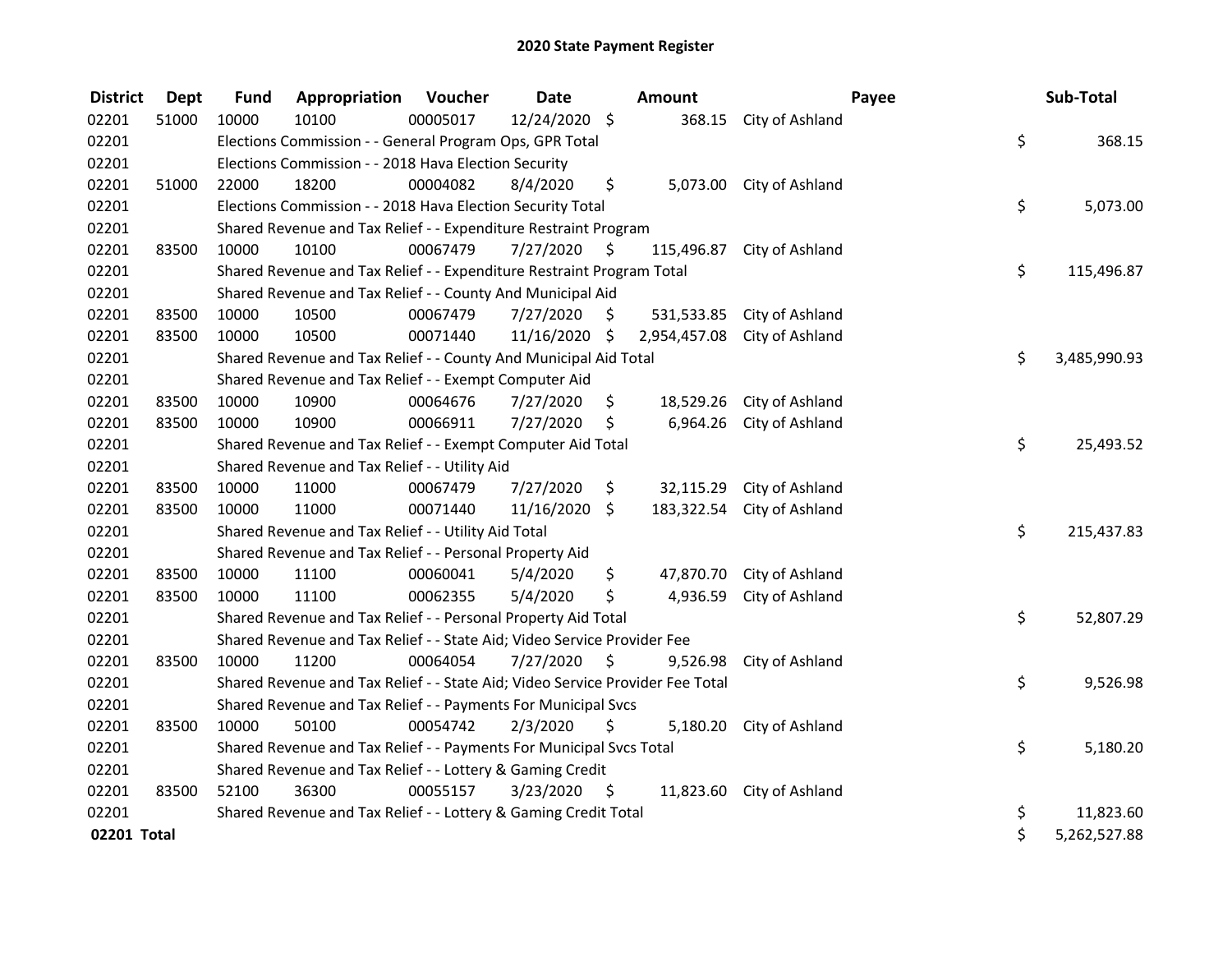# 2020 State Payment Register

| District | Dept | Fund | Appropriation | Voucher | Date | Amount | Payee | Sub-Total |
|---|---|---|---|---|---|---|---|---|
| 02201 | 51000 | 10000 | 10100 | 00005017 | 12/24/2020 | $ 368.15 | City of Ashland | |
| 02201 | | Elections Commission - - General Program Ops, GPR Total | | | | | | $ 368.15 |
| 02201 | | Elections Commission - - 2018 Hava Election Security | | | | | | |
| 02201 | 51000 | 22000 | 18200 | 00004082 | 8/4/2020 | $ 5,073.00 | City of Ashland | |
| 02201 | | Elections Commission - - 2018 Hava Election Security Total | | | | | | $ 5,073.00 |
| 02201 | | Shared Revenue and Tax Relief - - Expenditure Restraint Program | | | | | | |
| 02201 | 83500 | 10000 | 10100 | 00067479 | 7/27/2020 | $ 115,496.87 | City of Ashland | |
| 02201 | | Shared Revenue and Tax Relief - - Expenditure Restraint Program Total | | | | | | $ 115,496.87 |
| 02201 | | Shared Revenue and Tax Relief - - County And Municipal Aid | | | | | | |
| 02201 | 83500 | 10000 | 10500 | 00067479 | 7/27/2020 | $ 531,533.85 | City of Ashland | |
| 02201 | 83500 | 10000 | 10500 | 00071440 | 11/16/2020 | $ 2,954,457.08 | City of Ashland | |
| 02201 | | Shared Revenue and Tax Relief - - County And Municipal Aid Total | | | | | | $ 3,485,990.93 |
| 02201 | | Shared Revenue and Tax Relief - - Exempt Computer Aid | | | | | | |
| 02201 | 83500 | 10000 | 10900 | 00064676 | 7/27/2020 | $ 18,529.26 | City of Ashland | |
| 02201 | 83500 | 10000 | 10900 | 00066911 | 7/27/2020 | $ 6,964.26 | City of Ashland | |
| 02201 | | Shared Revenue and Tax Relief - - Exempt Computer Aid Total | | | | | | $ 25,493.52 |
| 02201 | | Shared Revenue and Tax Relief - - Utility Aid | | | | | | |
| 02201 | 83500 | 10000 | 11000 | 00067479 | 7/27/2020 | $ 32,115.29 | City of Ashland | |
| 02201 | 83500 | 10000 | 11000 | 00071440 | 11/16/2020 | $ 183,322.54 | City of Ashland | |
| 02201 | | Shared Revenue and Tax Relief - - Utility Aid Total | | | | | | $ 215,437.83 |
| 02201 | | Shared Revenue and Tax Relief - - Personal Property Aid | | | | | | |
| 02201 | 83500 | 10000 | 11100 | 00060041 | 5/4/2020 | $ 47,870.70 | City of Ashland | |
| 02201 | 83500 | 10000 | 11100 | 00062355 | 5/4/2020 | $ 4,936.59 | City of Ashland | |
| 02201 | | Shared Revenue and Tax Relief - - Personal Property Aid Total | | | | | | $ 52,807.29 |
| 02201 | | Shared Revenue and Tax Relief - - State Aid; Video Service Provider Fee | | | | | | |
| 02201 | 83500 | 10000 | 11200 | 00064054 | 7/27/2020 | $ 9,526.98 | City of Ashland | |
| 02201 | | Shared Revenue and Tax Relief - - State Aid; Video Service Provider Fee Total | | | | | | $ 9,526.98 |
| 02201 | | Shared Revenue and Tax Relief - - Payments For Municipal Svcs | | | | | | |
| 02201 | 83500 | 10000 | 50100 | 00054742 | 2/3/2020 | $ 5,180.20 | City of Ashland | |
| 02201 | | Shared Revenue and Tax Relief - - Payments For Municipal Svcs Total | | | | | | $ 5,180.20 |
| 02201 | | Shared Revenue and Tax Relief - - Lottery & Gaming Credit | | | | | | |
| 02201 | 83500 | 52100 | 36300 | 00055157 | 3/23/2020 | $ 11,823.60 | City of Ashland | |
| 02201 | | Shared Revenue and Tax Relief - - Lottery & Gaming Credit Total | | | | | | $ 11,823.60 |
| **02201 Total** | | | | | | | | $ 5,262,527.88 |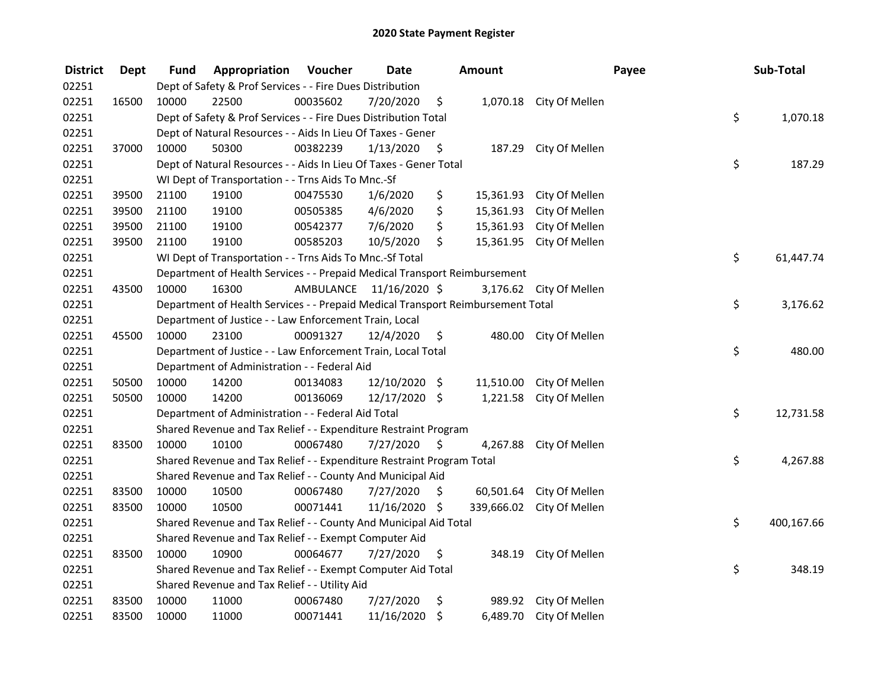# 2020 State Payment Register

| District | Dept | Fund | Appropriation | Voucher | Date | Amount | Payee | Sub-Total |
|---|---|---|---|---|---|---|---|---|
| 02251 | | Dept of Safety & Prof Services - - Fire Dues Distribution | | | | | | |
| 02251 | 16500 | 10000 | 22500 | 00035602 | 7/20/2020 | $ 1,070.18 | City Of Mellen | |
| 02251 | | Dept of Safety & Prof Services - - Fire Dues Distribution Total | | | | | | $ 1,070.18 |
| 02251 | | Dept of Natural Resources - - Aids In Lieu Of Taxes - Gener | | | | | | |
| 02251 | 37000 | 10000 | 50300 | 00382239 | 1/13/2020 | $ 187.29 | City Of Mellen | |
| 02251 | | Dept of Natural Resources - - Aids In Lieu Of Taxes - Gener Total | | | | | | $ 187.29 |
| 02251 | | WI Dept of Transportation - - Trns Aids To Mnc.-Sf | | | | | | |
| 02251 | 39500 | 21100 | 19100 | 00475530 | 1/6/2020 | $ 15,361.93 | City Of Mellen | |
| 02251 | 39500 | 21100 | 19100 | 00505385 | 4/6/2020 | $ 15,361.93 | City Of Mellen | |
| 02251 | 39500 | 21100 | 19100 | 00542377 | 7/6/2020 | $ 15,361.93 | City Of Mellen | |
| 02251 | 39500 | 21100 | 19100 | 00585203 | 10/5/2020 | $ 15,361.95 | City Of Mellen | |
| 02251 | | WI Dept of Transportation - - Trns Aids To Mnc.-Sf Total | | | | | | $ 61,447.74 |
| 02251 | | Department of Health Services - - Prepaid Medical Transport Reimbursement | | | | | | |
| 02251 | 43500 | 10000 | 16300 | AMBULANCE | 11/16/2020 | $ 3,176.62 | City Of Mellen | |
| 02251 | | Department of Health Services - - Prepaid Medical Transport Reimbursement Total | | | | | | $ 3,176.62 |
| 02251 | | Department of Justice - - Law Enforcement Train, Local | | | | | | |
| 02251 | 45500 | 10000 | 23100 | 00091327 | 12/4/2020 | $ 480.00 | City Of Mellen | |
| 02251 | | Department of Justice - - Law Enforcement Train, Local Total | | | | | | $ 480.00 |
| 02251 | | Department of Administration - - Federal Aid | | | | | | |
| 02251 | 50500 | 10000 | 14200 | 00134083 | 12/10/2020 | $ 11,510.00 | City Of Mellen | |
| 02251 | 50500 | 10000 | 14200 | 00136069 | 12/17/2020 | $ 1,221.58 | City Of Mellen | |
| 02251 | | Department of Administration - - Federal Aid Total | | | | | | $ 12,731.58 |
| 02251 | | Shared Revenue and Tax Relief - - Expenditure Restraint Program | | | | | | |
| 02251 | 83500 | 10000 | 10100 | 00067480 | 7/27/2020 | $ 4,267.88 | City Of Mellen | |
| 02251 | | Shared Revenue and Tax Relief - - Expenditure Restraint Program Total | | | | | | $ 4,267.88 |
| 02251 | | Shared Revenue and Tax Relief - - County And Municipal Aid | | | | | | |
| 02251 | 83500 | 10000 | 10500 | 00067480 | 7/27/2020 | $ 60,501.64 | City Of Mellen | |
| 02251 | 83500 | 10000 | 10500 | 00071441 | 11/16/2020 | $ 339,666.02 | City Of Mellen | |
| 02251 | | Shared Revenue and Tax Relief - - County And Municipal Aid Total | | | | | | $ 400,167.66 |
| 02251 | | Shared Revenue and Tax Relief - - Exempt Computer Aid | | | | | | |
| 02251 | 83500 | 10000 | 10900 | 00064677 | 7/27/2020 | $ 348.19 | City Of Mellen | |
| 02251 | | Shared Revenue and Tax Relief - - Exempt Computer Aid Total | | | | | | $ 348.19 |
| 02251 | | Shared Revenue and Tax Relief - - Utility Aid | | | | | | |
| 02251 | 83500 | 10000 | 11000 | 00067480 | 7/27/2020 | $ 989.92 | City Of Mellen | |
| 02251 | 83500 | 10000 | 11000 | 00071441 | 11/16/2020 | $ 6,489.70 | City Of Mellen | |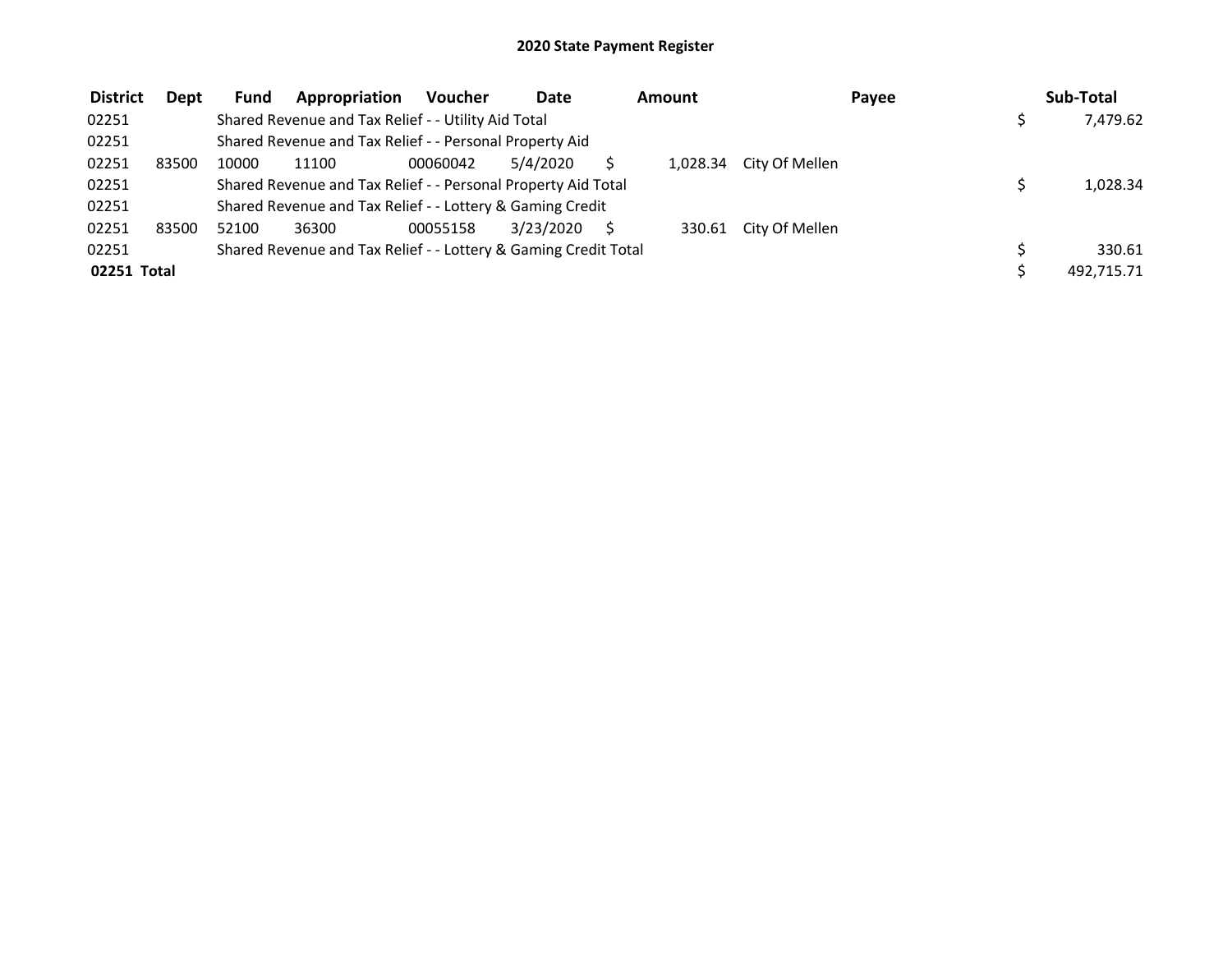## 2020 State Payment Register

| District | Dept | Fund | Appropriation | Voucher | Date | Amount | Payee | Sub-Total |
|---|---|---|---|---|---|---|---|---|
| 02251 | | Shared Revenue and Tax Relief - - Utility Aid Total | | | | | | $ 7,479.62 |
| 02251 | | Shared Revenue and Tax Relief - - Personal Property Aid | | | | | | |
| 02251 | 83500 | 10000 | 11100 | 00060042 | 5/4/2020 | $ 1,028.34 | City Of Mellen | |
| 02251 | | Shared Revenue and Tax Relief - - Personal Property Aid Total | | | | | | $ 1,028.34 |
| 02251 | | Shared Revenue and Tax Relief - - Lottery & Gaming Credit | | | | | | |
| 02251 | 83500 | 52100 | 36300 | 00055158 | 3/23/2020 | $ 330.61 | City Of Mellen | |
| 02251 | | Shared Revenue and Tax Relief - - Lottery & Gaming Credit Total | | | | | | $ 330.61 |
| **02251 Total** | | | | | | | | $ 492,715.71 |